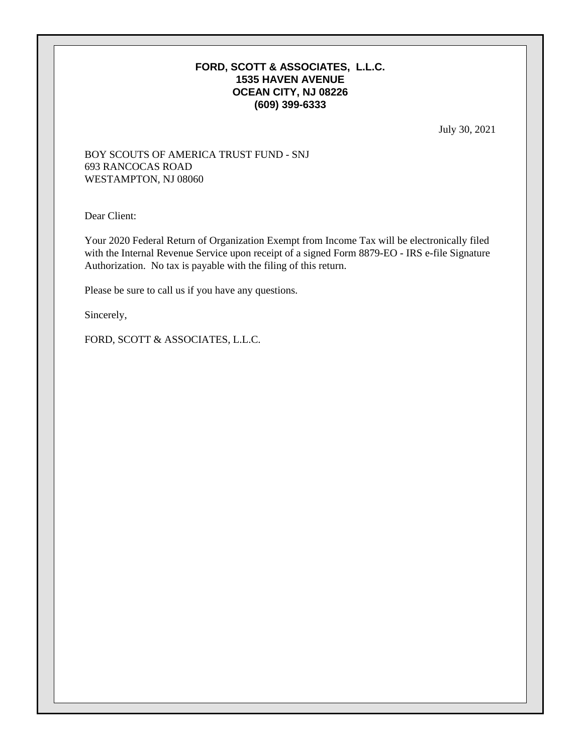**FORD, SCOTT & ASSOCIATES, L.L.C.**
**1535 HAVEN AVENUE**
**OCEAN CITY, NJ 08226**
**(609) 399-6333**

July 30, 2021

BOY SCOUTS OF AMERICA TRUST FUND - SNJ
693 RANCOCAS ROAD
WESTAMPTON, NJ 08060

Dear Client:

Your 2020 Federal Return of Organization Exempt from Income Tax will be electronically filed with the Internal Revenue Service upon receipt of a signed Form 8879-EO - IRS e-file Signature Authorization. No tax is payable with the filing of this return.

Please be sure to call us if you have any questions.

Sincerely,

FORD, SCOTT & ASSOCIATES, L.L.C.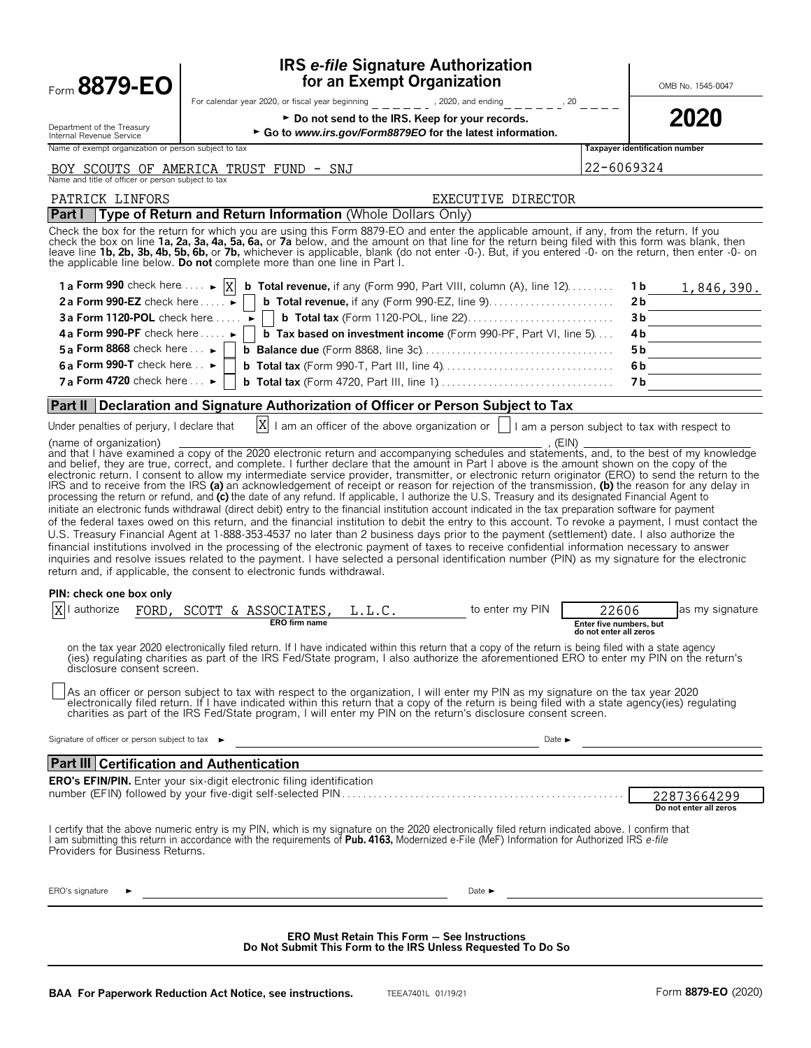Form **8879-EO**

Department of the Treasury
Internal Revenue Service

# IRS *e-file* Signature Authorization for an Exempt Organization

For calendar year 2020, or fiscal year beginning ______, 2020, and ending ______, 20 ____

► Do not send to the IRS. Keep for your records.

► Go to *www.irs.gov/Form8879EO* for the latest information.

OMB No. 1545-0047

**2020**

Name of exempt organization or person subject to tax: BOY SCOUTS OF AMERICA TRUST FUND - SNJ

Taxpayer identification number: 22-6069324

Name and title of officer or person subject to tax: PATRICK LINFORS, EXECUTIVE DIRECTOR

## Part I — Type of Return and Return Information (Whole Dollars Only)

Check the box for the return for which you are using this Form 8879-EO and enter the applicable amount, if any, from the return. If you check the box on line **1a, 2a, 3a, 4a, 5a, 6a,** or **7a** below, and the amount on that line for the return being filed with this form was blank, then leave line **1b, 2b, 3b, 4b, 5b, 6b,** or **7b,** whichever is applicable, blank (do not enter -0-). But, if you entered -0- on the return, then enter -0- on the applicable line below. **Do not** complete more than one line in Part I.

| | | | |
|---|---|---|---|
| **1a Form 990** check here ► [X] | **b Total revenue,** if any (Form 990, Part VIII, column (A), line 12) | 1b | 1,846,390. |
| **2a Form 990-EZ** check here ► [ ] | **b Total revenue,** if any (Form 990-EZ, line 9) | 2b | |
| **3a Form 1120-POL** check here ► [ ] | **b Total tax** (Form 1120-POL, line 22) | 3b | |
| **4a Form 990-PF** check here ► [ ] | **b Tax based on investment income** (Form 990-PF, Part VI, line 5) | 4b | |
| **5a Form 8868** check here ► [ ] | **b Balance due** (Form 8868, line 3c) | 5b | |
| **6a Form 990-T** check here ► [ ] | **b Total tax** (Form 990-T, Part III, line 4) | 6b | |
| **7a Form 4720** check here ► [ ] | **b Total tax** (Form 4720, Part III, line 1) | 7b | |

## Part II — Declaration and Signature Authorization of Officer or Person Subject to Tax

Under penalties of perjury, I declare that [X] I am an officer of the above organization or [ ] I am a person subject to tax with respect to (name of organization) ______________, (EIN) ______________ and that I have examined a copy of the 2020 electronic return and accompanying schedules and statements, and, to the best of my knowledge and belief, they are true, correct, and complete. I further declare that the amount in Part I above is the amount shown on the copy of the electronic return. I consent to allow my intermediate service provider, transmitter, or electronic return originator (ERO) to send the return to the IRS and to receive from the IRS **(a)** an acknowledgement of receipt or reason for rejection of the transmission, **(b)** the reason for any delay in processing the return or refund, and **(c)** the date of any refund. If applicable, I authorize the U.S. Treasury and its designated Financial Agent to initiate an electronic funds withdrawal (direct debit) entry to the financial institution account indicated in the tax preparation software for payment of the federal taxes owed on this return, and the financial institution to debit the entry to this account. To revoke a payment, I must contact the U.S. Treasury Financial Agent at 1-888-353-4537 no later than 2 business days prior to the payment (settlement) date. I also authorize the financial institutions involved in the processing of the electronic payment of taxes to receive confidential information necessary to answer inquiries and resolve issues related to the payment. I have selected a personal identification number (PIN) as my signature for the electronic return and, if applicable, the consent to electronic funds withdrawal.

**PIN: check one box only**

[X] I authorize FORD, SCOTT & ASSOCIATES, L.L.C. (ERO firm name) to enter my PIN 22606 (Enter five numbers, but do not enter all zeros) as my signature on the tax year 2020 electronically filed return. If I have indicated within this return that a copy of the return is being filed with a state agency (ies) regulating charities as part of the IRS Fed/State program, I also authorize the aforementioned ERO to enter my PIN on the return's disclosure consent screen.

[ ] As an officer or person subject to tax with respect to the organization, I will enter my PIN as my signature on the tax year 2020 electronically filed return. If I have indicated within this return that a copy of the return is being filed with a state agency(ies) regulating charities as part of the IRS Fed/State program, I will enter my PIN on the return's disclosure consent screen.

Signature of officer or person subject to tax ► ______________ Date ► ______________

## Part III — Certification and Authentication

**ERO's EFIN/PIN.** Enter your six-digit electronic filing identification number (EFIN) followed by your five-digit self-selected PIN: 22873664299 (Do not enter all zeros)

I certify that the above numeric entry is my PIN, which is my signature on the 2020 electronically filed return indicated above. I confirm that I am submitting this return in accordance with the requirements of **Pub. 4163,** Modernized e-File (MeF) Information for Authorized IRS *e-file* Providers for Business Returns.

ERO's signature ► ______________ Date ► ______________

**ERO Must Retain This Form — See Instructions**
**Do Not Submit This Form to the IRS Unless Requested To Do So**

**BAA For Paperwork Reduction Act Notice, see instructions.** TEEA7401L 01/19/21 Form **8879-EO** (2020)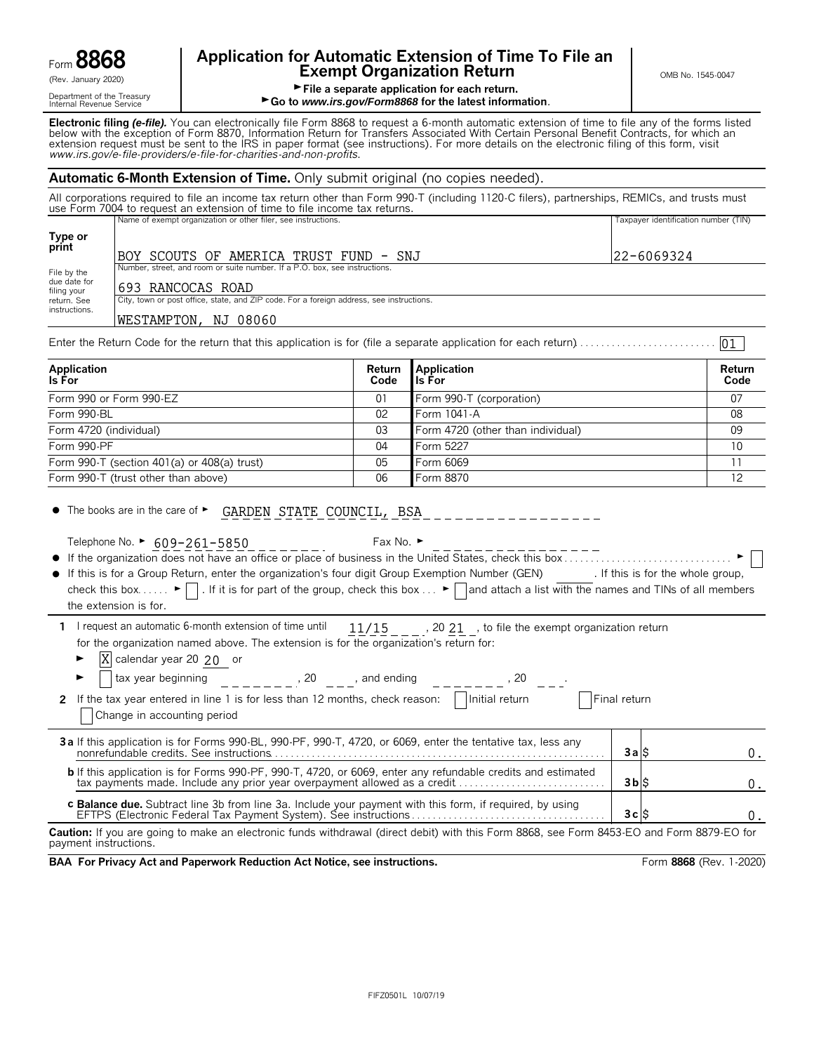Form **8868**
(Rev. January 2020)
Department of the Treasury
Internal Revenue Service

# Application for Automatic Extension of Time To File an Exempt Organization Return

► File a separate application for each return.
► Go to *www.irs.gov/Form8868* for the latest information.

OMB No. 1545-0047

**Electronic filing *(e-file).*** You can electronically file Form 8868 to request a 6-month automatic extension of time to file any of the forms listed below with the exception of Form 8870, Information Return for Transfers Associated With Certain Personal Benefit Contracts, for which an extension request must be sent to the IRS in paper format (see instructions). For more details on the electronic filing of this form, visit *www.irs.gov/e-file-providers/e-file-for-charities-and-non-profits.*

## Automatic 6-Month Extension of Time. Only submit original (no copies needed).

All corporations required to file an income tax return other than Form 990-T (including 1120-C filers), partnerships, REMICs, and trusts must use Form 7004 to request an extension of time to file income tax returns.

**Type or print**

File by the due date for filing your return. See instructions.

Name of exempt organization or other filer, see instructions.
BOY SCOUTS OF AMERICA TRUST FUND - SNJ

Taxpayer identification number (TIN)
22-6069324

Number, street, and room or suite number. If a P.O. box, see instructions.
693 RANCOCAS ROAD

City, town or post office, state, and ZIP code. For a foreign address, see instructions.
WESTAMPTON, NJ 08060

Enter the Return Code for the return that this application is for (file a separate application for each return) . . . 01

| Application Is For | Return Code | Application Is For | Return Code |
|---|---|---|---|
| Form 990 or Form 990-EZ | 01 | Form 990-T (corporation) | 07 |
| Form 990-BL | 02 | Form 1041-A | 08 |
| Form 4720 (individual) | 03 | Form 4720 (other than individual) | 09 |
| Form 990-PF | 04 | Form 5227 | 10 |
| Form 990-T (section 401(a) or 408(a) trust) | 05 | Form 6069 | 11 |
| Form 990-T (trust other than above) | 06 | Form 8870 | 12 |

- The books are in the care of ► GARDEN STATE COUNCIL, BSA

  Telephone No. ► 609-261-5850 Fax No. ►

- If the organization does not have an office or place of business in the United States, check this box . . . ► ☐
- If this is for a Group Return, enter the organization's four digit Group Exemption Number (GEN) ______ . If this is for the whole group, check this box . . . ► ☐ . If it is for part of the group, check this box . . . ► ☐ and attach a list with the names and TINs of all members the extension is for.

**1** I request an automatic 6-month extension of time until 11/15, 20 21, to file the exempt organization return for the organization named above. The extension is for the organization's return for:

► ☒ calendar year 20 20 or

► ☐ tax year beginning ______, 20 ___, and ending ______, 20 ___.

**2** If the tax year entered in line 1 is for less than 12 months, check reason: ☐ Initial return ☐ Final return ☐ Change in accounting period

| | | |
|---|---|---|
| **3a** If this application is for Forms 990-BL, 990-PF, 990-T, 4720, or 6069, enter the tentative tax, less any nonrefundable credits. See instructions | 3a $ | 0. |
| **b** If this application is for Forms 990-PF, 990-T, 4720, or 6069, enter any refundable credits and estimated tax payments made. Include any prior year overpayment allowed as a credit | 3b $ | 0. |
| **c Balance due.** Subtract line 3b from line 3a. Include your payment with this form, if required, by using EFTPS (Electronic Federal Tax Payment System). See instructions | 3c $ | 0. |

**Caution:** If you are going to make an electronic funds withdrawal (direct debit) with this Form 8868, see Form 8453-EO and Form 8879-EO for payment instructions.

**BAA For Privacy Act and Paperwork Reduction Act Notice, see instructions.** Form **8868** (Rev. 1-2020)

FIFZ0501L 10/07/19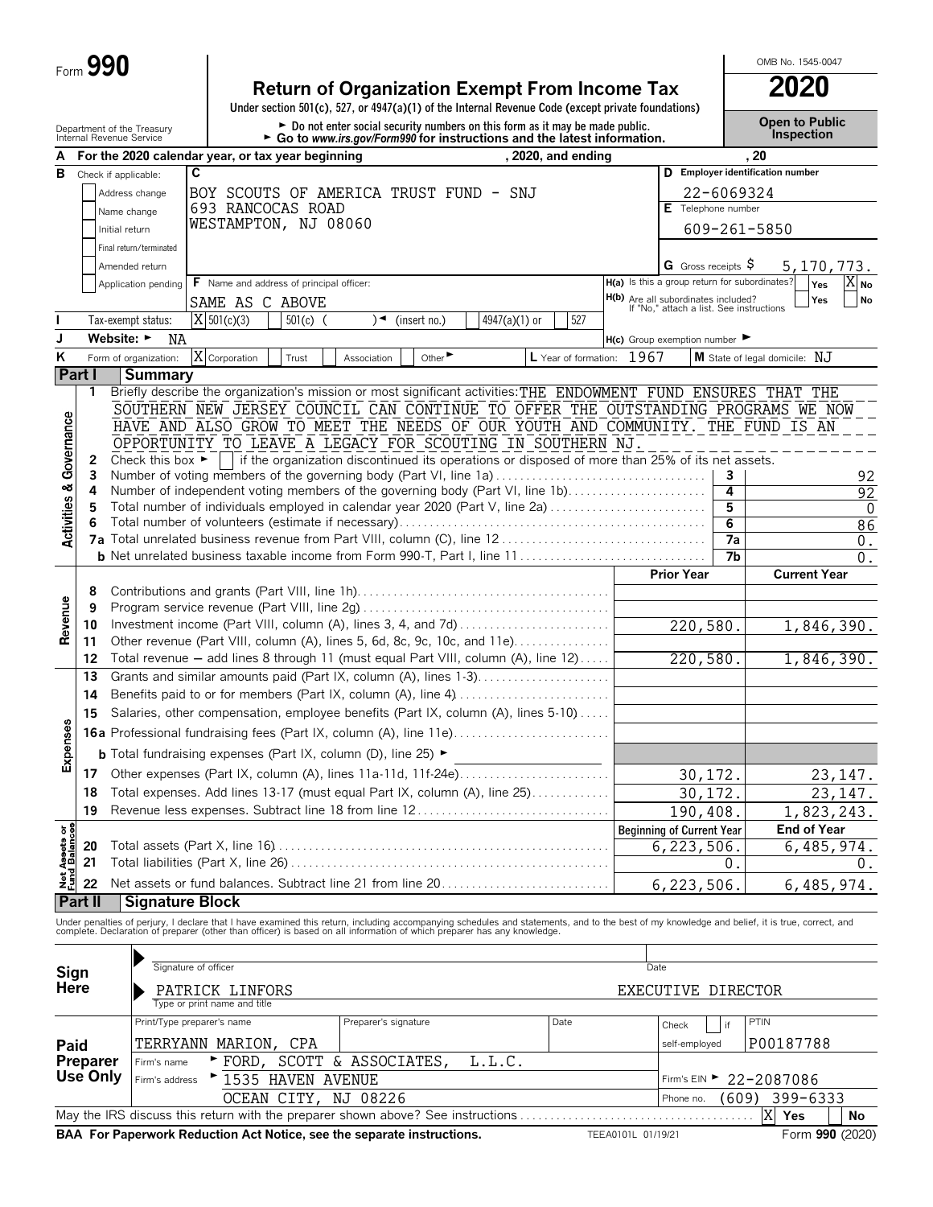Form **990**

# Return of Organization Exempt From Income Tax

**Under section 501(c), 527, or 4947(a)(1) of the Internal Revenue Code (except private foundations)**

► Do not enter social security numbers on this form as it may be made public.
► Go to *www.irs.gov/Form990* for instructions and the latest information.

OMB No. 1545-0047

**2020**

**Open to Public Inspection**

Department of the Treasury
Internal Revenue Service

**A** For the 2020 calendar year, or tax year beginning , 2020, and ending , 20

**B** Check if applicable:
- Address change
- Name change
- Initial return
- Final return/terminated
- Amended return
- Application pending

**C** BOY SCOUTS OF AMERICA TRUST FUND - SNJ
693 RANCOCAS ROAD
WESTAMPTON, NJ 08060

**D** Employer identification number: 22-6069324

**E** Telephone number: 609-261-5850

**G** Gross receipts $ 5,170,773.

**F** Name and address of principal officer: SAME AS C ABOVE

**H(a)** Is this a group return for subordinates? Yes [ ] No [X]

**H(b)** Are all subordinates included? Yes [ ] No [ ]
If "No," attach a list. See instructions

**I** Tax-exempt status: [X] 501(c)(3) [ ] 501(c) ( ) ◄ (insert no.) [ ] 4947(a)(1) or [ ] 527

**J** Website: ► NA

**H(c)** Group exemption number ►

**K** Form of organization: [X] Corporation [ ] Trust [ ] Association [ ] Other ►

**L** Year of formation: 1967

**M** State of legal domicile: NJ

## Part I Summary

**Activities & Governance**

1 Briefly describe the organization's mission or most significant activities: THE ENDOWMENT FUND ENSURES THAT THE SOUTHERN NEW JERSEY COUNCIL CAN CONTINUE TO OFFER THE OUTSTANDING PROGRAMS WE NOW HAVE AND ALSO GROW TO MEET THE NEEDS OF OUR YOUTH AND COMMUNITY. THE FUND IS AN OPPORTUNITY TO LEAVE A LEGACY FOR SCOUTING IN SOUTHERN NJ.

2 Check this box ► [ ] if the organization discontinued its operations or disposed of more than 25% of its net assets.

| | | | |
|---|---|---|---|
| 3 | Number of voting members of the governing body (Part VI, line 1a) | 3 | 92 |
| 4 | Number of independent voting members of the governing body (Part VI, line 1b) | 4 | 92 |
| 5 | Total number of individuals employed in calendar year 2020 (Part V, line 2a) | 5 | 0 |
| 6 | Total number of volunteers (estimate if necessary) | 6 | 86 |
| 7a | Total unrelated business revenue from Part VIII, column (C), line 12 | 7a | 0. |
| b | Net unrelated business taxable income from Form 990-T, Part I, line 11 | 7b | 0. |

| | | | Prior Year | Current Year |
|---|---|---|---|---|
| **Revenue** | 8 | Contributions and grants (Part VIII, line 1h) | | |
| | 9 | Program service revenue (Part VIII, line 2g) | | |
| | 10 | Investment income (Part VIII, column (A), lines 3, 4, and 7d) | 220,580. | 1,846,390. |
| | 11 | Other revenue (Part VIII, column (A), lines 5, 6d, 8c, 9c, 10c, and 11e) | | |
| | 12 | Total revenue – add lines 8 through 11 (must equal Part VIII, column (A), line 12) | 220,580. | 1,846,390. |
| **Expenses** | 13 | Grants and similar amounts paid (Part IX, column (A), lines 1-3) | | |
| | 14 | Benefits paid to or for members (Part IX, column (A), line 4) | | |
| | 15 | Salaries, other compensation, employee benefits (Part IX, column (A), lines 5-10) | | |
| | 16a | Professional fundraising fees (Part IX, column (A), line 11e) | | |
| | b | Total fundraising expenses (Part IX, column (D), line 25) ► | | |
| | 17 | Other expenses (Part IX, column (A), lines 11a-11d, 11f-24e) | 30,172. | 23,147. |
| | 18 | Total expenses. Add lines 13-17 (must equal Part IX, column (A), line 25) | 30,172. | 23,147. |
| | 19 | Revenue less expenses. Subtract line 18 from line 12 | 190,408. | 1,823,243. |
| | | | **Beginning of Current Year** | **End of Year** |
| **Net Assets or Fund Balances** | 20 | Total assets (Part X, line 16) | 6,223,506. | 6,485,974. |
| | 21 | Total liabilities (Part X, line 26) | 0. | 0. |
| | 22 | Net assets or fund balances. Subtract line 21 from line 20 | 6,223,506. | 6,485,974. |

## Part II Signature Block

Under penalties of perjury, I declare that I have examined this return, including accompanying schedules and statements, and to the best of my knowledge and belief, it is true, correct, and complete. Declaration of preparer (other than officer) is based on all information of which preparer has any knowledge.

**Sign Here**

Signature of officer ► | Date

PATRICK LINFORS EXECUTIVE DIRECTOR
Type or print name and title

**Paid Preparer Use Only**

| Print/Type preparer's name | Preparer's signature | Date | Check [ ] if self-employed | PTIN |
|---|---|---|---|---|
| TERRYANN MARION, CPA | | | | P00187788 |

Firm's name ► FORD, SCOTT & ASSOCIATES, L.L.C.
Firm's address ► 1535 HAVEN AVENUE, OCEAN CITY, NJ 08226
Firm's EIN ► 22-2087086
Phone no. (609) 399-6333

May the IRS discuss this return with the preparer shown above? See instructions [X] Yes [ ] No

**BAA For Paperwork Reduction Act Notice, see the separate instructions.** TEEA0101L 01/19/21 Form **990** (2020)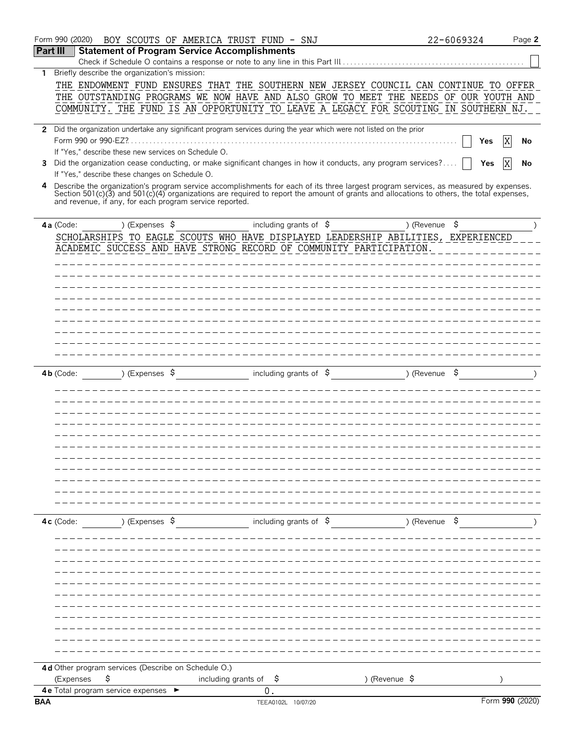Form 990 (2020) BOY SCOUTS OF AMERICA TRUST FUND - SNJ 22-6069324 Page **2**

## Part III Statement of Program Service Accomplishments

Check if Schedule O contains a response or note to any line in this Part III ☐

**1** Briefly describe the organization's mission:

THE ENDOWMENT FUND ENSURES THAT THE SOUTHERN NEW JERSEY COUNCIL CAN CONTINUE TO OFFER THE OUTSTANDING PROGRAMS WE NOW HAVE AND ALSO GROW TO MEET THE NEEDS OF OUR YOUTH AND COMMUNITY. THE FUND IS AN OPPORTUNITY TO LEAVE A LEGACY FOR SCOUTING IN SOUTHERN NJ.

**2** Did the organization undertake any significant program services during the year which were not listed on the prior Form 990 or 990-EZ? ☐ Yes ☒ No

If "Yes," describe these new services on Schedule O.

**3** Did the organization cease conducting, or make significant changes in how it conducts, any program services? ☐ Yes ☒ No

If "Yes," describe these changes on Schedule O.

**4** Describe the organization's program service accomplishments for each of its three largest program services, as measured by expenses. Section 501(c)(3) and 501(c)(4) organizations are required to report the amount of grants and allocations to others, the total expenses, and revenue, if any, for each program service reported.

**4a** (Code: ) (Expenses $ including grants of $ ) (Revenue $ )

SCHOLARSHIPS TO EAGLE SCOUTS WHO HAVE DISPLAYED LEADERSHIP ABILITIES, EXPERIENCED ACADEMIC SUCCESS AND HAVE STRONG RECORD OF COMMUNITY PARTICIPATION.

**4b** (Code: ) (Expenses $ including grants of $ ) (Revenue $ )

**4c** (Code: ) (Expenses $ including grants of $ ) (Revenue $ )

**4d** Other program services (Describe on Schedule O.)

(Expenses $ including grants of $ ) (Revenue $ )

**4e** Total program service expenses ► 0.

BAA TEEA0102L 10/07/20 Form **990** (2020)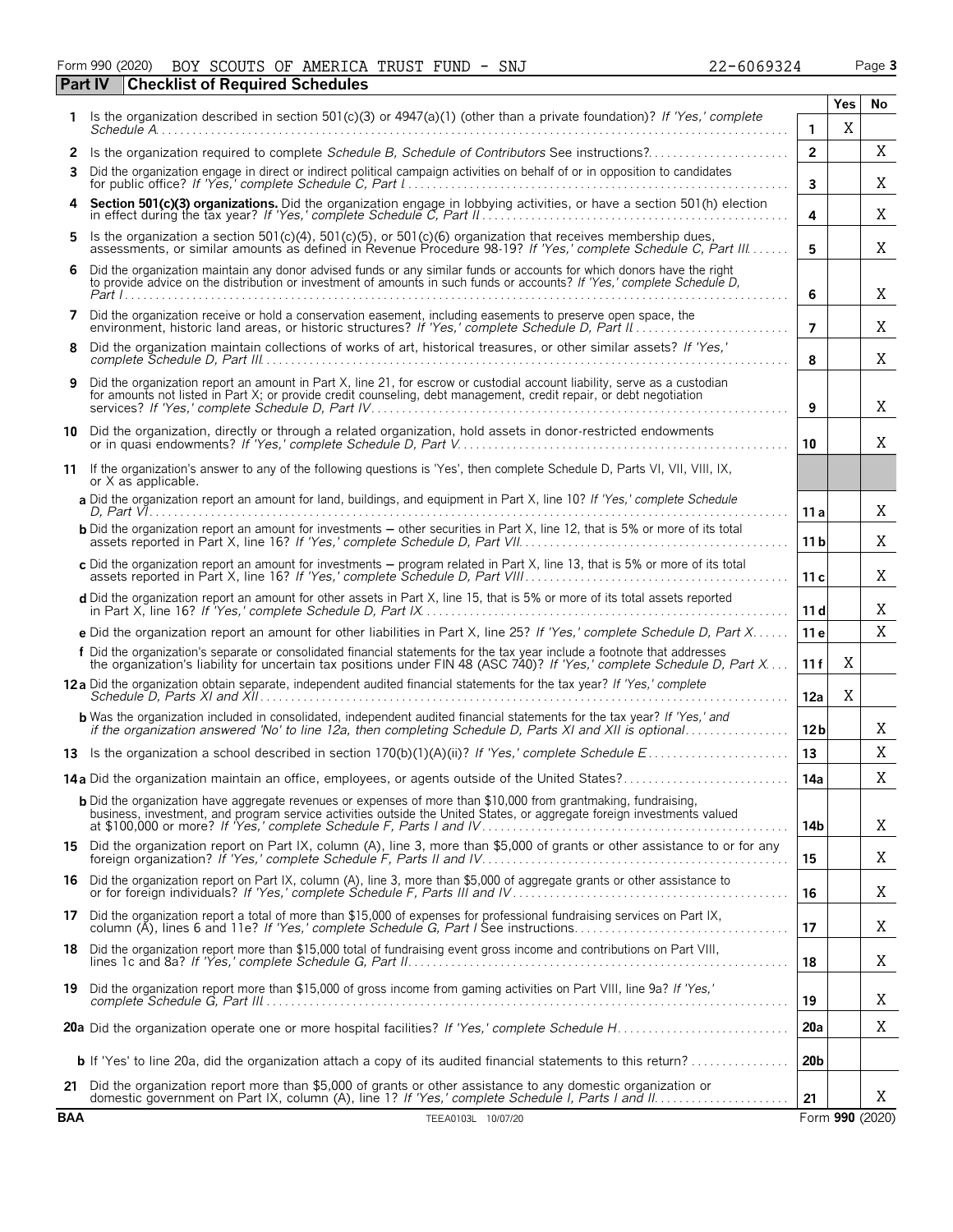Form 990 (2020) BOY SCOUTS OF AMERICA TRUST FUND - SNJ 22-6069324 Page **3**

## Part IV Checklist of Required Schedules

| | | | Yes | No |
|---|---|---|---|---|
| **1** | Is the organization described in section 501(c)(3) or 4947(a)(1) (other than a private foundation)? *If 'Yes,' complete Schedule A* | **1** | X | |
| **2** | Is the organization required to complete *Schedule B, Schedule of Contributors* See instructions? | **2** | | X |
| **3** | Did the organization engage in direct or indirect political campaign activities on behalf of or in opposition to candidates for public office? *If 'Yes,' complete Schedule C, Part I* | **3** | | X |
| **4** | **Section 501(c)(3) organizations.** Did the organization engage in lobbying activities, or have a section 501(h) election in effect during the tax year? *If 'Yes,' complete Schedule C, Part II* | **4** | | X |
| **5** | Is the organization a section 501(c)(4), 501(c)(5), or 501(c)(6) organization that receives membership dues, assessments, or similar amounts as defined in Revenue Procedure 98-19? *If 'Yes,' complete Schedule C, Part III* | **5** | | X |
| **6** | Did the organization maintain any donor advised funds or any similar funds or accounts for which donors have the right to provide advice on the distribution or investment of amounts in such funds or accounts? *If 'Yes,' complete Schedule D, Part I* | **6** | | X |
| **7** | Did the organization receive or hold a conservation easement, including easements to preserve open space, the environment, historic land areas, or historic structures? *If 'Yes,' complete Schedule D, Part II* | **7** | | X |
| **8** | Did the organization maintain collections of works of art, historical treasures, or other similar assets? *If 'Yes,' complete Schedule D, Part III* | **8** | | X |
| **9** | Did the organization report an amount in Part X, line 21, for escrow or custodial account liability, serve as a custodian for amounts not listed in Part X; or provide credit counseling, debt management, credit repair, or debt negotiation services? *If 'Yes,' complete Schedule D, Part IV* | **9** | | X |
| **10** | Did the organization, directly or through a related organization, hold assets in donor-restricted endowments or in quasi endowments? *If 'Yes,' complete Schedule D, Part V* | **10** | | X |
| **11** | If the organization's answer to any of the following questions is 'Yes', then complete Schedule D, Parts VI, VII, VIII, IX, or X as applicable. | | | |
| | **a** Did the organization report an amount for land, buildings, and equipment in Part X, line 10? *If 'Yes,' complete Schedule D, Part VI* | **11a** | | X |
| | **b** Did the organization report an amount for investments – other securities in Part X, line 12, that is 5% or more of its total assets reported in Part X, line 16? *If 'Yes,' complete Schedule D, Part VII* | **11b** | | X |
| | **c** Did the organization report an amount for investments – program related in Part X, line 13, that is 5% or more of its total assets reported in Part X, line 16? *If 'Yes,' complete Schedule D, Part VIII* | **11c** | | X |
| | **d** Did the organization report an amount for other assets in Part X, line 15, that is 5% or more of its total assets reported in Part X, line 16? *If 'Yes,' complete Schedule D, Part IX* | **11d** | | X |
| | **e** Did the organization report an amount for other liabilities in Part X, line 25? *If 'Yes,' complete Schedule D, Part X* | **11e** | | X |
| | **f** Did the organization's separate or consolidated financial statements for the tax year include a footnote that addresses the organization's liability for uncertain tax positions under FIN 48 (ASC 740)? *If 'Yes,' complete Schedule D, Part X* | **11f** | X | |
| **12a** | Did the organization obtain separate, independent audited financial statements for the tax year? *If 'Yes,' complete Schedule D, Parts XI and XII* | **12a** | X | |
| | **b** Was the organization included in consolidated, independent audited financial statements for the tax year? *If 'Yes,' and if the organization answered 'No' to line 12a, then completing Schedule D, Parts XI and XII is optional* | **12b** | | X |
| **13** | Is the organization a school described in section 170(b)(1)(A)(ii)? *If 'Yes,' complete Schedule E* | **13** | | X |
| **14a** | Did the organization maintain an office, employees, or agents outside of the United States? | **14a** | | X |
| | **b** Did the organization have aggregate revenues or expenses of more than $10,000 from grantmaking, fundraising, business, investment, and program service activities outside the United States, or aggregate foreign investments valued at $100,000 or more? *If 'Yes,' complete Schedule F, Parts I and IV* | **14b** | | X |
| **15** | Did the organization report on Part IX, column (A), line 3, more than $5,000 of grants or other assistance to or for any foreign organization? *If 'Yes,' complete Schedule F, Parts II and IV* | **15** | | X |
| **16** | Did the organization report on Part IX, column (A), line 3, more than $5,000 of aggregate grants or other assistance to or for foreign individuals? *If 'Yes,' complete Schedule F, Parts III and IV* | **16** | | X |
| **17** | Did the organization report a total of more than $15,000 of expenses for professional fundraising services on Part IX, column (A), lines 6 and 11e? *If 'Yes,' complete Schedule G, Part I* See instructions | **17** | | X |
| **18** | Did the organization report more than $15,000 total of fundraising event gross income and contributions on Part VIII, lines 1c and 8a? *If 'Yes,' complete Schedule G, Part II* | **18** | | X |
| **19** | Did the organization report more than $15,000 of gross income from gaming activities on Part VIII, line 9a? *If 'Yes,' complete Schedule G, Part III* | **19** | | X |
| **20a** | Did the organization operate one or more hospital facilities? *If 'Yes,' complete Schedule H* | **20a** | | X |
| | **b** If 'Yes' to line 20a, did the organization attach a copy of its audited financial statements to this return? | **20b** | | |
| **21** | Did the organization report more than $5,000 of grants or other assistance to any domestic organization or domestic government on Part IX, column (A), line 1? *If 'Yes,' complete Schedule I, Parts I and II* | **21** | | X |

**BAA** TEEA0103L 10/07/20 Form **990** (2020)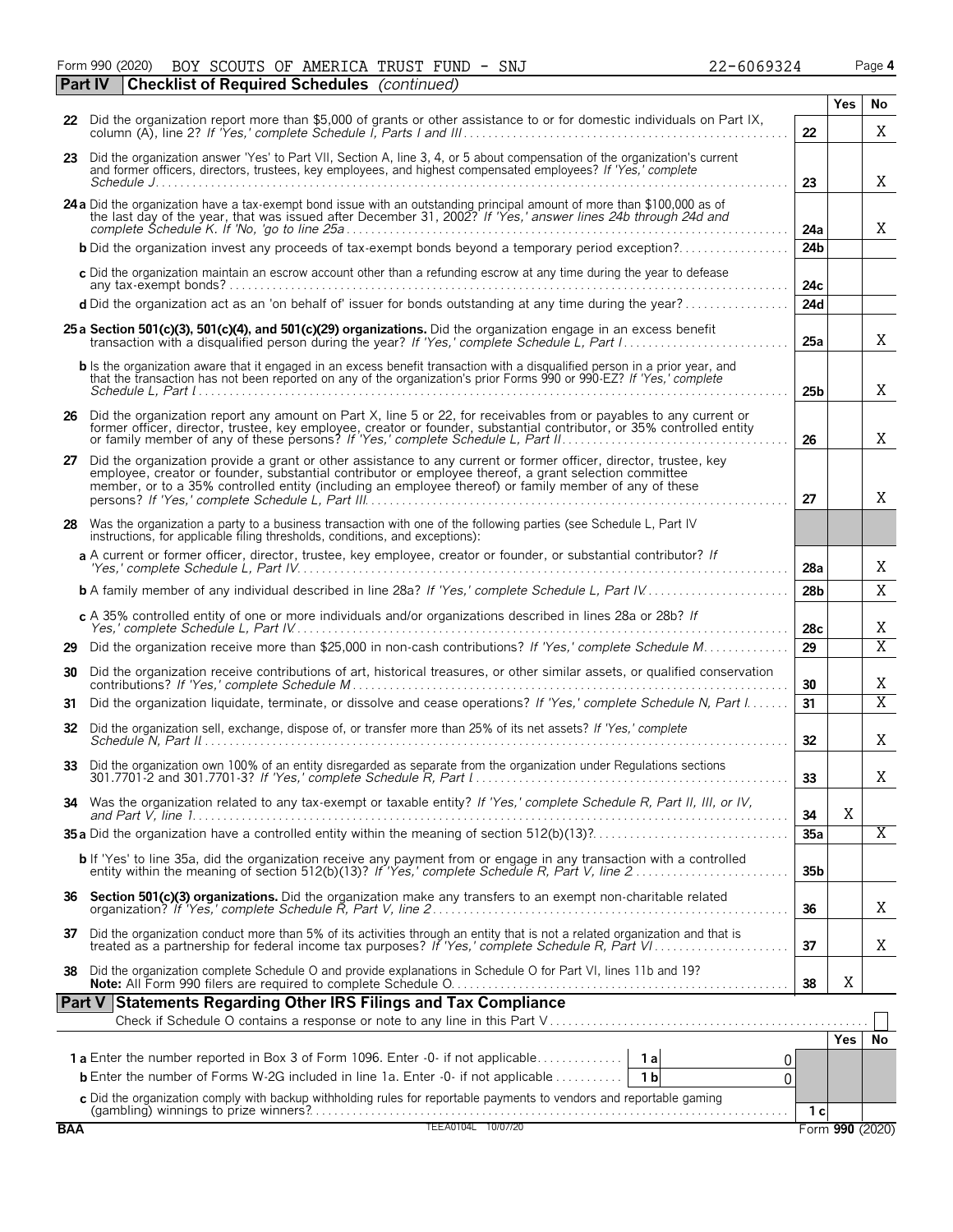Form 990 (2020) BOY SCOUTS OF AMERICA TRUST FUND - SNJ 22-6069324

## Part IV Checklist of Required Schedules *(continued)*

| | | | Yes | No |
|---|---|---|---|---|
| 22 | Did the organization report more than $5,000 of grants or other assistance to or for domestic individuals on Part IX, column (A), line 2? *If 'Yes,' complete Schedule I, Parts I and III* | 22 | | X |
| 23 | Did the organization answer 'Yes' to Part VII, Section A, line 3, 4, or 5 about compensation of the organization's current and former officers, directors, trustees, key employees, and highest compensated employees? *If 'Yes,' complete Schedule J* | 23 | | X |
| 24a | Did the organization have a tax-exempt bond issue with an outstanding principal amount of more than $100,000 as of the last day of the year, that was issued after December 31, 2002? *If 'Yes,' answer lines 24b through 24d and complete Schedule K. If 'No,' go to line 25a* | 24a | | X |
| b | Did the organization invest any proceeds of tax-exempt bonds beyond a temporary period exception? | 24b | | |
| c | Did the organization maintain an escrow account other than a refunding escrow at any time during the year to defease any tax-exempt bonds? | 24c | | |
| d | Did the organization act as an 'on behalf of' issuer for bonds outstanding at any time during the year? | 24d | | |
| 25a | **Section 501(c)(3), 501(c)(4), and 501(c)(29) organizations.** Did the organization engage in an excess benefit transaction with a disqualified person during the year? *If 'Yes,' complete Schedule L, Part I* | 25a | | X |
| b | Is the organization aware that it engaged in an excess benefit transaction with a disqualified person in a prior year, and that the transaction has not been reported on any of the organization's prior Forms 990 or 990-EZ? *If 'Yes,' complete Schedule L, Part I* | 25b | | X |
| 26 | Did the organization report any amount on Part X, line 5 or 22, for receivables from or payables to any current or former officer, director, trustee, key employee, creator or founder, substantial contributor, or 35% controlled entity or family member of any of these persons? *If 'Yes,' complete Schedule L, Part II* | 26 | | X |
| 27 | Did the organization provide a grant or other assistance to any current or former officer, director, trustee, key employee, creator or founder, substantial contributor or employee thereof, a grant selection committee member, or to a 35% controlled entity (including an employee thereof) or family member of any of these persons? *If 'Yes,' complete Schedule L, Part III* | 27 | | X |
| 28 | Was the organization a party to a business transaction with one of the following parties (see Schedule L, Part IV instructions, for applicable filing thresholds, conditions, and exceptions): | | | |
| a | A current or former officer, director, trustee, key employee, creator or founder, or substantial contributor? *If 'Yes,' complete Schedule L, Part IV* | 28a | | X |
| b | A family member of any individual described in line 28a? *If 'Yes,' complete Schedule L, Part IV* | 28b | | X |
| c | A 35% controlled entity of one or more individuals and/or organizations described in lines 28a or 28b? *If Yes,' complete Schedule L, Part IV* | 28c | | X |
| 29 | Did the organization receive more than $25,000 in non-cash contributions? *If 'Yes,' complete Schedule M* | 29 | | X |
| 30 | Did the organization receive contributions of art, historical treasures, or other similar assets, or qualified conservation contributions? *If 'Yes,' complete Schedule M* | 30 | | X |
| 31 | Did the organization liquidate, terminate, or dissolve and cease operations? *If 'Yes,' complete Schedule N, Part I* | 31 | | X |
| 32 | Did the organization sell, exchange, dispose of, or transfer more than 25% of its net assets? *If 'Yes,' complete Schedule N, Part II* | 32 | | X |
| 33 | Did the organization own 100% of an entity disregarded as separate from the organization under Regulations sections 301.7701-2 and 301.7701-3? *If 'Yes,' complete Schedule R, Part I* | 33 | | X |
| 34 | Was the organization related to any tax-exempt or taxable entity? *If 'Yes,' complete Schedule R, Part II, III, or IV, and Part V, line 1* | 34 | X | |
| 35a | Did the organization have a controlled entity within the meaning of section 512(b)(13)? | 35a | | X |
| b | If 'Yes' to line 35a, did the organization receive any payment from or engage in any transaction with a controlled entity within the meaning of section 512(b)(13)? *If 'Yes,' complete Schedule R, Part V, line 2* | 35b | | |
| 36 | **Section 501(c)(3) organizations.** Did the organization make any transfers to an exempt non-charitable related organization? *If 'Yes,' complete Schedule R, Part V, line 2* | 36 | | X |
| 37 | Did the organization conduct more than 5% of its activities through an entity that is not a related organization and that is treated as a partnership for federal income tax purposes? *If 'Yes,' complete Schedule R, Part VI* | 37 | | X |
| 38 | Did the organization complete Schedule O and provide explanations in Schedule O for Part VI, lines 11b and 19? **Note:** All Form 990 filers are required to complete Schedule O. | 38 | X | |

## Part V Statements Regarding Other IRS Filings and Tax Compliance

Check if Schedule O contains a response or note to any line in this Part V ☐

| | | | | | Yes | No |
|---|---|---|---|---|---|---|
| 1a | Enter the number reported in Box 3 of Form 1096. Enter -0- if not applicable | 1a | 0 | | | |
| b | Enter the number of Forms W-2G included in line 1a. Enter -0- if not applicable | 1b | 0 | | | |
| c | Did the organization comply with backup withholding rules for reportable payments to vendors and reportable gaming (gambling) winnings to prize winners? | | | 1c | | |

BAA TEEA0104L 10/07/20 Form **990** (2020)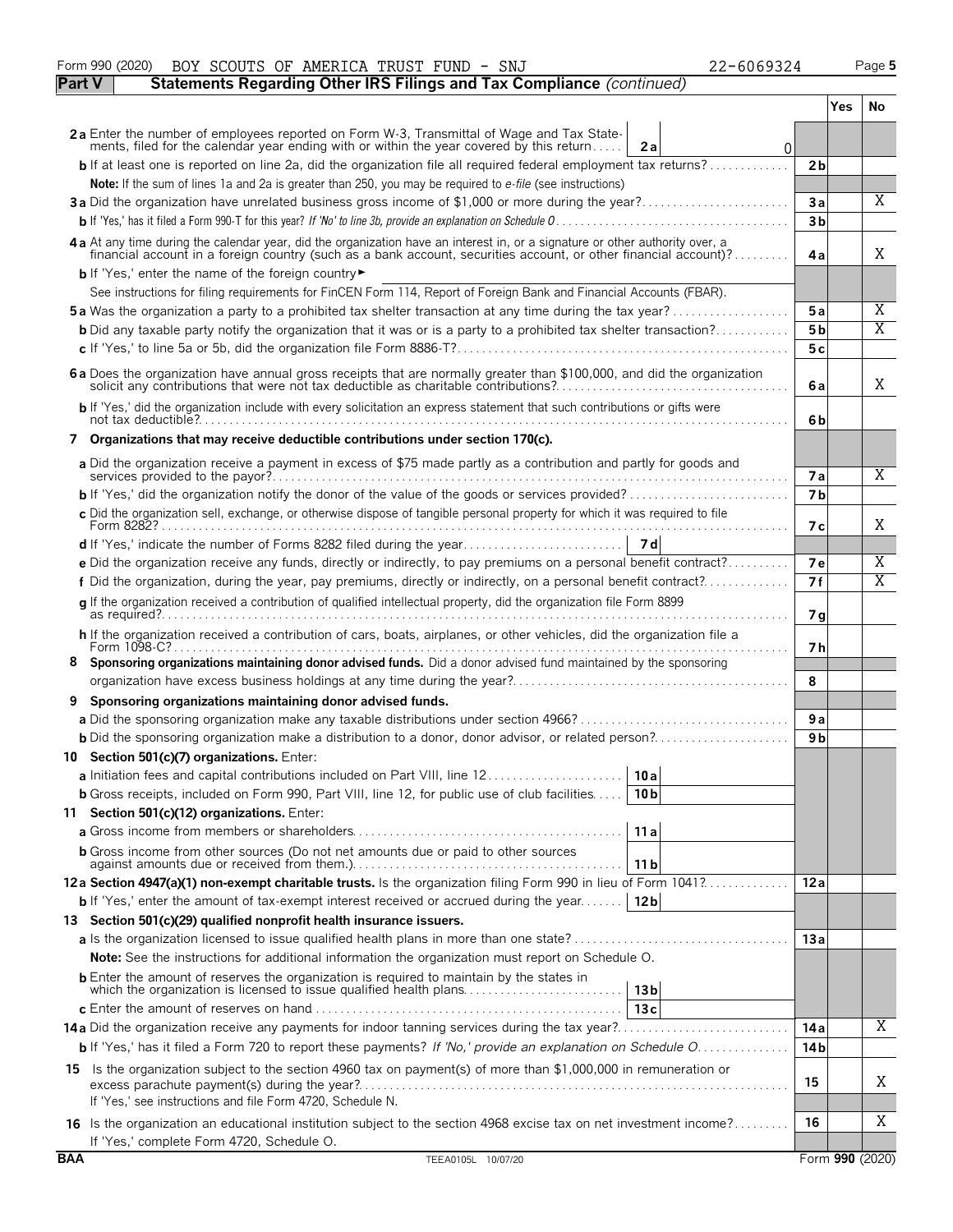Form 990 (2020) BOY SCOUTS OF AMERICA TRUST FUND - SNJ 22-6069324

**Part V — Statements Regarding Other IRS Filings and Tax Compliance** *(continued)*

| | | | Yes | No |
|---|---|---|---|---|
| **2a** Enter the number of employees reported on Form W-3, Transmittal of Wage and Tax Statements, filed for the calendar year ending with or within the year covered by this return | 2a | 0 | | |
| **b** If at least one is reported on line 2a, did the organization file all required federal employment tax returns? | 2b | | | |
| **Note:** If the sum of lines 1a and 2a is greater than 250, you may be required to *e-file* (see instructions) | | | | |
| **3a** Did the organization have unrelated business gross income of $1,000 or more during the year? | 3a | | | X |
| **b** If 'Yes,' has it filed a Form 990-T for this year? *If 'No' to line 3b, provide an explanation on Schedule O* | 3b | | | |
| **4a** At any time during the calendar year, did the organization have an interest in, or a signature or other authority over, a financial account in a foreign country (such as a bank account, securities account, or other financial account)? | 4a | | | X |
| **b** If 'Yes,' enter the name of the foreign country ► | | | | |
| See instructions for filing requirements for FinCEN Form 114, Report of Foreign Bank and Financial Accounts (FBAR). | | | | |
| **5a** Was the organization a party to a prohibited tax shelter transaction at any time during the tax year? | 5a | | | X |
| **b** Did any taxable party notify the organization that it was or is a party to a prohibited tax shelter transaction? | 5b | | | X |
| **c** If 'Yes,' to line 5a or 5b, did the organization file Form 8886-T? | 5c | | | |
| **6a** Does the organization have annual gross receipts that are normally greater than $100,000, and did the organization solicit any contributions that were not tax deductible as charitable contributions? | 6a | | | X |
| **b** If 'Yes,' did the organization include with every solicitation an express statement that such contributions or gifts were not tax deductible? | 6b | | | |
| **7 Organizations that may receive deductible contributions under section 170(c).** | | | | |
| **a** Did the organization receive a payment in excess of $75 made partly as a contribution and partly for goods and services provided to the payor? | 7a | | | X |
| **b** If 'Yes,' did the organization notify the donor of the value of the goods or services provided? | 7b | | | |
| **c** Did the organization sell, exchange, or otherwise dispose of tangible personal property for which it was required to file Form 8282? | 7c | | | X |
| **d** If 'Yes,' indicate the number of Forms 8282 filed during the year | 7d | | | |
| **e** Did the organization receive any funds, directly or indirectly, to pay premiums on a personal benefit contract? | 7e | | | X |
| **f** Did the organization, during the year, pay premiums, directly or indirectly, on a personal benefit contract? | 7f | | | X |
| **g** If the organization received a contribution of qualified intellectual property, did the organization file Form 8899 as required? | 7g | | | |
| **h** If the organization received a contribution of cars, boats, airplanes, or other vehicles, did the organization file a Form 1098-C? | 7h | | | |
| **8 Sponsoring organizations maintaining donor advised funds.** Did a donor advised fund maintained by the sponsoring organization have excess business holdings at any time during the year? | 8 | | | |
| **9 Sponsoring organizations maintaining donor advised funds.** | | | | |
| **a** Did the sponsoring organization make any taxable distributions under section 4966? | 9a | | | |
| **b** Did the sponsoring organization make a distribution to a donor, donor advisor, or related person? | 9b | | | |
| **10 Section 501(c)(7) organizations.** Enter: | | | | |
| **a** Initiation fees and capital contributions included on Part VIII, line 12 | 10a | | | |
| **b** Gross receipts, included on Form 990, Part VIII, line 12, for public use of club facilities | 10b | | | |
| **11 Section 501(c)(12) organizations.** Enter: | | | | |
| **a** Gross income from members or shareholders | 11a | | | |
| **b** Gross income from other sources (Do not net amounts due or paid to other sources against amounts due or received from them.) | 11b | | | |
| **12a Section 4947(a)(1) non-exempt charitable trusts.** Is the organization filing Form 990 in lieu of Form 1041? | 12a | | | |
| **b** If 'Yes,' enter the amount of tax-exempt interest received or accrued during the year | 12b | | | |
| **13 Section 501(c)(29) qualified nonprofit health insurance issuers.** | | | | |
| **a** Is the organization licensed to issue qualified health plans in more than one state? | 13a | | | |
| **Note:** See the instructions for additional information the organization must report on Schedule O. | | | | |
| **b** Enter the amount of reserves the organization is required to maintain by the states in which the organization is licensed to issue qualified health plans | 13b | | | |
| **c** Enter the amount of reserves on hand | 13c | | | |
| **14a** Did the organization receive any payments for indoor tanning services during the tax year? | 14a | | | X |
| **b** If 'Yes,' has it filed a Form 720 to report these payments? *If 'No,' provide an explanation on Schedule O* | 14b | | | |
| **15** Is the organization subject to the section 4960 tax on payment(s) of more than $1,000,000 in remuneration or excess parachute payment(s) during the year? If 'Yes,' see instructions and file Form 4720, Schedule N. | 15 | | | X |
| **16** Is the organization an educational institution subject to the section 4968 excise tax on net investment income? If 'Yes,' complete Form 4720, Schedule O. | 16 | | | X |

BAA TEEA0105L 10/07/20 Form **990** (2020)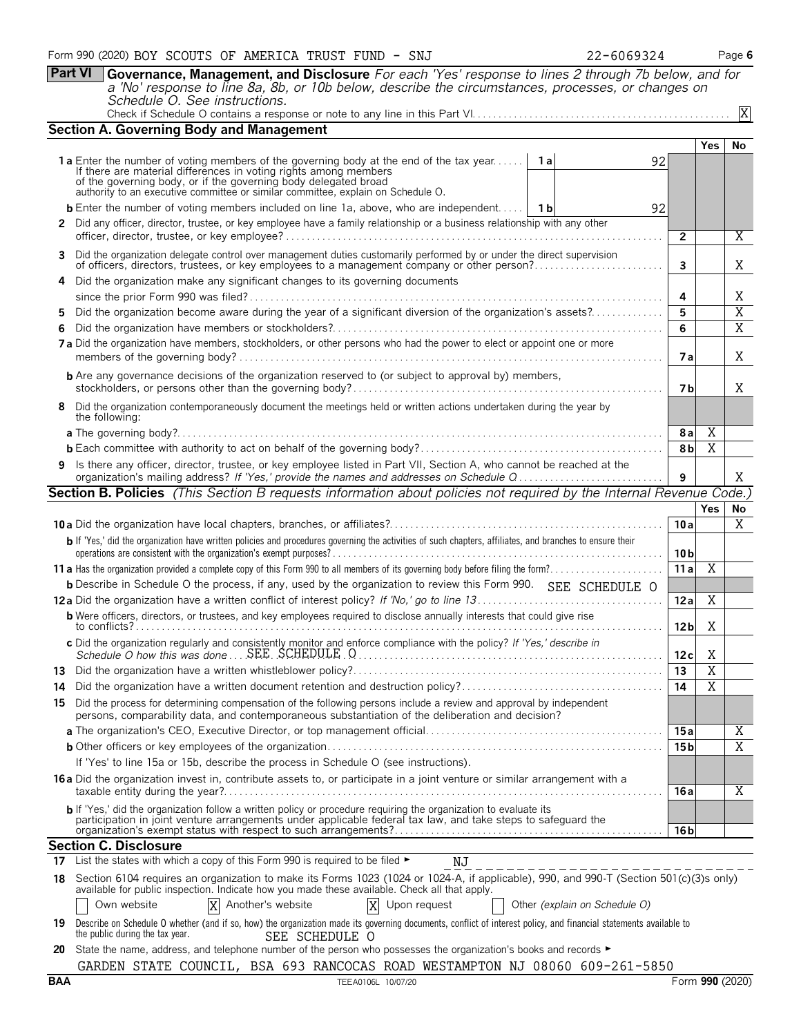Form 990 (2020) BOY SCOUTS OF AMERICA TRUST FUND - SNJ 22-6069324 Page 6

**Part VI** **Governance, Management, and Disclosure** *For each 'Yes' response to lines 2 through 7b below, and for a 'No' response to line 8a, 8b, or 10b below, describe the circumstances, processes, or changes on Schedule O. See instructions.*

Check if Schedule O contains a response or note to any line in this Part VI. X

## Section A. Governing Body and Management

| | | | | Yes | No |
|---|---|---|---|---|---|
| **1a** Enter the number of voting members of the governing body at the end of the tax year. If there are material differences in voting rights among members of the governing body, or if the governing body delegated broad authority to an executive committee or similar committee, explain on Schedule O. | 1a | 92 | | | |
| **b** Enter the number of voting members included on line 1a, above, who are independent. | 1b | 92 | | | |
| **2** Did any officer, director, trustee, or key employee have a family relationship or a business relationship with any other officer, director, trustee, or key employee? | | | 2 | | X |
| **3** Did the organization delegate control over management duties customarily performed by or under the direct supervision of officers, directors, trustees, or key employees to a management company or other person? | | | 3 | | X |
| **4** Did the organization make any significant changes to its governing documents since the prior Form 990 was filed? | | | 4 | | X |
| **5** Did the organization become aware during the year of a significant diversion of the organization's assets? | | | 5 | | X |
| **6** Did the organization have members or stockholders? | | | 6 | | X |
| **7a** Did the organization have members, stockholders, or other persons who had the power to elect or appoint one or more members of the governing body? | | | 7a | | X |
| **b** Are any governance decisions of the organization reserved to (or subject to approval by) members, stockholders, or persons other than the governing body? | | | 7b | | X |
| **8** Did the organization contemporaneously document the meetings held or written actions undertaken during the year by the following: | | | | | |
| **a** The governing body? | | | 8a | X | |
| **b** Each committee with authority to act on behalf of the governing body? | | | 8b | X | |
| **9** Is there any officer, director, trustee, or key employee listed in Part VII, Section A, who cannot be reached at the organization's mailing address? *If 'Yes,' provide the names and addresses on Schedule O* | | | 9 | | X |

## Section B. Policies *(This Section B requests information about policies not required by the Internal Revenue Code.)*

| | | Yes | No |
|---|---|---|---|
| **10a** Did the organization have local chapters, branches, or affiliates? | 10a | | X |
| **b** If 'Yes,' did the organization have written policies and procedures governing the activities of such chapters, affiliates, and branches to ensure their operations are consistent with the organization's exempt purposes? | 10b | | |
| **11a** Has the organization provided a complete copy of this Form 990 to all members of its governing body before filing the form? | 11a | X | |
| **b** Describe in Schedule O the process, if any, used by the organization to review this Form 990. SEE SCHEDULE O | | | |
| **12a** Did the organization have a written conflict of interest policy? *If 'No,' go to line 13* | 12a | X | |
| **b** Were officers, directors, or trustees, and key employees required to disclose annually interests that could give rise to conflicts? | 12b | X | |
| **c** Did the organization regularly and consistently monitor and enforce compliance with the policy? *If 'Yes,' describe in Schedule O how this was done* SEE SCHEDULE O | 12c | X | |
| **13** Did the organization have a written whistleblower policy? | 13 | X | |
| **14** Did the organization have a written document retention and destruction policy? | 14 | X | |
| **15** Did the process for determining compensation of the following persons include a review and approval by independent persons, comparability data, and contemporaneous substantiation of the deliberation and decision? | | | |
| **a** The organization's CEO, Executive Director, or top management official | 15a | | X |
| **b** Other officers or key employees of the organization | 15b | | X |
| If 'Yes' to line 15a or 15b, describe the process in Schedule O (see instructions). | | | |
| **16a** Did the organization invest in, contribute assets to, or participate in a joint venture or similar arrangement with a taxable entity during the year? | 16a | | X |
| **b** If 'Yes,' did the organization follow a written policy or procedure requiring the organization to evaluate its participation in joint venture arrangements under applicable federal tax law, and take steps to safeguard the organization's exempt status with respect to such arrangements? | 16b | | |

## Section C. Disclosure

**17** List the states with which a copy of this Form 990 is required to be filed ► NJ

**18** Section 6104 requires an organization to make its Forms 1023 (1024 or 1024-A, if applicable), 990, and 990-T (Section 501(c)(3)s only) available for public inspection. Indicate how you made these available. Check all that apply.

[ ] Own website [X] Another's website [X] Upon request [ ] Other *(explain on Schedule O)*

**19** Describe on Schedule O whether (and if so, how) the organization made its governing documents, conflict of interest policy, and financial statements available to the public during the tax year. SEE SCHEDULE O

**20** State the name, address, and telephone number of the person who possesses the organization's books and records ►

GARDEN STATE COUNCIL, BSA 693 RANCOCAS ROAD WESTAMPTON NJ 08060 609-261-5850

BAA TEEA0106L 10/07/20 Form **990** (2020)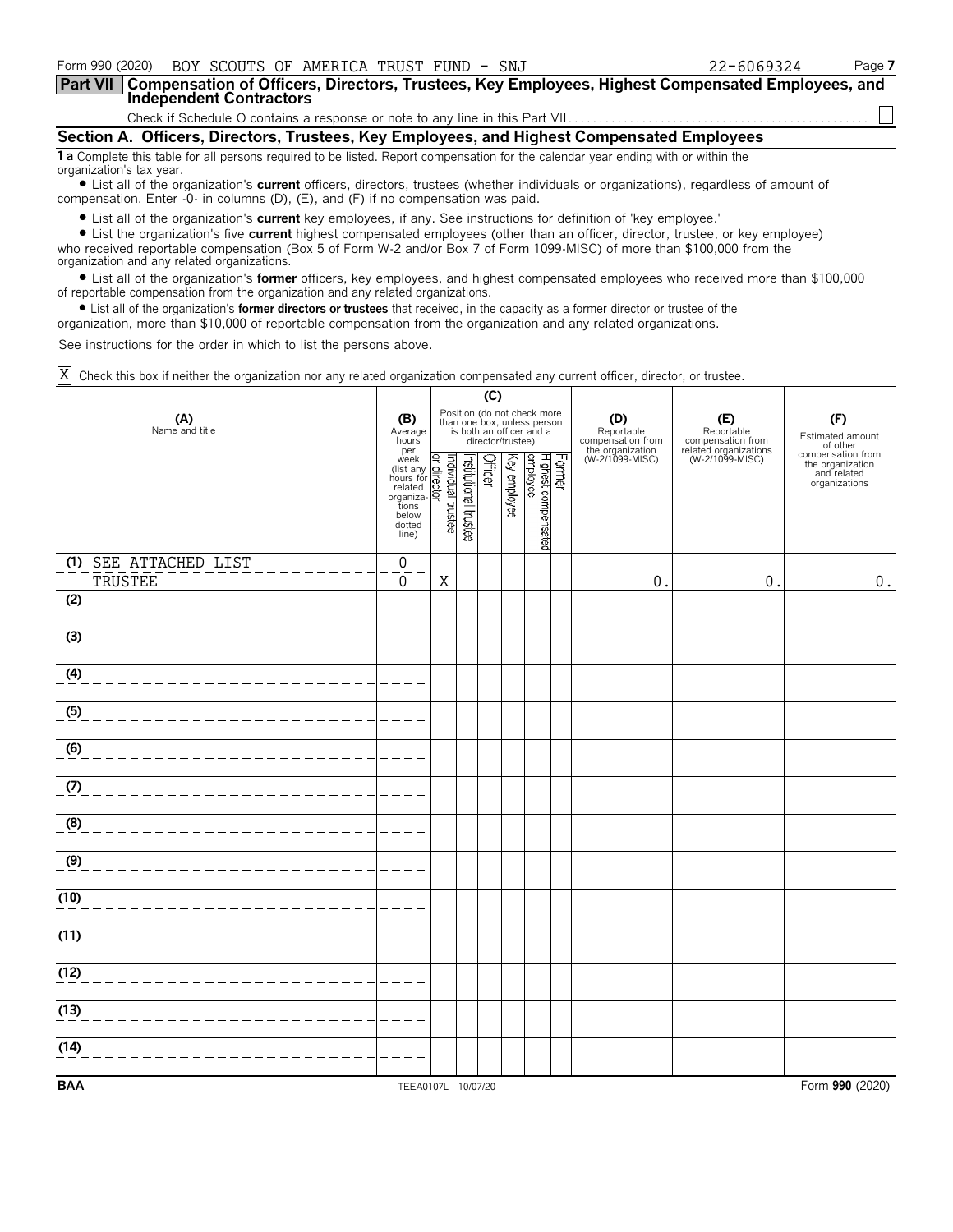Form 990 (2020) BOY SCOUTS OF AMERICA TRUST FUND - SNJ 22-6069324

## Part VII Compensation of Officers, Directors, Trustees, Key Employees, Highest Compensated Employees, and Independent Contractors

Check if Schedule O contains a response or note to any line in this Part VII . . . . . . ☐

### Section A. Officers, Directors, Trustees, Key Employees, and Highest Compensated Employees

**1 a** Complete this table for all persons required to be listed. Report compensation for the calendar year ending with or within the organization's tax year.

- List all of the organization's **current** officers, directors, trustees (whether individuals or organizations), regardless of amount of compensation. Enter -0- in columns (D), (E), and (F) if no compensation was paid.
- List all of the organization's **current** key employees, if any. See instructions for definition of 'key employee.'
- List the organization's five **current** highest compensated employees (other than an officer, director, trustee, or key employee) who received reportable compensation (Box 5 of Form W-2 and/or Box 7 of Form 1099-MISC) of more than $100,000 from the organization and any related organizations.
- List all of the organization's **former** officers, key employees, and highest compensated employees who received more than $100,000 of reportable compensation from the organization and any related organizations.
- List all of the organization's **former directors or trustees** that received, in the capacity as a former director or trustee of the organization, more than $10,000 of reportable compensation from the organization and any related organizations.

See instructions for the order in which to list the persons above.

☒ Check this box if neither the organization nor any related organization compensated any current officer, director, or trustee.

| (A) Name and title | (B) Average hours per week (list any hours for related organizations below dotted line) | (C) Position (do not check more than one box, unless person is both an officer and a director/trustee) | | | | | | (D) Reportable compensation from the organization (W-2/1099-MISC) | (E) Reportable compensation from related organizations (W-2/1099-MISC) | (F) Estimated amount of other compensation from the organization and related organizations |
|---|---|---|---|---|---|---|---|---|---|---|
| | | Individual trustee or director | Institutional trustee | Officer | Key employee | Highest compensated employee | Former | | | |
| (1) SEE ATTACHED LIST<br>TRUSTEE | 0<br>0 | X | | | | | | 0. | 0. | 0. |
| (2) | | | | | | | | | | |
| (3) | | | | | | | | | | |
| (4) | | | | | | | | | | |
| (5) | | | | | | | | | | |
| (6) | | | | | | | | | | |
| (7) | | | | | | | | | | |
| (8) | | | | | | | | | | |
| (9) | | | | | | | | | | |
| (10) | | | | | | | | | | |
| (11) | | | | | | | | | | |
| (12) | | | | | | | | | | |
| (13) | | | | | | | | | | |
| (14) | | | | | | | | | | |

BAA TEEA0107L 10/07/20 Form **990** (2020)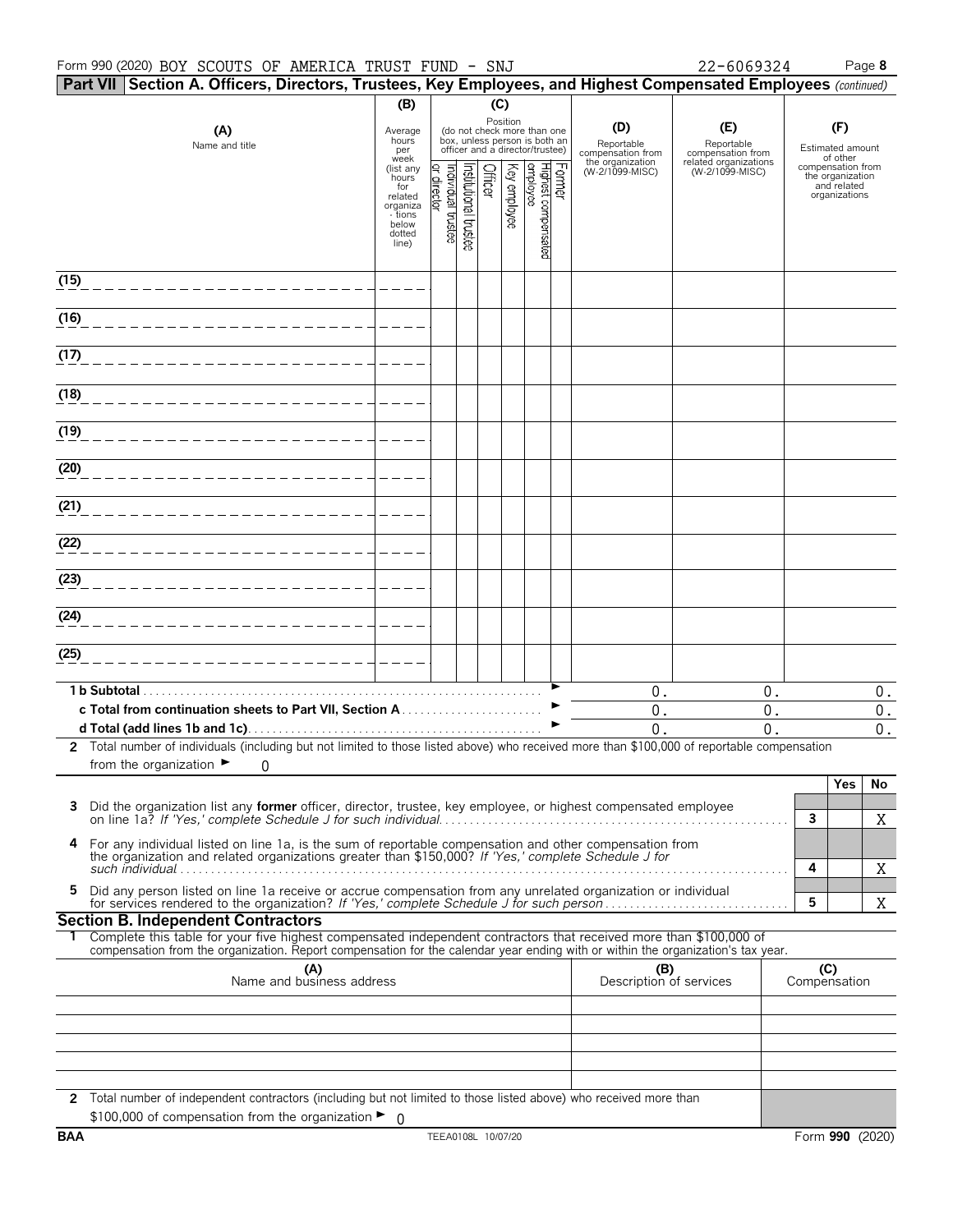Form 990 (2020) BOY SCOUTS OF AMERICA TRUST FUND - SNJ 22-6069324 Page **8**

**Part VII Section A. Officers, Directors, Trustees, Key Employees, and Highest Compensated Employees** *(continued)*

| (A) Name and title | (B) Average hours per week (list any hours for related organizations below dotted line) | (C) Position (do not check more than one box, unless person is both an officer and a director/trustee): Individual trustee or director | Institutional trustee | Officer | Key employee | Highest compensated employee | Former | (D) Reportable compensation from the organization (W-2/1099-MISC) | (E) Reportable compensation from related organizations (W-2/1099-MISC) | (F) Estimated amount of other compensation from the organization and related organizations |
|---|---|---|---|---|---|---|---|---|---|---|
| (15) | | | | | | | | | | |
| (16) | | | | | | | | | | |
| (17) | | | | | | | | | | |
| (18) | | | | | | | | | | |
| (19) | | | | | | | | | | |
| (20) | | | | | | | | | | |
| (21) | | | | | | | | | | |
| (22) | | | | | | | | | | |
| (23) | | | | | | | | | | |
| (24) | | | | | | | | | | |
| (25) | | | | | | | | | | |
| **1 b Subtotal** | | | | | | | | 0. | 0. | 0. |
| **c Total from continuation sheets to Part VII, Section A** | | | | | | | | 0. | 0. | 0. |
| **d Total (add lines 1b and 1c)** | | | | | | | | 0. | 0. | 0. |

**2** Total number of individuals (including but not limited to those listed above) who received more than $100,000 of reportable compensation from the organization ► 0

| | | Yes | No |
|---|---|---|---|
| **3** Did the organization list any **former** officer, director, trustee, key employee, or highest compensated employee on line 1a? *If 'Yes,' complete Schedule J for such individual* | 3 | | X |
| **4** For any individual listed on line 1a, is the sum of reportable compensation and other compensation from the organization and related organizations greater than $150,000? *If 'Yes,' complete Schedule J for such individual* | 4 | | X |
| **5** Did any person listed on line 1a receive or accrue compensation from any unrelated organization or individual for services rendered to the organization? *If 'Yes,' complete Schedule J for such person* | 5 | | X |

**Section B. Independent Contractors**

**1** Complete this table for your five highest compensated independent contractors that received more than $100,000 of compensation from the organization. Report compensation for the calendar year ending with or within the organization's tax year.

| (A) Name and business address | (B) Description of services | (C) Compensation |
|---|---|---|
| | | |
| | | |
| | | |
| | | |
| | | |

**2** Total number of independent contractors (including but not limited to those listed above) who received more than $100,000 of compensation from the organization ► 0

**BAA** TEEA0108L 10/07/20 Form **990** (2020)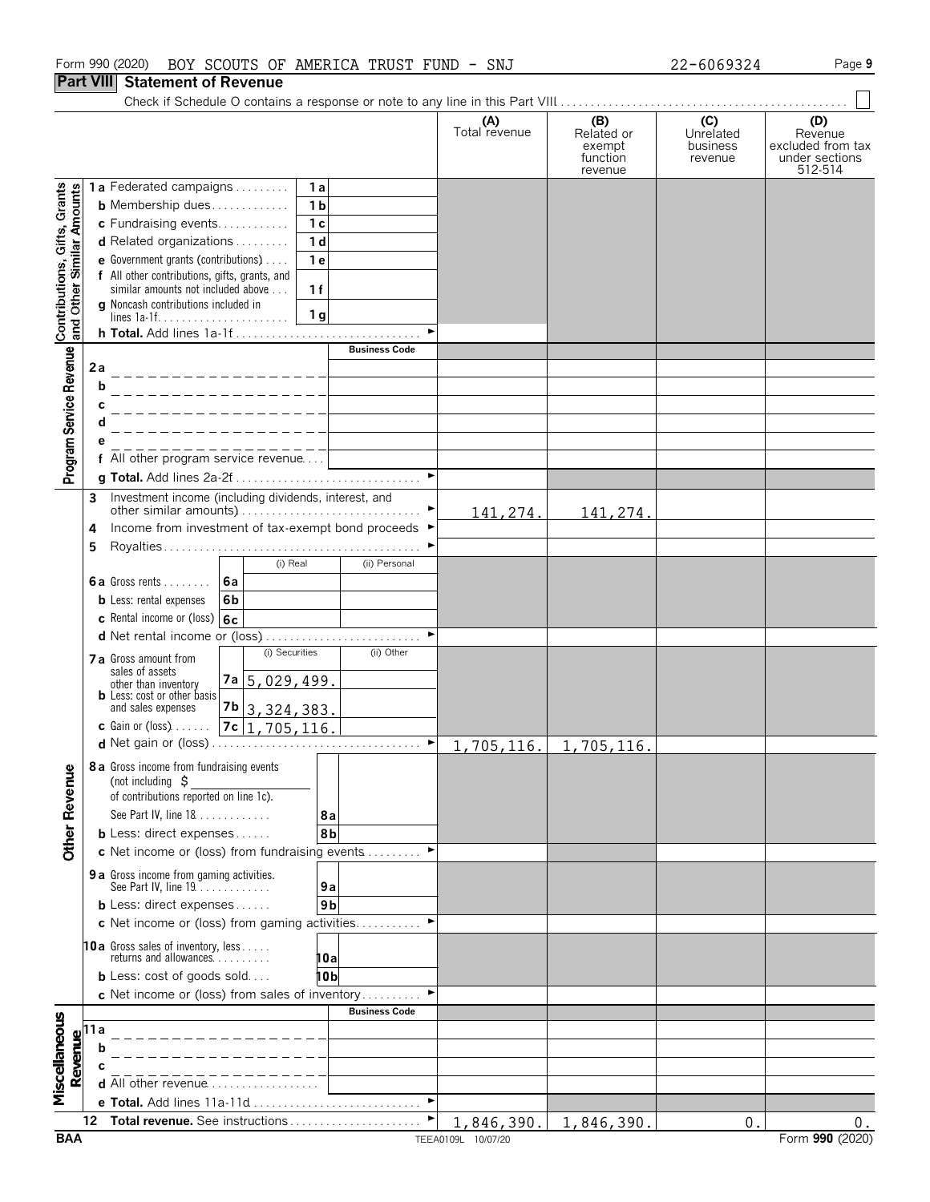Form 990 (2020) BOY SCOUTS OF AMERICA TRUST FUND - SNJ 22-6069324 Page **9**

## Part VIII Statement of Revenue

Check if Schedule O contains a response or note to any line in this Part VIII . . . . . . . . . . . . . . . . . . . . ☐

| | | | (A) Total revenue | (B) Related or exempt function revenue | (C) Unrelated business revenue | (D) Revenue excluded from tax under sections 512-514 |
|---|---|---|---|---|---|---|
| **Contributions, Gifts, Grants and Other Similar Amounts** | **1a** Federated campaigns | 1a | | | | |
| | **b** Membership dues | 1b | | | | |
| | **c** Fundraising events | 1c | | | | |
| | **d** Related organizations | 1d | | | | |
| | **e** Government grants (contributions) | 1e | | | | |
| | **f** All other contributions, gifts, grants, and similar amounts not included above | 1f | | | | |
| | **g** Noncash contributions included in lines 1a-1f | 1g | | | | |
| | **h Total.** Add lines 1a-1f | | | | | |
| **Program Service Revenue** | | **Business Code** | | | | |
| | **2a** | | | | | |
| | **b** | | | | | |
| | **c** | | | | | |
| | **d** | | | | | |
| | **e** | | | | | |
| | **f** All other program service revenue | | | | | |
| | **g Total.** Add lines 2a-2f | | | | | |
| **Other Revenue** | **3** Investment income (including dividends, interest, and other similar amounts) | | 141,274. | 141,274. | | |
| | **4** Income from investment of tax-exempt bond proceeds | | | | | |
| | **5** Royalties | | | | | |
| | | (i) Real / (ii) Personal | | | | |
| | **6a** Gross rents — 6a | | | | | |
| | **b** Less: rental expenses — 6b | | | | | |
| | **c** Rental income or (loss) — 6c | | | | | |
| | **d** Net rental income or (loss) | | | | | |
| | | (i) Securities / (ii) Other | | | | |
| | **7a** Gross amount from sales of assets other than inventory — 7a | (i) 5,029,499. | | | | |
| | **b** Less: cost or other basis and sales expenses — 7b | (i) 3,324,383. | | | | |
| | **c** Gain or (loss) — 7c | (i) 1,705,116. | | | | |
| | **d** Net gain or (loss) | | 1,705,116. | 1,705,116. | | |
| | **8a** Gross income from fundraising events (not including $ ______ of contributions reported on line 1c). See Part IV, line 18 | 8a | | | | |
| | **b** Less: direct expenses | 8b | | | | |
| | **c** Net income or (loss) from fundraising events | | | | | |
| | **9a** Gross income from gaming activities. See Part IV, line 19 | 9a | | | | |
| | **b** Less: direct expenses | 9b | | | | |
| | **c** Net income or (loss) from gaming activities | | | | | |
| | **10a** Gross sales of inventory, less returns and allowances | 10a | | | | |
| | **b** Less: cost of goods sold | 10b | | | | |
| | **c** Net income or (loss) from sales of inventory | | | | | |
| **Miscellaneous Revenue** | | **Business Code** | | | | |
| | **11a** | | | | | |
| | **b** | | | | | |
| | **c** | | | | | |
| | **d** All other revenue | | | | | |
| | **e Total.** Add lines 11a-11d | | | | | |
| | **12 Total revenue.** See instructions | | 1,846,390. | 1,846,390. | 0. | 0. |

BAA TEEA0109L 10/07/20 Form **990** (2020)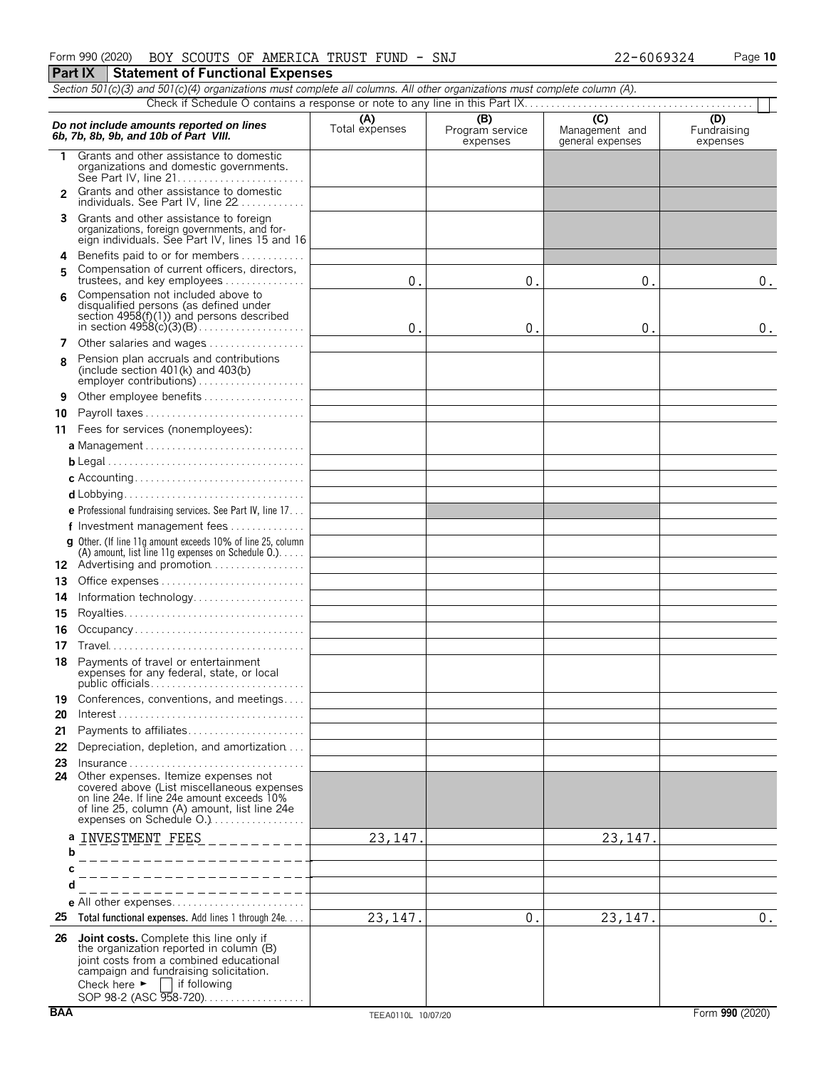Form 990 (2020) BOY SCOUTS OF AMERICA TRUST FUND - SNJ 22-6069324

## Part IX Statement of Functional Expenses

*Section 501(c)(3) and 501(c)(4) organizations must complete all columns. All other organizations must complete column (A).*

Check if Schedule O contains a response or note to any line in this Part IX

| *Do not include amounts reported on lines 6b, 7b, 8b, 9b, and 10b of Part VIII.* | (A) Total expenses | (B) Program service expenses | (C) Management and general expenses | (D) Fundraising expenses |
|---|---|---|---|---|
| 1 Grants and other assistance to domestic organizations and domestic governments. See Part IV, line 21 | | | | |
| 2 Grants and other assistance to domestic individuals. See Part IV, line 22 | | | | |
| 3 Grants and other assistance to foreign organizations, foreign governments, and foreign individuals. See Part IV, lines 15 and 16 | | | | |
| 4 Benefits paid to or for members | | | | |
| 5 Compensation of current officers, directors, trustees, and key employees | 0. | 0. | 0. | 0. |
| 6 Compensation not included above to disqualified persons (as defined under section 4958(f)(1)) and persons described in section 4958(c)(3)(B) | 0. | 0. | 0. | 0. |
| 7 Other salaries and wages | | | | |
| 8 Pension plan accruals and contributions (include section 401(k) and 403(b) employer contributions) | | | | |
| 9 Other employee benefits | | | | |
| 10 Payroll taxes | | | | |
| 11 Fees for services (nonemployees): | | | | |
| a Management | | | | |
| b Legal | | | | |
| c Accounting | | | | |
| d Lobbying | | | | |
| e Professional fundraising services. See Part IV, line 17 | | | | |
| f Investment management fees | | | | |
| g Other. (If line 11g amount exceeds 10% of line 25, column (A) amount, list line 11g expenses on Schedule O.) | | | | |
| 12 Advertising and promotion | | | | |
| 13 Office expenses | | | | |
| 14 Information technology | | | | |
| 15 Royalties | | | | |
| 16 Occupancy | | | | |
| 17 Travel | | | | |
| 18 Payments of travel or entertainment expenses for any federal, state, or local public officials | | | | |
| 19 Conferences, conventions, and meetings | | | | |
| 20 Interest | | | | |
| 21 Payments to affiliates | | | | |
| 22 Depreciation, depletion, and amortization | | | | |
| 23 Insurance | | | | |
| 24 Other expenses. Itemize expenses not covered above (List miscellaneous expenses on line 24e. If line 24e amount exceeds 10% of line 25, column (A) amount, list line 24e expenses on Schedule O.) | | | | |
| a INVESTMENT FEES | 23,147. | | 23,147. | |
| b | | | | |
| c | | | | |
| d | | | | |
| e All other expenses | | | | |
| 25 **Total functional expenses.** Add lines 1 through 24e | 23,147. | 0. | 23,147. | 0. |
| 26 **Joint costs.** Complete this line only if the organization reported in column (B) joint costs from a combined educational campaign and fundraising solicitation. Check here ► ☐ if following SOP 98-2 (ASC 958-720) | | | | |

BAA TEEA0110L 10/07/20 Form **990** (2020)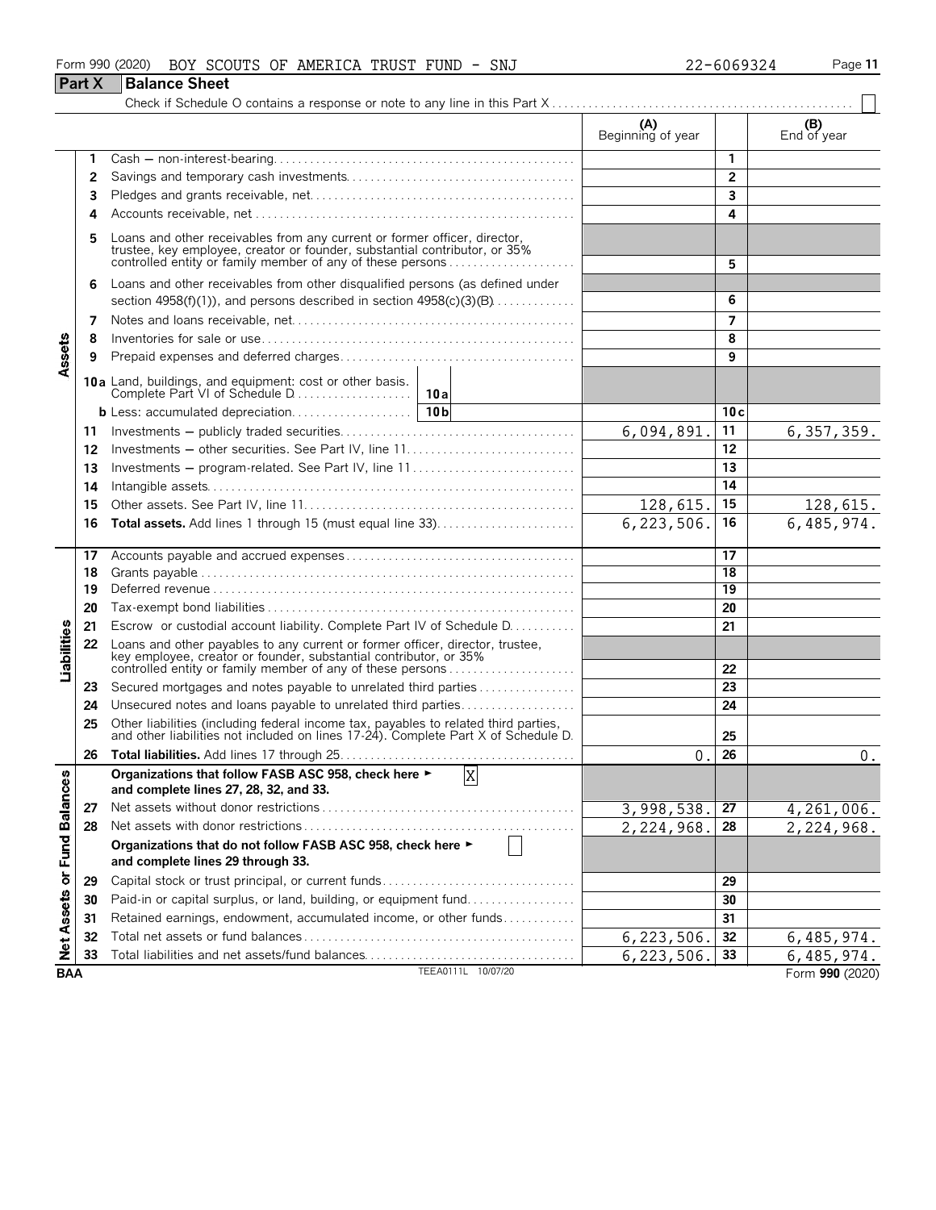Form 990 (2020) BOY SCOUTS OF AMERICA TRUST FUND - SNJ 22-6069324

## Part X Balance Sheet

Check if Schedule O contains a response or note to any line in this Part X . . . . . . ☐

| Section | Line | Description | (A) Beginning of year | Line | (B) End of year |
|---|---|---|---|---|---|
| Assets | 1 | Cash — non-interest-bearing | | 1 | |
| | 2 | Savings and temporary cash investments | | 2 | |
| | 3 | Pledges and grants receivable, net | | 3 | |
| | 4 | Accounts receivable, net | | 4 | |
| | 5 | Loans and other receivables from any current or former officer, director, trustee, key employee, creator or founder, substantial contributor, or 35% controlled entity or family member of any of these persons | | 5 | |
| | 6 | Loans and other receivables from other disqualified persons (as defined under section 4958(f)(1)), and persons described in section 4958(c)(3)(B) | | 6 | |
| | 7 | Notes and loans receivable, net | | 7 | |
| | 8 | Inventories for sale or use | | 8 | |
| | 9 | Prepaid expenses and deferred charges | | 9 | |
| | 10a | Land, buildings, and equipment: cost or other basis. Complete Part VI of Schedule D . . . 10a | | | |
| | b | Less: accumulated depreciation . . . 10b | | 10c | |
| | 11 | Investments — publicly traded securities | 6,094,891. | 11 | 6,357,359. |
| | 12 | Investments — other securities. See Part IV, line 11 | | 12 | |
| | 13 | Investments — program-related. See Part IV, line 11 | | 13 | |
| | 14 | Intangible assets | | 14 | |
| | 15 | Other assets. See Part IV, line 11 | 128,615. | 15 | 128,615. |
| | 16 | **Total assets.** Add lines 1 through 15 (must equal line 33) | 6,223,506. | 16 | 6,485,974. |
| Liabilities | 17 | Accounts payable and accrued expenses | | 17 | |
| | 18 | Grants payable | | 18 | |
| | 19 | Deferred revenue | | 19 | |
| | 20 | Tax-exempt bond liabilities | | 20 | |
| | 21 | Escrow or custodial account liability. Complete Part IV of Schedule D | | 21 | |
| | 22 | Loans and other payables to any current or former officer, director, trustee, key employee, creator or founder, substantial contributor, or 35% controlled entity or family member of any of these persons | | 22 | |
| | 23 | Secured mortgages and notes payable to unrelated third parties | | 23 | |
| | 24 | Unsecured notes and loans payable to unrelated third parties | | 24 | |
| | 25 | Other liabilities (including federal income tax, payables to related third parties, and other liabilities not included on lines 17-24). Complete Part X of Schedule D | | 25 | |
| | 26 | **Total liabilities.** Add lines 17 through 25 | 0. | 26 | 0. |
| Net Assets or Fund Balances | | **Organizations that follow FASB ASC 958, check here ► ☒ and complete lines 27, 28, 32, and 33.** | | | |
| | 27 | Net assets without donor restrictions | 3,998,538. | 27 | 4,261,006. |
| | 28 | Net assets with donor restrictions | 2,224,968. | 28 | 2,224,968. |
| | | **Organizations that do not follow FASB ASC 958, check here ► ☐ and complete lines 29 through 33.** | | | |
| | 29 | Capital stock or trust principal, or current funds | | 29 | |
| | 30 | Paid-in or capital surplus, or land, building, or equipment fund | | 30 | |
| | 31 | Retained earnings, endowment, accumulated income, or other funds | | 31 | |
| | 32 | Total net assets or fund balances | 6,223,506. | 32 | 6,485,974. |
| | 33 | Total liabilities and net assets/fund balances | 6,223,506. | 33 | 6,485,974. |

BAA TEEA0111L 10/07/20 Form **990** (2020)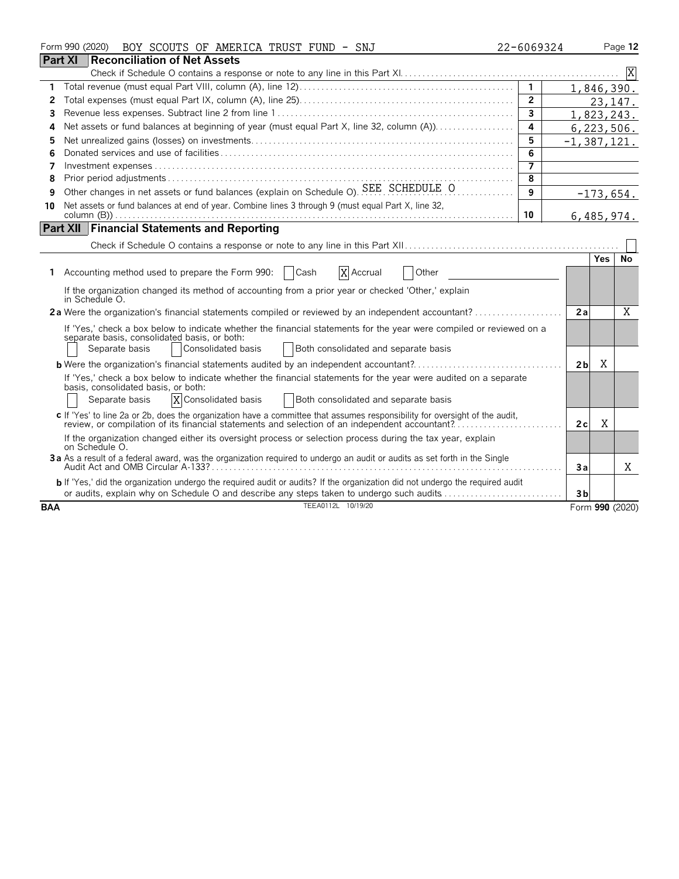Form 990 (2020) BOY SCOUTS OF AMERICA TRUST FUND - SNJ 22-6069324 Page 12

## Part XI Reconciliation of Net Assets

Check if Schedule O contains a response or note to any line in this Part XI. [X]

| | | | |
|---|---|---|---|
| 1 | Total revenue (must equal Part VIII, column (A), line 12) | 1 | 1,846,390. |
| 2 | Total expenses (must equal Part IX, column (A), line 25) | 2 | 23,147. |
| 3 | Revenue less expenses. Subtract line 2 from line 1 | 3 | 1,823,243. |
| 4 | Net assets or fund balances at beginning of year (must equal Part X, line 32, column (A)) | 4 | 6,223,506. |
| 5 | Net unrealized gains (losses) on investments | 5 | -1,387,121. |
| 6 | Donated services and use of facilities | 6 | |
| 7 | Investment expenses | 7 | |
| 8 | Prior period adjustments | 8 | |
| 9 | Other changes in net assets or fund balances (explain on Schedule O). SEE SCHEDULE O | 9 | -173,654. |
| 10 | Net assets or fund balances at end of year. Combine lines 3 through 9 (must equal Part X, line 32, column (B)) | 10 | 6,485,974. |

## Part XII Financial Statements and Reporting

Check if Schedule O contains a response or note to any line in this Part XII. [ ]

| | | | Yes | No |
|---|---|---|---|---|
| **1** | Accounting method used to prepare the Form 990: [ ] Cash [X] Accrual [ ] Other<br>If the organization changed its method of accounting from a prior year or checked 'Other,' explain in Schedule O. | | | |
| **2a** | Were the organization's financial statements compiled or reviewed by an independent accountant?<br>If 'Yes,' check a box below to indicate whether the financial statements for the year were compiled or reviewed on a separate basis, consolidated basis, or both:<br>[ ] Separate basis [ ] Consolidated basis [ ] Both consolidated and separate basis | 2a | | X |
| **b** | Were the organization's financial statements audited by an independent accountant?<br>If 'Yes,' check a box below to indicate whether the financial statements for the year were audited on a separate basis, consolidated basis, or both:<br>[ ] Separate basis [X] Consolidated basis [ ] Both consolidated and separate basis | 2b | X | |
| **c** | If 'Yes' to line 2a or 2b, does the organization have a committee that assumes responsibility for oversight of the audit, review, or compilation of its financial statements and selection of an independent accountant?<br>If the organization changed either its oversight process or selection process during the tax year, explain on Schedule O. | 2c | X | |
| **3a** | As a result of a federal award, was the organization required to undergo an audit or audits as set forth in the Single Audit Act and OMB Circular A-133? | 3a | | X |
| **b** | If 'Yes,' did the organization undergo the required audit or audits? If the organization did not undergo the required audit or audits, explain why on Schedule O and describe any steps taken to undergo such audits | 3b | | |

BAA TEEA0112L 10/19/20 Form **990** (2020)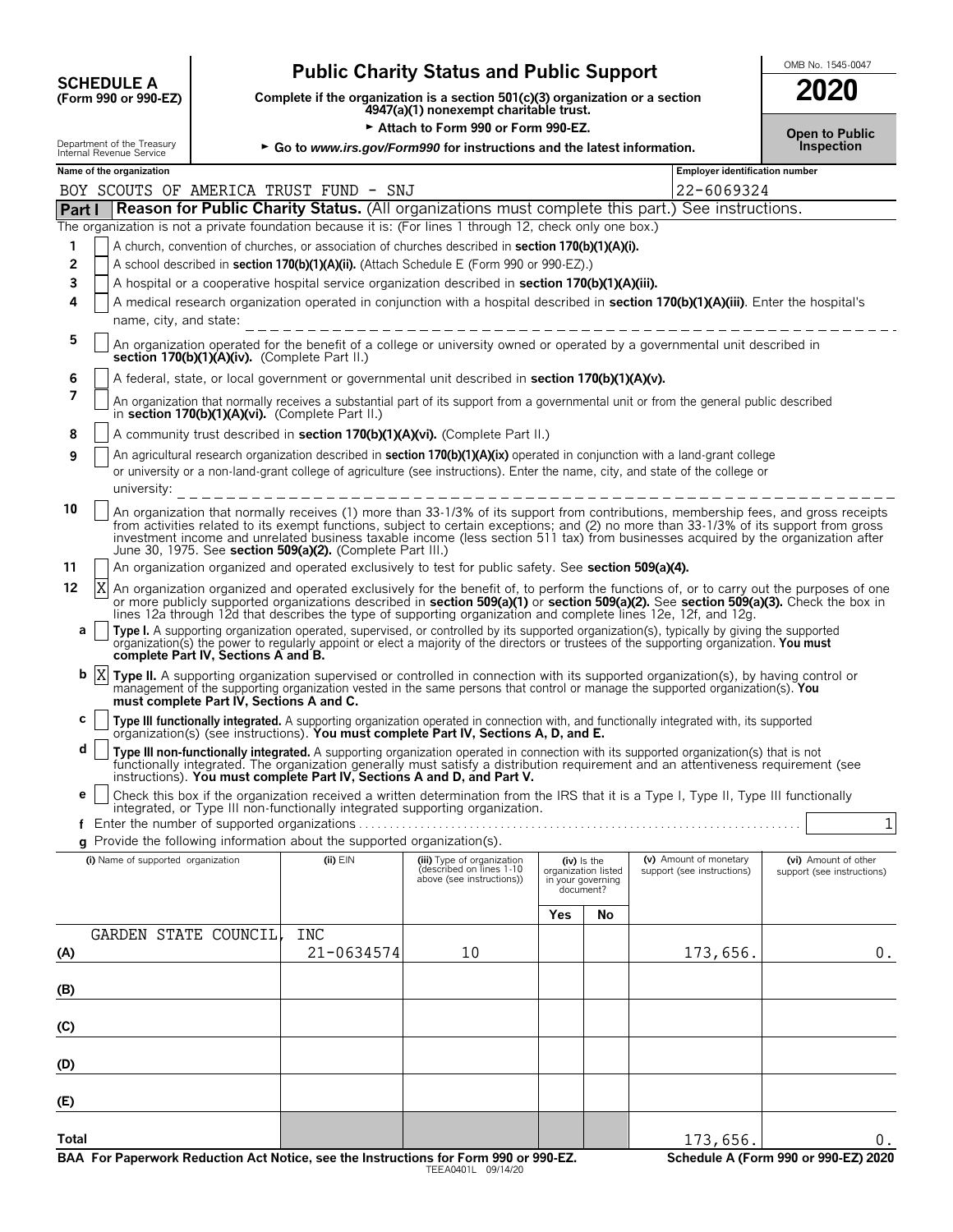**SCHEDULE A**
**(Form 990 or 990-EZ)**

Department of the Treasury
Internal Revenue Service

# Public Charity Status and Public Support

**Complete if the organization is a section 501(c)(3) organization or a section 4947(a)(1) nonexempt charitable trust.**

► **Attach to Form 990 or Form 990-EZ.**

► **Go to *www.irs.gov/Form990* for instructions and the latest information.**

OMB No. 1545-0047

**2020**

**Open to Public Inspection**

**Name of the organization:** BOY SCOUTS OF AMERICA TRUST FUND - SNJ

**Employer identification number:** 22-6069324

## Part I — Reason for Public Charity Status. (All organizations must complete this part.) See instructions.

The organization is not a private foundation because it is: (For lines 1 through 12, check only one box.)

1. [ ] A church, convention of churches, or association of churches described in **section 170(b)(1)(A)(i).**
2. [ ] A school described in **section 170(b)(1)(A)(ii).** (Attach Schedule E (Form 990 or 990-EZ).)
3. [ ] A hospital or a cooperative hospital service organization described in **section 170(b)(1)(A)(iii).**
4. [ ] A medical research organization operated in conjunction with a hospital described in **section 170(b)(1)(A)(iii)**. Enter the hospital's name, city, and state:
5. [ ] An organization operated for the benefit of a college or university owned or operated by a governmental unit described in **section 170(b)(1)(A)(iv).** (Complete Part II.)
6. [ ] A federal, state, or local government or governmental unit described in **section 170(b)(1)(A)(v).**
7. [ ] An organization that normally receives a substantial part of its support from a governmental unit or from the general public described in **section 170(b)(1)(A)(vi).** (Complete Part II.)
8. [ ] A community trust described in **section 170(b)(1)(A)(vi).** (Complete Part II.)
9. [ ] An agricultural research organization described in **section 170(b)(1)(A)(ix)** operated in conjunction with a land-grant college or university or a non-land-grant college of agriculture (see instructions). Enter the name, city, and state of the college or university:
10. [ ] An organization that normally receives (1) more than 33-1/3% of its support from contributions, membership fees, and gross receipts from activities related to its exempt functions, subject to certain exceptions; and (2) no more than 33-1/3% of its support from gross investment income and unrelated business taxable income (less section 511 tax) from businesses acquired by the organization after June 30, 1975. See **section 509(a)(2).** (Complete Part III.)
11. [ ] An organization organized and operated exclusively to test for public safety. See **section 509(a)(4).**
12. [X] An organization organized and operated exclusively for the benefit of, to perform the functions of, or to carry out the purposes of one or more publicly supported organizations described in **section 509(a)(1)** or **section 509(a)(2).** See **section 509(a)(3).** Check the box in lines 12a through 12d that describes the type of supporting organization and complete lines 12e, 12f, and 12g.
   - **a** [ ] **Type I.** A supporting organization operated, supervised, or controlled by its supported organization(s), typically by giving the supported organization(s) the power to regularly appoint or elect a majority of the directors or trustees of the supporting organization. **You must complete Part IV, Sections A and B.**
   - **b** [X] **Type II.** A supporting organization supervised or controlled in connection with its supported organization(s), by having control or management of the supporting organization vested in the same persons that control or manage the supported organization(s). **You must complete Part IV, Sections A and C.**
   - **c** [ ] **Type III functionally integrated.** A supporting organization operated in connection with, and functionally integrated with, its supported organization(s) (see instructions). **You must complete Part IV, Sections A, D, and E.**
   - **d** [ ] **Type III non-functionally integrated.** A supporting organization operated in connection with its supported organization(s) that is not functionally integrated. The organization generally must satisfy a distribution requirement and an attentiveness requirement (see instructions). **You must complete Part IV, Sections A and D, and Part V.**
   - **e** [ ] Check this box if the organization received a written determination from the IRS that it is a Type I, Type II, Type III functionally integrated, or Type III non-functionally integrated supporting organization.
   - **f** Enter the number of supported organizations: 1
   - **g** Provide the following information about the supported organization(s).

| | (i) Name of supported organization | (ii) EIN | (iii) Type of organization (described on lines 1-10 above (see instructions)) | (iv) Is the organization listed in your governing document? Yes | No | (v) Amount of monetary support (see instructions) | (vi) Amount of other support (see instructions) |
|---|---|---|---|---|---|---|---|
| (A) | GARDEN STATE COUNCIL, INC | 21-0634574 | 10 | | | 173,656. | 0. |
| (B) | | | | | | | |
| (C) | | | | | | | |
| (D) | | | | | | | |
| (E) | | | | | | | |
| Total | | | | | | 173,656. | 0. |

**BAA For Paperwork Reduction Act Notice, see the Instructions for Form 990 or 990-EZ.** TEEA0401L 09/14/20 **Schedule A (Form 990 or 990-EZ) 2020**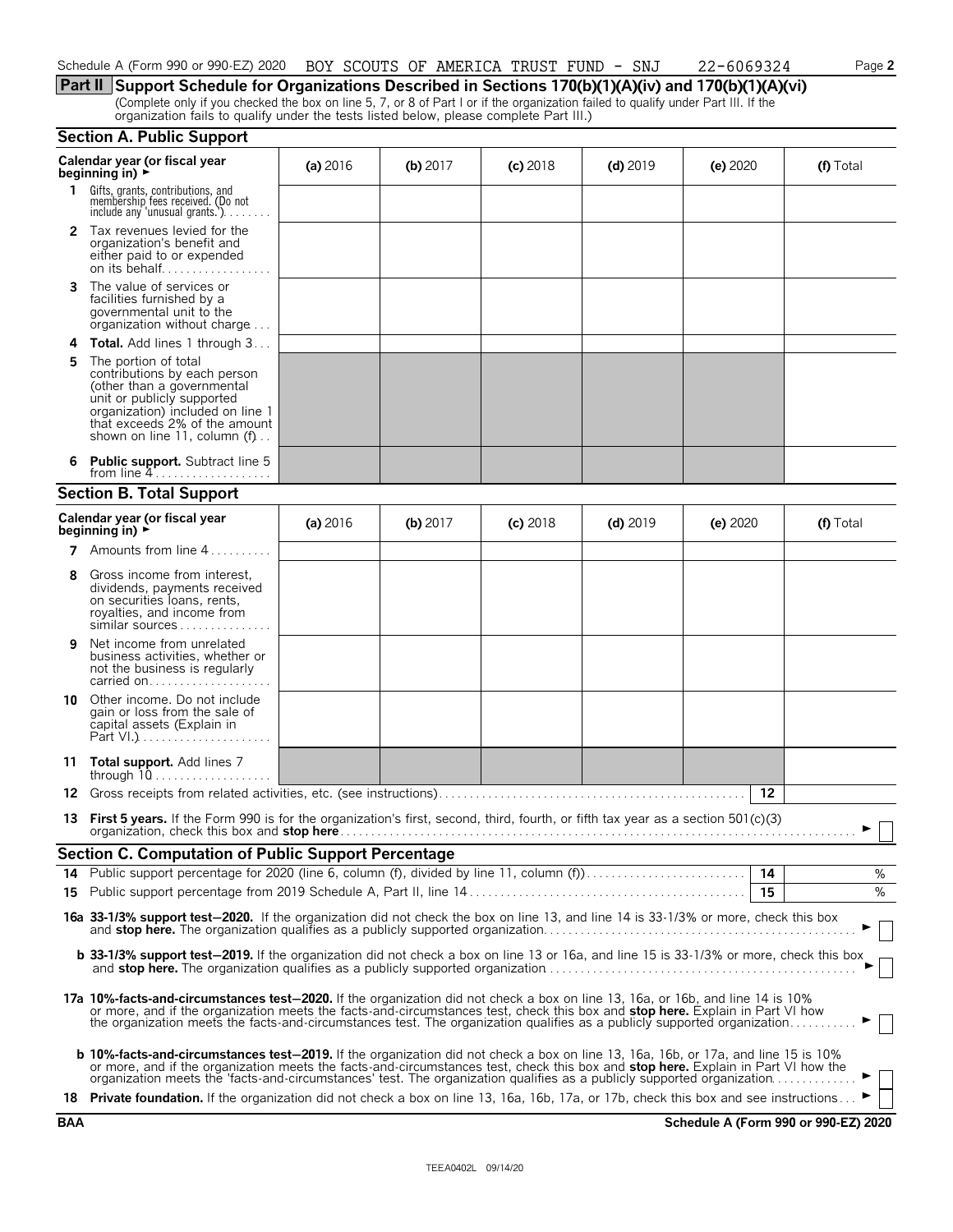Schedule A (Form 990 or 990-EZ) 2020 BOY SCOUTS OF AMERICA TRUST FUND - SNJ 22-6069324

## Part II Support Schedule for Organizations Described in Sections 170(b)(1)(A)(iv) and 170(b)(1)(A)(vi)

(Complete only if you checked the box on line 5, 7, or 8 of Part I or if the organization failed to qualify under Part III. If the organization fails to qualify under the tests listed below, please complete Part III.)

### Section A. Public Support

| Calendar year (or fiscal year beginning in) ► | (a) 2016 | (b) 2017 | (c) 2018 | (d) 2019 | (e) 2020 | (f) Total |
|---|---|---|---|---|---|---|
| **1** Gifts, grants, contributions, and membership fees received. (Do not include any 'unusual grants.') | | | | | | |
| **2** Tax revenues levied for the organization's benefit and either paid to or expended on its behalf | | | | | | |
| **3** The value of services or facilities furnished by a governmental unit to the organization without charge | | | | | | |
| **4 Total.** Add lines 1 through 3 | | | | | | |
| **5** The portion of total contributions by each person (other than a governmental unit or publicly supported organization) included on line 1 that exceeds 2% of the amount shown on line 11, column (f) | | | | | | |
| **6 Public support.** Subtract line 5 from line 4 | | | | | | |

### Section B. Total Support

| Calendar year (or fiscal year beginning in) ► | (a) 2016 | (b) 2017 | (c) 2018 | (d) 2019 | (e) 2020 | (f) Total |
|---|---|---|---|---|---|---|
| **7** Amounts from line 4 | | | | | | |
| **8** Gross income from interest, dividends, payments received on securities loans, rents, royalties, and income from similar sources | | | | | | |
| **9** Net income from unrelated business activities, whether or not the business is regularly carried on | | | | | | |
| **10** Other income. Do not include gain or loss from the sale of capital assets (Explain in Part VI.) | | | | | | |
| **11 Total support.** Add lines 7 through 10 | | | | | | |

**12** Gross receipts from related activities, etc. (see instructions) **12**

**13 First 5 years.** If the Form 990 is for the organization's first, second, third, fourth, or fifth tax year as a section 501(c)(3) organization, check this box and **stop here** ► ☐

### Section C. Computation of Public Support Percentage

**14** Public support percentage for 2020 (line 6, column (f), divided by line 11, column (f)) **14** %

**15** Public support percentage from 2019 Schedule A, Part II, line 14 **15** %

**16a 33-1/3% support test—2020.** If the organization did not check the box on line 13, and line 14 is 33-1/3% or more, check this box and **stop here.** The organization qualifies as a publicly supported organization ► ☐

**b 33-1/3% support test—2019.** If the organization did not check a box on line 13 or 16a, and line 15 is 33-1/3% or more, check this box and **stop here.** The organization qualifies as a publicly supported organization ► ☐

**17a 10%-facts-and-circumstances test—2020.** If the organization did not check a box on line 13, 16a, or 16b, and line 14 is 10% or more, and if the organization meets the facts-and-circumstances test, check this box and **stop here.** Explain in Part VI how the organization meets the facts-and-circumstances test. The organization qualifies as a publicly supported organization ► ☐

**b 10%-facts-and-circumstances test—2019.** If the organization did not check a box on line 13, 16a, 16b, or 17a, and line 15 is 10% or more, and if the organization meets the facts-and-circumstances test, check this box and **stop here.** Explain in Part VI how the organization meets the 'facts-and-circumstances' test. The organization qualifies as a publicly supported organization ► ☐

**18 Private foundation.** If the organization did not check a box on line 13, 16a, 16b, 17a, or 17b, check this box and see instructions ► ☐

BAA **Schedule A (Form 990 or 990-EZ) 2020**

TEEA0402L 09/14/20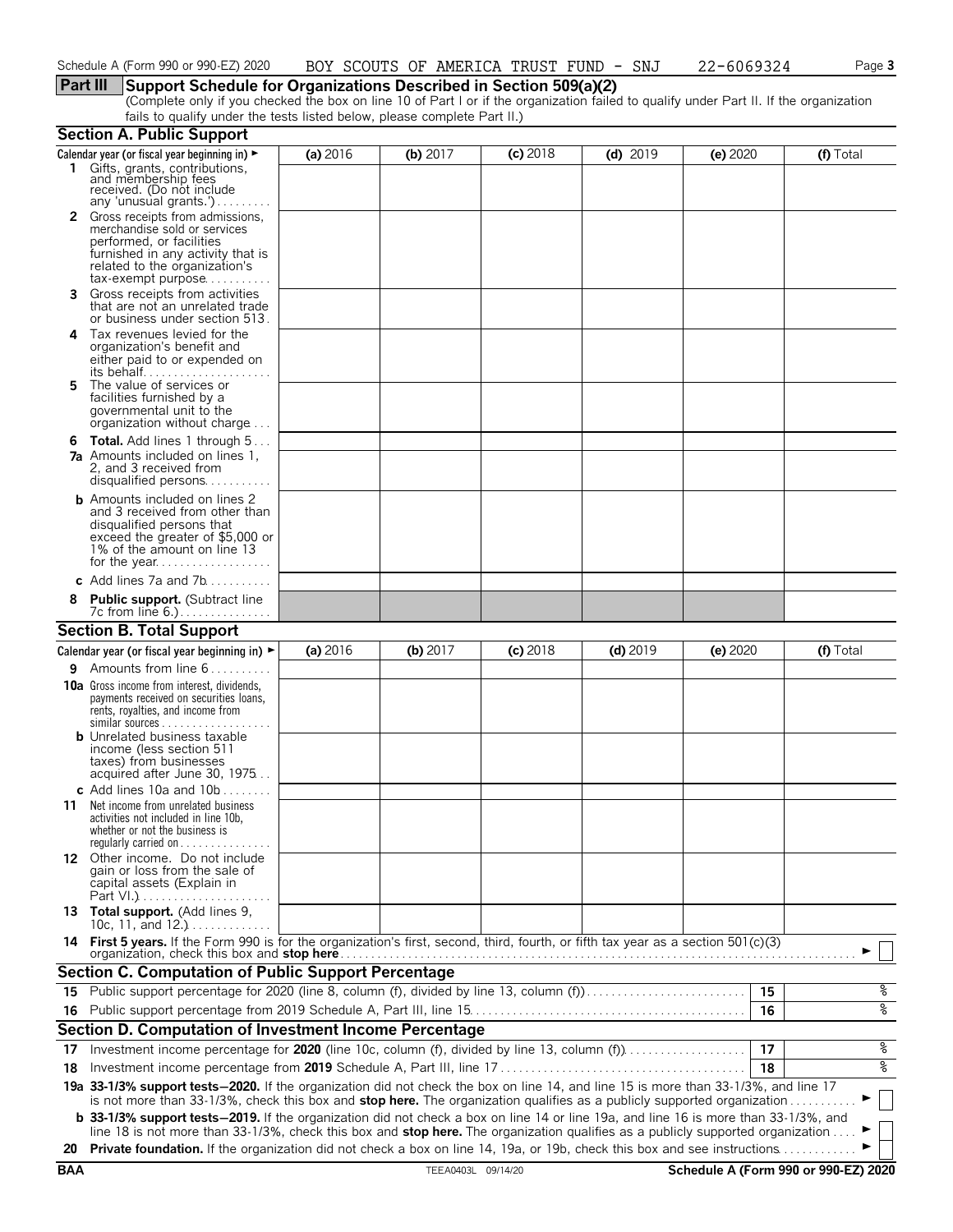Schedule A (Form 990 or 990-EZ) 2020 BOY SCOUTS OF AMERICA TRUST FUND - SNJ 22-6069324 Page **3**

## Part III Support Schedule for Organizations Described in Section 509(a)(2)

(Complete only if you checked the box on line 10 of Part I or if the organization failed to qualify under Part II. If the organization fails to qualify under the tests listed below, please complete Part II.)

### Section A. Public Support

| Calendar year (or fiscal year beginning in) ► | (a) 2016 | (b) 2017 | (c) 2018 | (d) 2019 | (e) 2020 | (f) Total |
|---|---|---|---|---|---|---|
| **1** Gifts, grants, contributions, and membership fees received. (Do not include any 'unusual grants.') | | | | | | |
| **2** Gross receipts from admissions, merchandise sold or services performed, or facilities furnished in any activity that is related to the organization's tax-exempt purpose | | | | | | |
| **3** Gross receipts from activities that are not an unrelated trade or business under section 513 | | | | | | |
| **4** Tax revenues levied for the organization's benefit and either paid to or expended on its behalf | | | | | | |
| **5** The value of services or facilities furnished by a governmental unit to the organization without charge | | | | | | |
| **6 Total.** Add lines 1 through 5 | | | | | | |
| **7a** Amounts included on lines 1, 2, and 3 received from disqualified persons | | | | | | |
| **b** Amounts included on lines 2 and 3 received from other than disqualified persons that exceed the greater of $5,000 or 1% of the amount on line 13 for the year | | | | | | |
| **c** Add lines 7a and 7b | | | | | | |
| **8 Public support.** (Subtract line 7c from line 6.) | | | | | | |

### Section B. Total Support

| Calendar year (or fiscal year beginning in) ► | (a) 2016 | (b) 2017 | (c) 2018 | (d) 2019 | (e) 2020 | (f) Total |
|---|---|---|---|---|---|---|
| **9** Amounts from line 6 | | | | | | |
| **10a** Gross income from interest, dividends, payments received on securities loans, rents, royalties, and income from similar sources | | | | | | |
| **b** Unrelated business taxable income (less section 511 taxes) from businesses acquired after June 30, 1975 | | | | | | |
| **c** Add lines 10a and 10b | | | | | | |
| **11** Net income from unrelated business activities not included in line 10b, whether or not the business is regularly carried on | | | | | | |
| **12** Other income. Do not include gain or loss from the sale of capital assets (Explain in Part VI.) | | | | | | |
| **13 Total support.** (Add lines 9, 10c, 11, and 12.) | | | | | | |

**14 First 5 years.** If the Form 990 is for the organization's first, second, third, fourth, or fifth tax year as a section 501(c)(3) organization, check this box and **stop here** ► ☐

### Section C. Computation of Public Support Percentage

| | | | |
|---|---|---|---|
| **15** | Public support percentage for 2020 (line 8, column (f), divided by line 13, column (f)) | **15** | % |
| **16** | Public support percentage from 2019 Schedule A, Part III, line 15 | **16** | % |

### Section D. Computation of Investment Income Percentage

| | | | |
|---|---|---|---|
| **17** | Investment income percentage for **2020** (line 10c, column (f), divided by line 13, column (f)) | **17** | % |
| **18** | Investment income percentage from **2019** Schedule A, Part III, line 17 | **18** | % |

**19a 33-1/3% support tests—2020.** If the organization did not check the box on line 14, and line 15 is more than 33-1/3%, and line 17 is not more than 33-1/3%, check this box and **stop here.** The organization qualifies as a publicly supported organization ► ☐

**b 33-1/3% support tests—2019.** If the organization did not check a box on line 14 or line 19a, and line 16 is more than 33-1/3%, and line 18 is not more than 33-1/3%, check this box and **stop here.** The organization qualifies as a publicly supported organization ► ☐

**20 Private foundation.** If the organization did not check a box on line 14, 19a, or 19b, check this box and see instructions ► ☐

**BAA** TEEA0403L 09/14/20 **Schedule A (Form 990 or 990-EZ) 2020**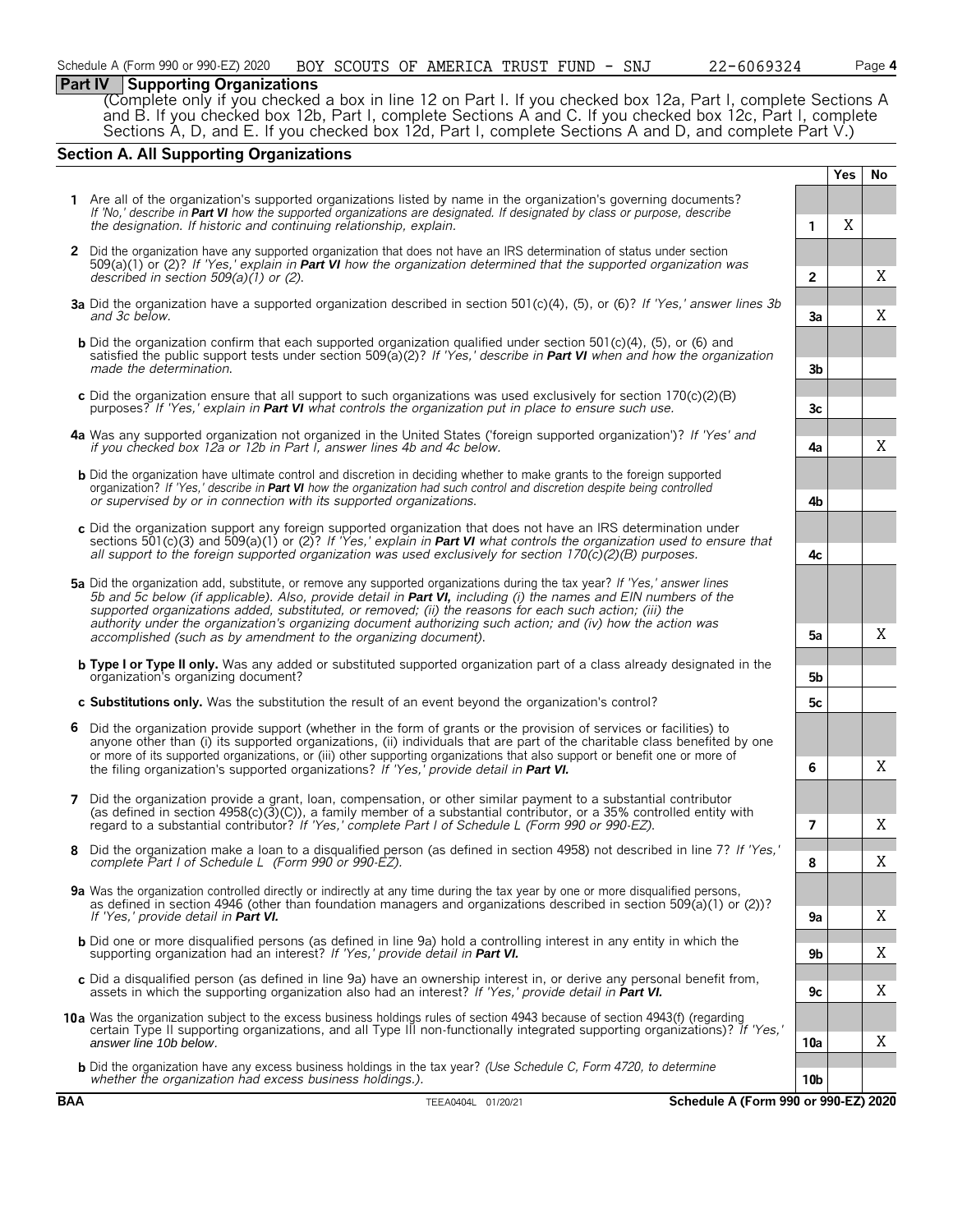## Part IV Supporting Organizations

(Complete only if you checked a box in line 12 on Part I. If you checked box 12a, Part I, complete Sections A and B. If you checked box 12b, Part I, complete Sections A and C. If you checked box 12c, Part I, complete Sections A, D, and E. If you checked box 12d, Part I, complete Sections A and D, and complete Part V.)

### Section A. All Supporting Organizations

| | | | Yes | No |
|---|---|---|---|---|
| **1** | Are all of the organization's supported organizations listed by name in the organization's governing documents? *If 'No,' describe in **Part VI** how the supported organizations are designated. If designated by class or purpose, describe the designation. If historic and continuing relationship, explain.* | 1 | X | |
| **2** | Did the organization have any supported organization that does not have an IRS determination of status under section 509(a)(1) or (2)? *If 'Yes,' explain in **Part VI** how the organization determined that the supported organization was described in section 509(a)(1) or (2).* | 2 | | X |
| **3a** | Did the organization have a supported organization described in section 501(c)(4), (5), or (6)? *If 'Yes,' answer lines 3b and 3c below.* | 3a | | X |
| **b** | Did the organization confirm that each supported organization qualified under section 501(c)(4), (5), or (6) and satisfied the public support tests under section 509(a)(2)? *If 'Yes,' describe in **Part VI** when and how the organization made the determination.* | 3b | | |
| **c** | Did the organization ensure that all support to such organizations was used exclusively for section 170(c)(2)(B) purposes? *If 'Yes,' explain in **Part VI** what controls the organization put in place to ensure such use.* | 3c | | |
| **4a** | Was any supported organization not organized in the United States ('foreign supported organization')? *If 'Yes' and if you checked box 12a or 12b in Part I, answer lines 4b and 4c below.* | 4a | | X |
| **b** | Did the organization have ultimate control and discretion in deciding whether to make grants to the foreign supported organization? *If 'Yes,' describe in **Part VI** how the organization had such control and discretion despite being controlled or supervised by or in connection with its supported organizations.* | 4b | | |
| **c** | Did the organization support any foreign supported organization that does not have an IRS determination under sections 501(c)(3) and 509(a)(1) or (2)? *If 'Yes,' explain in **Part VI** what controls the organization used to ensure that all support to the foreign supported organization was used exclusively for section 170(c)(2)(B) purposes.* | 4c | | |
| **5a** | Did the organization add, substitute, or remove any supported organizations during the tax year? *If 'Yes,' answer lines 5b and 5c below (if applicable). Also, provide detail in **Part VI,** including (i) the names and EIN numbers of the supported organizations added, substituted, or removed; (ii) the reasons for each such action; (iii) the authority under the organization's organizing document authorizing such action; and (iv) how the action was accomplished (such as by amendment to the organizing document).* | 5a | | X |
| **b** | **Type I or Type II only.** Was any added or substituted supported organization part of a class already designated in the organization's organizing document? | 5b | | |
| **c** | **Substitutions only.** Was the substitution the result of an event beyond the organization's control? | 5c | | |
| **6** | Did the organization provide support (whether in the form of grants or the provision of services or facilities) to anyone other than (i) its supported organizations, (ii) individuals that are part of the charitable class benefited by one or more of its supported organizations, or (iii) other supporting organizations that also support or benefit one or more of the filing organization's supported organizations? *If 'Yes,' provide detail in **Part VI.*** | 6 | | X |
| **7** | Did the organization provide a grant, loan, compensation, or other similar payment to a substantial contributor (as defined in section 4958(c)(3)(C)), a family member of a substantial contributor, or a 35% controlled entity with regard to a substantial contributor? *If 'Yes,' complete Part I of Schedule L (Form 990 or 990-EZ).* | 7 | | X |
| **8** | Did the organization make a loan to a disqualified person (as defined in section 4958) not described in line 7? *If 'Yes,' complete Part I of Schedule L (Form 990 or 990-EZ).* | 8 | | X |
| **9a** | Was the organization controlled directly or indirectly at any time during the tax year by one or more disqualified persons, as defined in section 4946 (other than foundation managers and organizations described in section 509(a)(1) or (2))? *If 'Yes,' provide detail in **Part VI.*** | 9a | | X |
| **b** | Did one or more disqualified persons (as defined in line 9a) hold a controlling interest in any entity in which the supporting organization had an interest? *If 'Yes,' provide detail in **Part VI.*** | 9b | | X |
| **c** | Did a disqualified person (as defined in line 9a) have an ownership interest in, or derive any personal benefit from, assets in which the supporting organization also had an interest? *If 'Yes,' provide detail in **Part VI.*** | 9c | | X |
| **10a** | Was the organization subject to the excess business holdings rules of section 4943 because of section 4943(f) (regarding certain Type II supporting organizations, and all Type III non-functionally integrated supporting organizations)? *If 'Yes,' answer line 10b below.* | 10a | | X |
| **b** | Did the organization have any excess business holdings in the tax year? *(Use Schedule C, Form 4720, to determine whether the organization had excess business holdings.).* | 10b | | |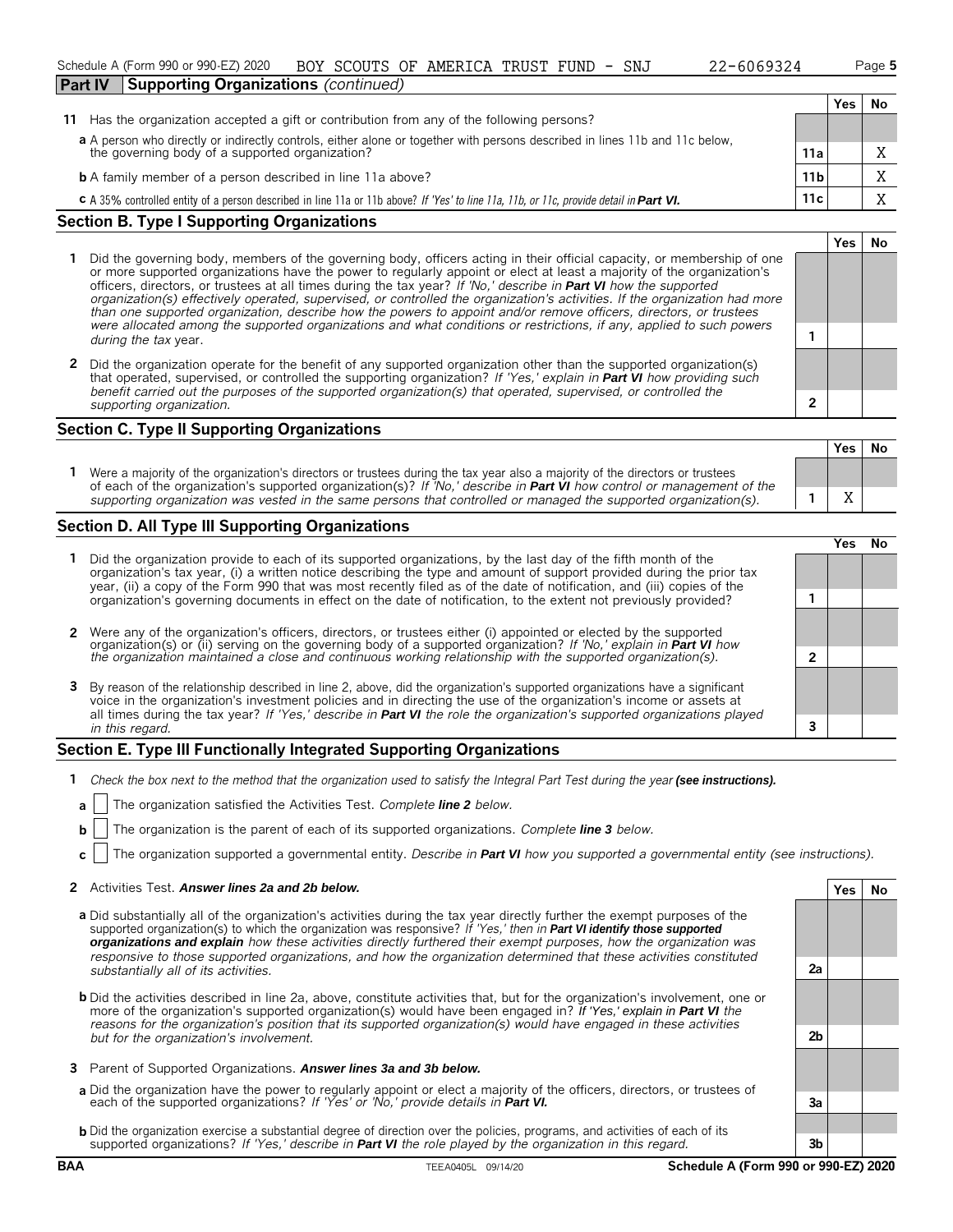Schedule A (Form 990 or 990-EZ) 2020 BOY SCOUTS OF AMERICA TRUST FUND - SNJ 22-6069324 Page 5

**Part IV Supporting Organizations** *(continued)*

| | | | Yes | No |
|---|---|---|---|---|
| **11** | Has the organization accepted a gift or contribution from any of the following persons? | | | |
| | **a** A person who directly or indirectly controls, either alone or together with persons described in lines 11b and 11c below, the governing body of a supported organization? | 11a | | X |
| | **b** A family member of a person described in line 11a above? | 11b | | X |
| | **c** A 35% controlled entity of a person described in line 11a or 11b above? *If 'Yes' to line 11a, 11b, or 11c, provide detail in* ***Part VI.*** | 11c | | X |

## Section B. Type I Supporting Organizations

| | | | Yes | No |
|---|---|---|---|---|
| **1** | Did the governing body, members of the governing body, officers acting in their official capacity, or membership of one or more supported organizations have the power to regularly appoint or elect at least a majority of the organization's officers, directors, or trustees at all times during the tax year? *If 'No,' describe in* ***Part VI*** *how the supported organization(s) effectively operated, supervised, or controlled the organization's activities. If the organization had more than one supported organization, describe how the powers to appoint and/or remove officers, directors, or trustees were allocated among the supported organizations and what conditions or restrictions, if any, applied to such powers during the tax* year. | 1 | | |
| **2** | Did the organization operate for the benefit of any supported organization other than the supported organization(s) that operated, supervised, or controlled the supporting organization? *If 'Yes,' explain in* ***Part VI*** *how providing such benefit carried out the purposes of the supported organization(s) that operated, supervised, or controlled the supporting organization.* | 2 | | |

## Section C. Type II Supporting Organizations

| | | | Yes | No |
|---|---|---|---|---|
| **1** | Were a majority of the organization's directors or trustees during the tax year also a majority of the directors or trustees of each of the organization's supported organization(s)? *If 'No,' describe in* ***Part VI*** *how control or management of the supporting organization was vested in the same persons that controlled or managed the supported organization(s).* | 1 | X | |

## Section D. All Type III Supporting Organizations

| | | | Yes | No |
|---|---|---|---|---|
| **1** | Did the organization provide to each of its supported organizations, by the last day of the fifth month of the organization's tax year, (i) a written notice describing the type and amount of support provided during the prior tax year, (ii) a copy of the Form 990 that was most recently filed as of the date of notification, and (iii) copies of the organization's governing documents in effect on the date of notification, to the extent not previously provided? | 1 | | |
| **2** | Were any of the organization's officers, directors, or trustees either (i) appointed or elected by the supported organization(s) or (ii) serving on the governing body of a supported organization? *If 'No,' explain in* ***Part VI*** *how the organization maintained a close and continuous working relationship with the supported organization(s).* | 2 | | |
| **3** | By reason of the relationship described in line 2, above, did the organization's supported organizations have a significant voice in the organization's investment policies and in directing the use of the organization's income or assets at all times during the tax year? *If 'Yes,' describe in* ***Part VI*** *the role the organization's supported organizations played in this regard.* | 3 | | |

## Section E. Type III Functionally Integrated Supporting Organizations

**1** *Check the box next to the method that the organization used to satisfy the Integral Part Test during the year* ***(see instructions).***

**a** ☐ The organization satisfied the Activities Test. *Complete* ***line 2*** *below.*

**b** ☐ The organization is the parent of each of its supported organizations. *Complete* ***line 3*** *below.*

**c** ☐ The organization supported a governmental entity. *Describe in* ***Part VI*** *how you supported a governmental entity (see instructions).*

| | | | Yes | No |
|---|---|---|---|---|
| **2** | Activities Test. ***Answer lines 2a and 2b below.*** | | | |
| | **a** Did substantially all of the organization's activities during the tax year directly further the exempt purposes of the supported organization(s) to which the organization was responsive? *If 'Yes,' then in* ***Part VI identify those supported organizations and explain*** *how these activities directly furthered their exempt purposes, how the organization was responsive to those supported organizations, and how the organization determined that these activities constituted substantially all of its activities.* | 2a | | |
| | **b** Did the activities described in line 2a, above, constitute activities that, but for the organization's involvement, one or more of the organization's supported organization(s) would have been engaged in? *If 'Yes,' explain in* ***Part VI*** *the reasons for the organization's position that its supported organization(s) would have engaged in these activities but for the organization's involvement.* | 2b | | |
| **3** | Parent of Supported Organizations. ***Answer lines 3a and 3b below.*** | | | |
| | **a** Did the organization have the power to regularly appoint or elect a majority of the officers, directors, or trustees of each of the supported organizations? *If 'Yes' or 'No,' provide details in* ***Part VI.*** | 3a | | |
| | **b** Did the organization exercise a substantial degree of direction over the policies, programs, and activities of each of its supported organizations? *If 'Yes,' describe in* ***Part VI*** *the role played by the organization in this regard.* | 3b | | |

BAA TEEA0405L 09/14/20 **Schedule A (Form 990 or 990-EZ) 2020**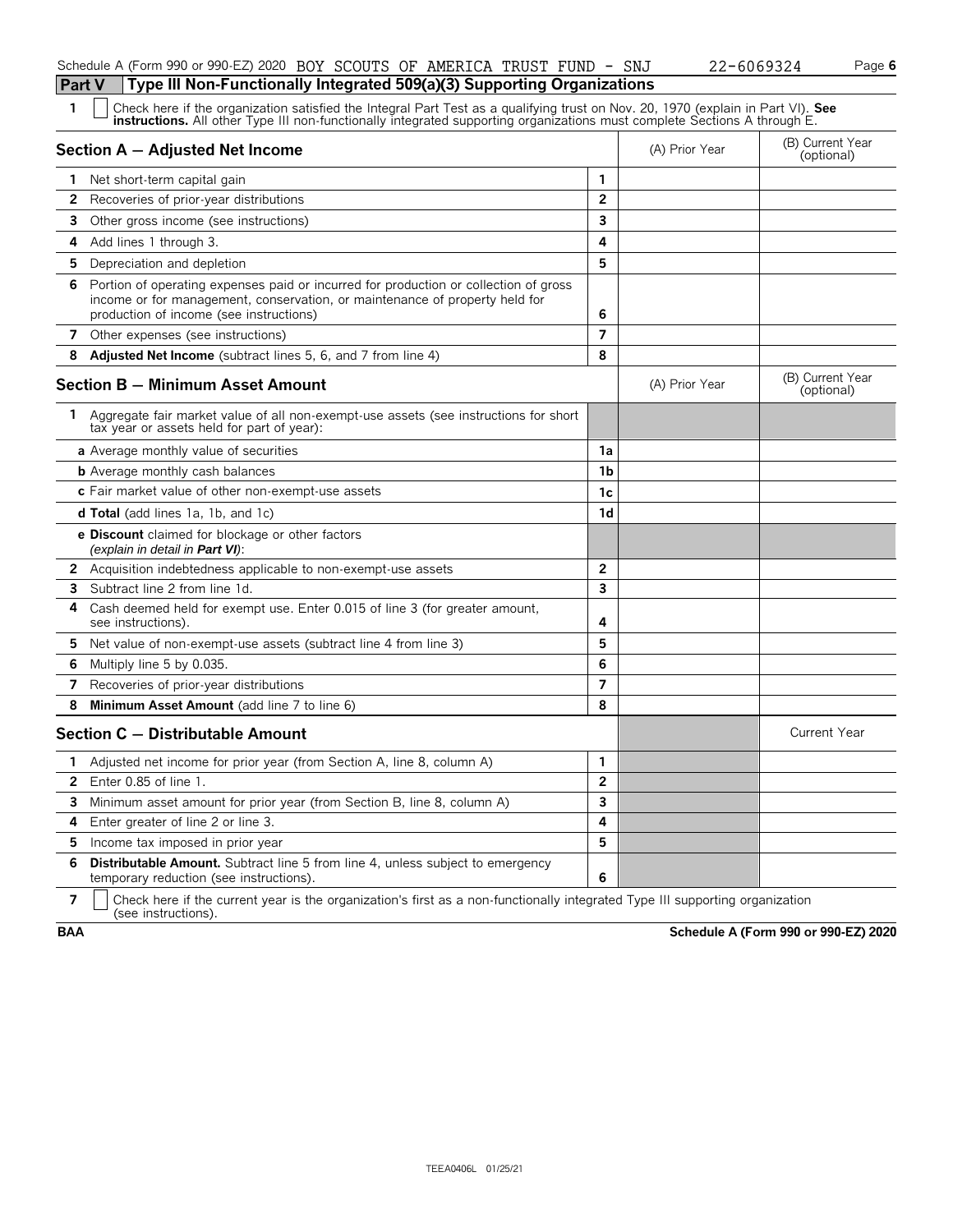## Part V Type III Non-Functionally Integrated 509(a)(3) Supporting Organizations

**1** ☐ Check here if the organization satisfied the Integral Part Test as a qualifying trust on Nov. 20, 1970 (explain in Part VI). **See instructions.** All other Type III non-functionally integrated supporting organizations must complete Sections A through E.

| Section A — Adjusted Net Income | | (A) Prior Year | (B) Current Year (optional) |
|---|---|---|---|
| **1** Net short-term capital gain | 1 | | |
| **2** Recoveries of prior-year distributions | 2 | | |
| **3** Other gross income (see instructions) | 3 | | |
| **4** Add lines 1 through 3. | 4 | | |
| **5** Depreciation and depletion | 5 | | |
| **6** Portion of operating expenses paid or incurred for production or collection of gross income or for management, conservation, or maintenance of property held for production of income (see instructions) | 6 | | |
| **7** Other expenses (see instructions) | 7 | | |
| **8** **Adjusted Net Income** (subtract lines 5, 6, and 7 from line 4) | 8 | | |

| Section B — Minimum Asset Amount | | (A) Prior Year | (B) Current Year (optional) |
|---|---|---|---|
| **1** Aggregate fair market value of all non-exempt-use assets (see instructions for short tax year or assets held for part of year): | | | |
| **a** Average monthly value of securities | 1a | | |
| **b** Average monthly cash balances | 1b | | |
| **c** Fair market value of other non-exempt-use assets | 1c | | |
| **d Total** (add lines 1a, 1b, and 1c) | 1d | | |
| **e Discount** claimed for blockage or other factors *(explain in detail in **Part VI**)*: | | | |
| **2** Acquisition indebtedness applicable to non-exempt-use assets | 2 | | |
| **3** Subtract line 2 from line 1d. | 3 | | |
| **4** Cash deemed held for exempt use. Enter 0.015 of line 3 (for greater amount, see instructions). | 4 | | |
| **5** Net value of non-exempt-use assets (subtract line 4 from line 3) | 5 | | |
| **6** Multiply line 5 by 0.035. | 6 | | |
| **7** Recoveries of prior-year distributions | 7 | | |
| **8** **Minimum Asset Amount** (add line 7 to line 6) | 8 | | |

| Section C — Distributable Amount | | | Current Year |
|---|---|---|---|
| **1** Adjusted net income for prior year (from Section A, line 8, column A) | 1 | | |
| **2** Enter 0.85 of line 1. | 2 | | |
| **3** Minimum asset amount for prior year (from Section B, line 8, column A) | 3 | | |
| **4** Enter greater of line 2 or line 3. | 4 | | |
| **5** Income tax imposed in prior year | 5 | | |
| **6** **Distributable Amount.** Subtract line 5 from line 4, unless subject to emergency temporary reduction (see instructions). | 6 | | |

**7** ☐ Check here if the current year is the organization's first as a non-functionally integrated Type III supporting organization (see instructions).

**BAA** **Schedule A (Form 990 or 990-EZ) 2020**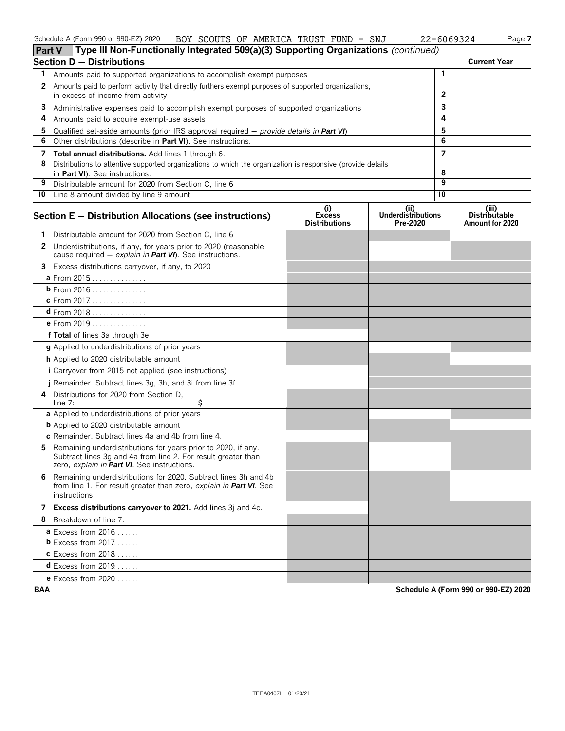Schedule A (Form 990 or 990-EZ) 2020 BOY SCOUTS OF AMERICA TRUST FUND - SNJ 22-6069324

## Part V Type III Non-Functionally Integrated 509(a)(3) Supporting Organizations *(continued)*

| **Section D — Distributions** | | **Current Year** |
|---|---|---|
| **1** Amounts paid to supported organizations to accomplish exempt purposes | 1 | |
| **2** Amounts paid to perform activity that directly furthers exempt purposes of supported organizations, in excess of income from activity | 2 | |
| **3** Administrative expenses paid to accomplish exempt purposes of supported organizations | 3 | |
| **4** Amounts paid to acquire exempt-use assets | 4 | |
| **5** Qualified set-aside amounts (prior IRS approval required — *provide details in* **Part VI**) | 5 | |
| **6** Other distributions (describe in **Part VI**). See instructions. | 6 | |
| **7** **Total annual distributions.** Add lines 1 through 6. | 7 | |
| **8** Distributions to attentive supported organizations to which the organization is responsive (provide details in **Part VI**). See instructions. | 8 | |
| **9** Distributable amount for 2020 from Section C, line 6 | 9 | |
| **10** Line 8 amount divided by line 9 amount | 10 | |

| **Section E — Distribution Allocations (see instructions)** | **(i) Excess Distributions** | **(ii) Underdistributions Pre-2020** | **(iii) Distributable Amount for 2020** |
|---|---|---|---|
| **1** Distributable amount for 2020 from Section C, line 6 | | | |
| **2** Underdistributions, if any, for years prior to 2020 (reasonable cause required — *explain in* **Part VI**). See instructions. | | | |
| **3** Excess distributions carryover, if any, to 2020 | | | |
| **a** From 2015 | | | |
| **b** From 2016 | | | |
| **c** From 2017 | | | |
| **d** From 2018 | | | |
| **e** From 2019 | | | |
| **f Total** of lines 3a through 3e | | | |
| **g** Applied to underdistributions of prior years | | | |
| **h** Applied to 2020 distributable amount | | | |
| **i** Carryover from 2015 not applied (see instructions) | | | |
| **j** Remainder. Subtract lines 3g, 3h, and 3i from line 3f. | | | |
| **4** Distributions for 2020 from Section D, line 7: $ | | | |
| **a** Applied to underdistributions of prior years | | | |
| **b** Applied to 2020 distributable amount | | | |
| **c** Remainder. Subtract lines 4a and 4b from line 4. | | | |
| **5** Remaining underdistributions for years prior to 2020, if any. Subtract lines 3g and 4a from line 2. For result greater than zero, *explain in* **Part VI**. See instructions. | | | |
| **6** Remaining underdistributions for 2020. Subtract lines 3h and 4b from line 1. For result greater than zero, *explain in* **Part VI**. See instructions. | | | |
| **7** **Excess distributions carryover to 2021.** Add lines 3j and 4c. | | | |
| **8** Breakdown of line 7: | | | |
| **a** Excess from 2016 | | | |
| **b** Excess from 2017 | | | |
| **c** Excess from 2018 | | | |
| **d** Excess from 2019 | | | |
| **e** Excess from 2020 | | | |

**BAA** **Schedule A (Form 990 or 990-EZ) 2020**

TEEA0407L 01/20/21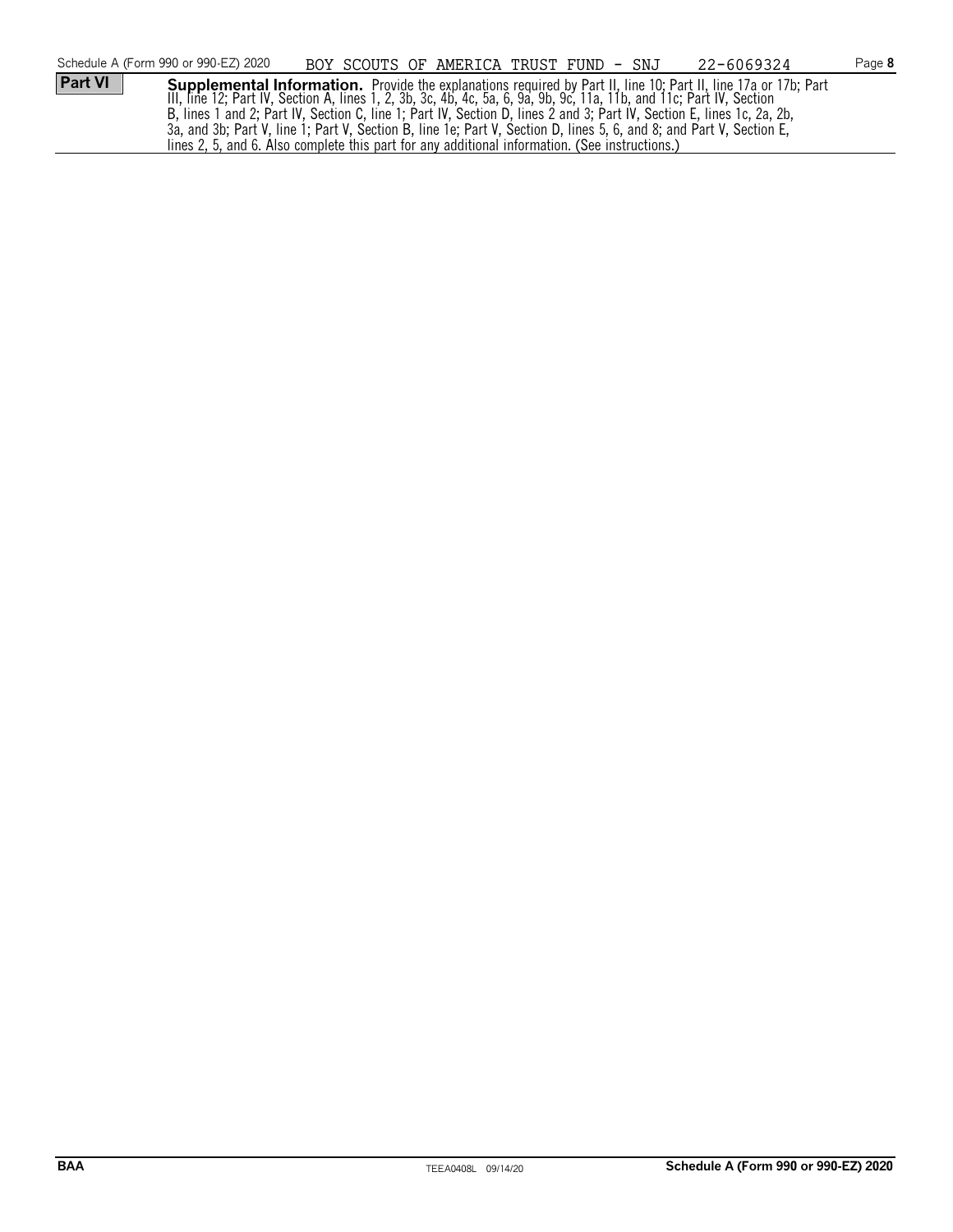Schedule A (Form 990 or 990-EZ) 2020 BOY SCOUTS OF AMERICA TRUST FUND - SNJ 22-6069324

**Part VI** **Supplemental Information.** Provide the explanations required by Part II, line 10; Part II, line 17a or 17b; Part III, line 12; Part IV, Section A, lines 1, 2, 3b, 3c, 4b, 4c, 5a, 6, 9a, 9b, 9c, 11a, 11b, and 11c; Part IV, Section B, lines 1 and 2; Part IV, Section C, line 1; Part IV, Section D, lines 2 and 3; Part IV, Section E, lines 1c, 2a, 2b, 3a, and 3b; Part V, line 1; Part V, Section B, line 1e; Part V, Section D, lines 5, 6, and 8; and Part V, Section E, lines 2, 5, and 6. Also complete this part for any additional information. (See instructions.)

BAA TEEA0408L 09/14/20 **Schedule A (Form 990 or 990-EZ) 2020**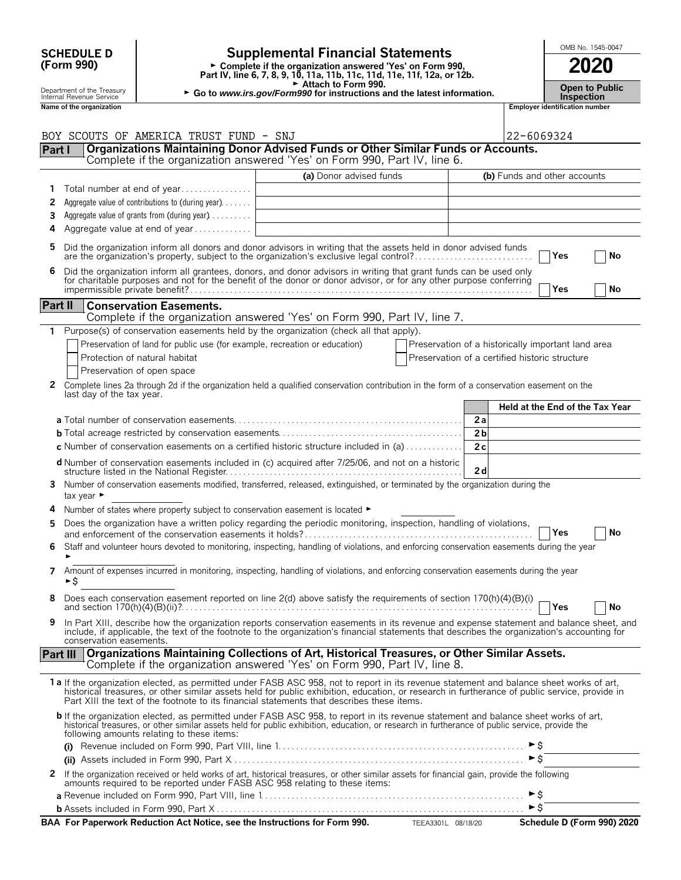**SCHEDULE D (Form 990)**

Department of the Treasury
Internal Revenue Service

# Supplemental Financial Statements

► Complete if the organization answered 'Yes' on Form 990, Part IV, line 6, 7, 8, 9, 10, 11a, 11b, 11c, 11d, 11e, 11f, 12a, or 12b.

► Attach to Form 990.

► Go to *www.irs.gov/Form990* for instructions and the latest information.

OMB No. 1545-0047

**2020**

**Open to Public Inspection**

| Name of the organization | Employer identification number |
|---|---|
| BOY SCOUTS OF AMERICA TRUST FUND - SNJ | 22-6069324 |

## Part I Organizations Maintaining Donor Advised Funds or Other Similar Funds or Accounts.

Complete if the organization answered 'Yes' on Form 990, Part IV, line 6.

| | | (a) Donor advised funds | (b) Funds and other accounts |
|---|---|---|---|
| 1 | Total number at end of year | | |
| 2 | Aggregate value of contributions to (during year) | | |
| 3 | Aggregate value of grants from (during year) | | |
| 4 | Aggregate value at end of year | | |

5 Did the organization inform all donors and donor advisors in writing that the assets held in donor advised funds are the organization's property, subject to the organization's exclusive legal control? ☐ Yes ☐ No

6 Did the organization inform all grantees, donors, and donor advisors in writing that grant funds can be used only for charitable purposes and not for the benefit of the donor or donor advisor, or for any other purpose conferring impermissible private benefit? ☐ Yes ☐ No

## Part II Conservation Easements.

Complete if the organization answered 'Yes' on Form 990, Part IV, line 7.

1 Purpose(s) of conservation easements held by the organization (check all that apply).

☐ Preservation of land for public use (for example, recreation or education)
☐ Protection of natural habitat
☐ Preservation of open space
☐ Preservation of a historically important land area
☐ Preservation of a certified historic structure

2 Complete lines 2a through 2d if the organization held a qualified conservation contribution in the form of a conservation easement on the last day of the tax year.

| | | | Held at the End of the Tax Year |
|---|---|---|---|
| a | Total number of conservation easements | 2a | |
| b | Total acreage restricted by conservation easements | 2b | |
| c | Number of conservation easements on a certified historic structure included in (a) | 2c | |
| d | Number of conservation easements included in (c) acquired after 7/25/06, and not on a historic structure listed in the National Register | 2d | |

3 Number of conservation easements modified, transferred, released, extinguished, or terminated by the organization during the tax year ►

4 Number of states where property subject to conservation easement is located ►

5 Does the organization have a written policy regarding the periodic monitoring, inspection, handling of violations, and enforcement of the conservation easements it holds? ☐ Yes ☐ No

6 Staff and volunteer hours devoted to monitoring, inspecting, handling of violations, and enforcing conservation easements during the year ►

7 Amount of expenses incurred in monitoring, inspecting, handling of violations, and enforcing conservation easements during the year ►$

8 Does each conservation easement reported on line 2(d) above satisfy the requirements of section 170(h)(4)(B)(i) and section 170(h)(4)(B)(ii)? ☐ Yes ☐ No

9 In Part XIII, describe how the organization reports conservation easements in its revenue and expense statement and balance sheet, and include, if applicable, the text of the footnote to the organization's financial statements that describes the organization's accounting for conservation easements.

## Part III Organizations Maintaining Collections of Art, Historical Treasures, or Other Similar Assets.

Complete if the organization answered 'Yes' on Form 990, Part IV, line 8.

1a If the organization elected, as permitted under FASB ASC 958, not to report in its revenue statement and balance sheet works of art, historical treasures, or other similar assets held for public exhibition, education, or research in furtherance of public service, provide in Part XIII the text of the footnote to its financial statements that describes these items.

b If the organization elected, as permitted under FASB ASC 958, to report in its revenue statement and balance sheet works of art, historical treasures, or other similar assets held for public exhibition, education, or research in furtherance of public service, provide the following amounts relating to these items:

(i) Revenue included on Form 990, Part VIII, line 1 ►$

(ii) Assets included in Form 990, Part X ►$

2 If the organization received or held works of art, historical treasures, or other similar assets for financial gain, provide the following amounts required to be reported under FASB ASC 958 relating to these items:

a Revenue included on Form 990, Part VIII, line 1 ►$

b Assets included in Form 990, Part X ►$

**BAA For Paperwork Reduction Act Notice, see the Instructions for Form 990.** TEEA3301L 08/18/20 **Schedule D (Form 990) 2020**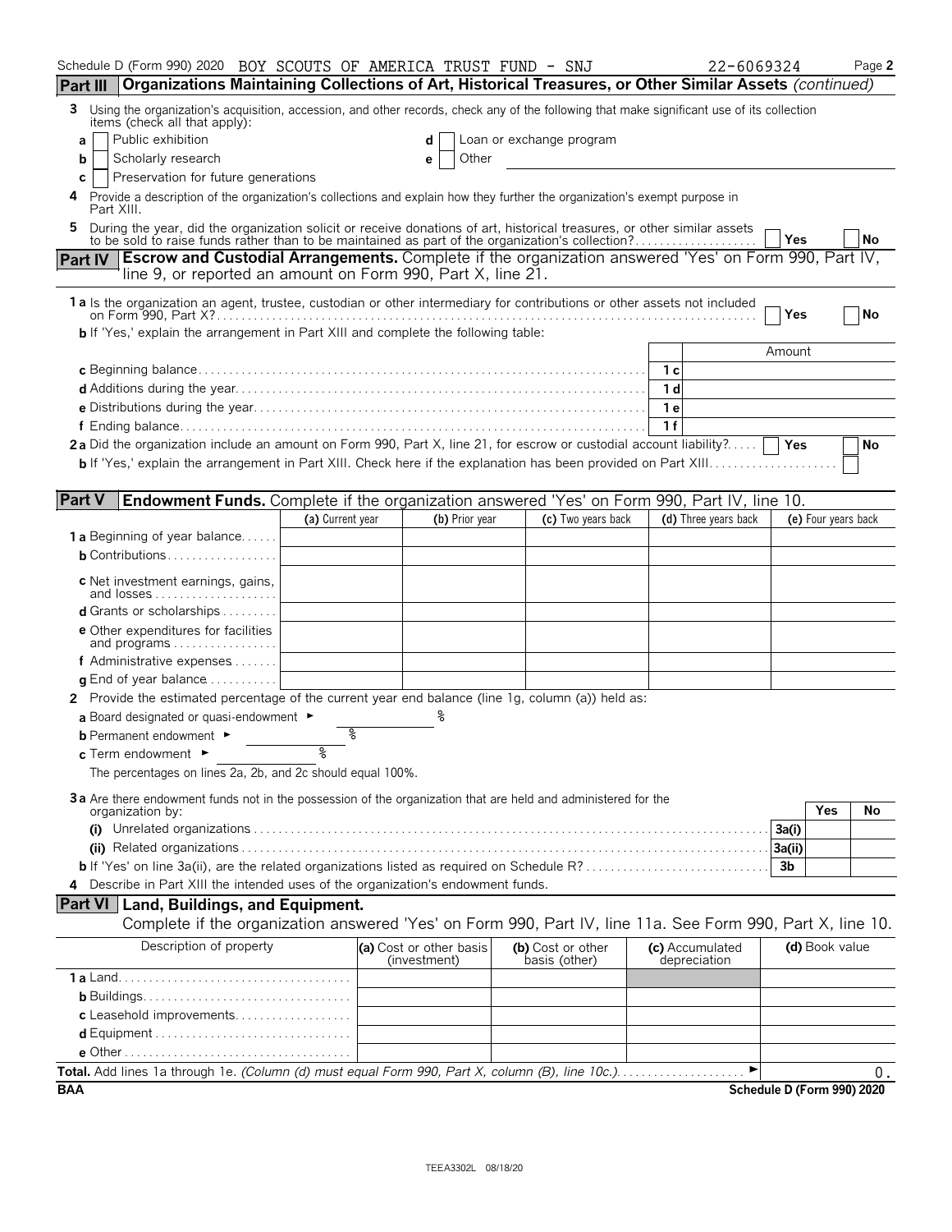Schedule D (Form 990) 2020 BOY SCOUTS OF AMERICA TRUST FUND - SNJ 22-6069324 Page 2

**Part III** **Organizations Maintaining Collections of Art, Historical Treasures, or Other Similar Assets** *(continued)*

3 Using the organization's acquisition, accession, and other records, check any of the following that make significant use of its collection items (check all that apply):

a [ ] Public exhibition
b [ ] Scholarly research
c [ ] Preservation for future generations
d [ ] Loan or exchange program
e [ ] Other

4 Provide a description of the organization's collections and explain how they further the organization's exempt purpose in Part XIII.

5 During the year, did the organization solicit or receive donations of art, historical treasures, or other similar assets to be sold to raise funds rather than to be maintained as part of the organization's collection? [ ] Yes [ ] No

**Part IV** **Escrow and Custodial Arrangements.** Complete if the organization answered 'Yes' on Form 990, Part IV, line 9, or reported an amount on Form 990, Part X, line 21.

1a Is the organization an agent, trustee, custodian or other intermediary for contributions or other assets not included on Form 990, Part X? [ ] Yes [ ] No

b If 'Yes,' explain the arrangement in Part XIII and complete the following table:

| | | Amount |
|---|---|---|
| c Beginning balance | 1c | |
| d Additions during the year | 1d | |
| e Distributions during the year | 1e | |
| f Ending balance | 1f | |

2a Did the organization include an amount on Form 990, Part X, line 21, for escrow or custodial account liability? [ ] Yes [ ] No

b If 'Yes,' explain the arrangement in Part XIII. Check here if the explanation has been provided on Part XIII [ ]

**Part V** **Endowment Funds.** Complete if the organization answered 'Yes' on Form 990, Part IV, line 10.

| | (a) Current year | (b) Prior year | (c) Two years back | (d) Three years back | (e) Four years back |
|---|---|---|---|---|---|
| 1a Beginning of year balance | | | | | |
| b Contributions | | | | | |
| c Net investment earnings, gains, and losses | | | | | |
| d Grants or scholarships | | | | | |
| e Other expenditures for facilities and programs | | | | | |
| f Administrative expenses | | | | | |
| g End of year balance | | | | | |

2 Provide the estimated percentage of the current year end balance (line 1g, column (a)) held as:

a Board designated or quasi-endowment ► %
b Permanent endowment ► %
c Term endowment ► %

The percentages on lines 2a, 2b, and 2c should equal 100%.

3a Are there endowment funds not in the possession of the organization that are held and administered for the organization by:

| | | Yes | No |
|---|---|---|---|
| (i) Unrelated organizations | 3a(i) | | |
| (ii) Related organizations | 3a(ii) | | |
| b If 'Yes' on line 3a(ii), are the related organizations listed as required on Schedule R? | 3b | | |

4 Describe in Part XIII the intended uses of the organization's endowment funds.

**Part VI** **Land, Buildings, and Equipment.**

Complete if the organization answered 'Yes' on Form 990, Part IV, line 11a. See Form 990, Part X, line 10.

| Description of property | (a) Cost or other basis (investment) | (b) Cost or other basis (other) | (c) Accumulated depreciation | (d) Book value |
|---|---|---|---|---|
| 1a Land | | | | |
| b Buildings | | | | |
| c Leasehold improvements | | | | |
| d Equipment | | | | |
| e Other | | | | |

**Total.** Add lines 1a through 1e. *(Column (d) must equal Form 990, Part X, column (B), line 10c.)* ► 0.

BAA Schedule D (Form 990) 2020

TEEA3302L 08/18/20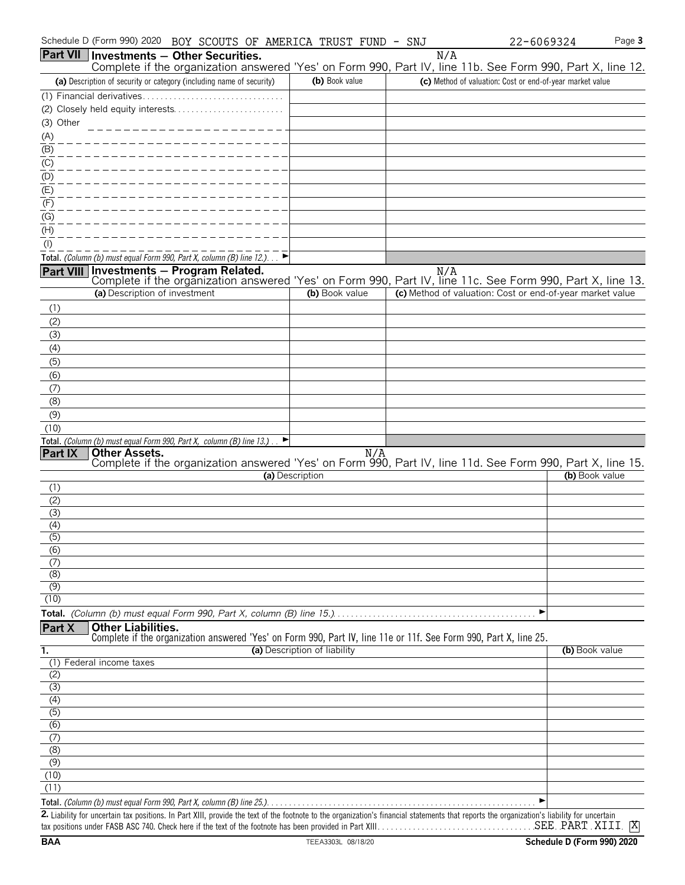Schedule D (Form 990) 2020 BOY SCOUTS OF AMERICA TRUST FUND - SNJ 22-6069324

## Part VII Investments — Other Securities.

N/A

Complete if the organization answered 'Yes' on Form 990, Part IV, line 11b. See Form 990, Part X, line 12.

| (a) Description of security or category (including name of security) | (b) Book value | (c) Method of valuation: Cost or end-of-year market value |
|---|---|---|
| (1) Financial derivatives | | |
| (2) Closely held equity interests | | |
| (3) Other | | |
| (A) | | |
| (B) | | |
| (C) | | |
| (D) | | |
| (E) | | |
| (F) | | |
| (G) | | |
| (H) | | |
| (I) | | |
| **Total.** *(Column (b) must equal Form 990, Part X, column (B) line 12.)* ► | | |

## Part VIII Investments — Program Related.

N/A

Complete if the organization answered 'Yes' on Form 990, Part IV, line 11c. See Form 990, Part X, line 13.

| (a) Description of investment | (b) Book value | (c) Method of valuation: Cost or end-of-year market value |
|---|---|---|
| (1) | | |
| (2) | | |
| (3) | | |
| (4) | | |
| (5) | | |
| (6) | | |
| (7) | | |
| (8) | | |
| (9) | | |
| (10) | | |
| **Total.** *(Column (b) must equal Form 990, Part X, column (B) line 13.)* ► | | |

## Part IX Other Assets.

N/A

Complete if the organization answered 'Yes' on Form 990, Part IV, line 11d. See Form 990, Part X, line 15.

| | (a) Description | (b) Book value |
|---|---|---|
| (1) | | |
| (2) | | |
| (3) | | |
| (4) | | |
| (5) | | |
| (6) | | |
| (7) | | |
| (8) | | |
| (9) | | |
| (10) | | |
| **Total.** | *(Column (b) must equal Form 990, Part X, column (B) line 15.)* ► | |

## Part X Other Liabilities.

Complete if the organization answered 'Yes' on Form 990, Part IV, line 11e or 11f. See Form 990, Part X, line 25.

| 1. | (a) Description of liability | (b) Book value |
|---|---|---|
| (1) | Federal income taxes | |
| (2) | | |
| (3) | | |
| (4) | | |
| (5) | | |
| (6) | | |
| (7) | | |
| (8) | | |
| (9) | | |
| (10) | | |
| (11) | | |
| **Total.** | *(Column (b) must equal Form 990, Part X, column (B) line 25.)* ► | |

**2.** Liability for uncertain tax positions. In Part XIII, provide the text of the footnote to the organization's financial statements that reports the organization's liability for uncertain tax positions under FASB ASC 740. Check here if the text of the footnote has been provided in Part XIII. SEE PART XIII [X]

BAA TEEA3303L 08/18/20 Schedule D (Form 990) 2020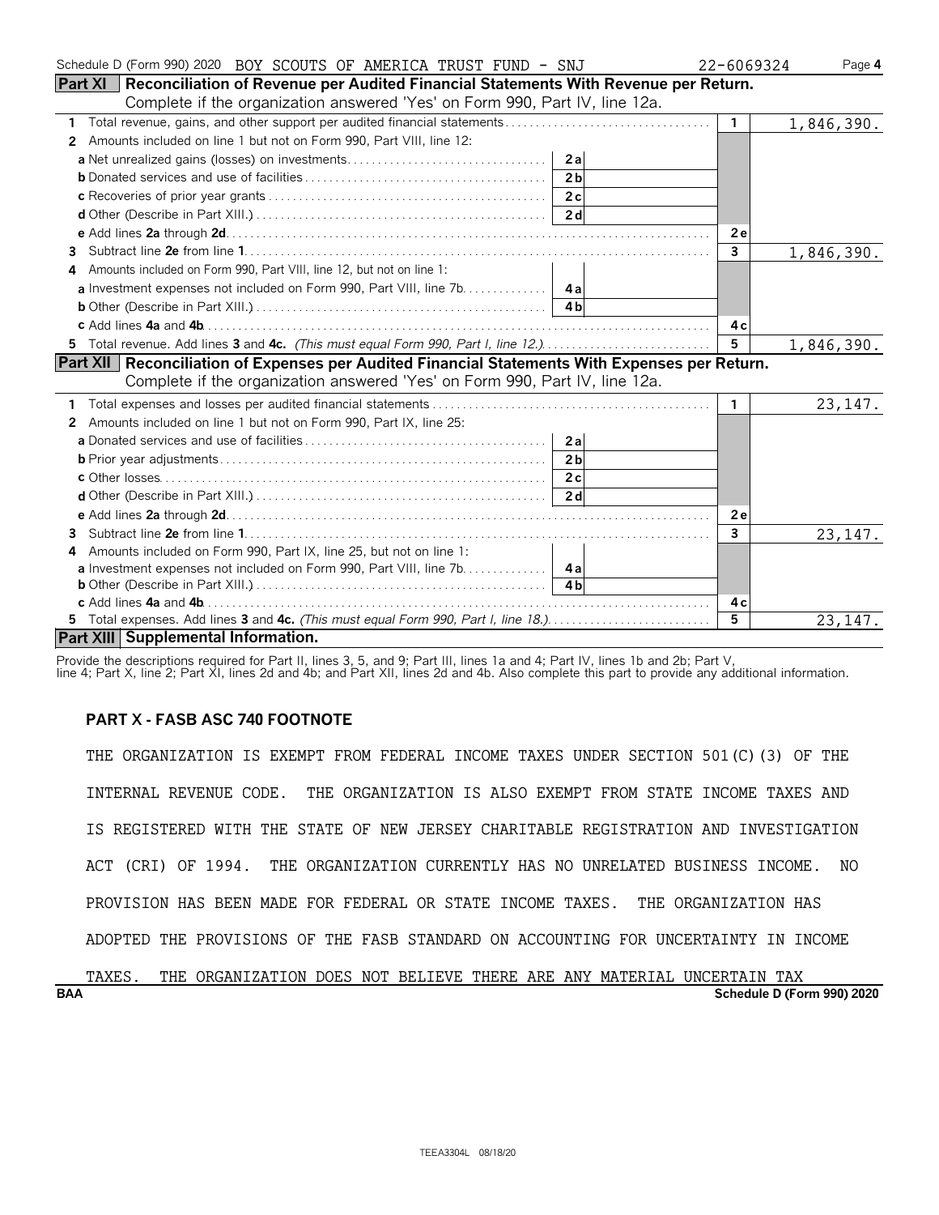Schedule D (Form 990) 2020 BOY SCOUTS OF AMERICA TRUST FUND - SNJ 22-6069324

## Part XI Reconciliation of Revenue per Audited Financial Statements With Revenue per Return.

Complete if the organization answered 'Yes' on Form 990, Part IV, line 12a.

| Line | Description | | | | Amount |
|---|---|---|---|---|---|
| 1 | Total revenue, gains, and other support per audited financial statements | | | 1 | 1,846,390. |
| 2 | Amounts included on line 1 but not on Form 990, Part VIII, line 12: | | | | |
| a | Net unrealized gains (losses) on investments | 2a | | | |
| b | Donated services and use of facilities | 2b | | | |
| c | Recoveries of prior year grants | 2c | | | |
| d | Other (Describe in Part XIII.) | 2d | | | |
| e | Add lines 2a through 2d | | | 2e | |
| 3 | Subtract line 2e from line 1 | | | 3 | 1,846,390. |
| 4 | Amounts included on Form 990, Part VIII, line 12, but not on line 1: | | | | |
| a | Investment expenses not included on Form 990, Part VIII, line 7b | 4a | | | |
| b | Other (Describe in Part XIII.) | 4b | | | |
| c | Add lines 4a and 4b | | | 4c | |
| 5 | Total revenue. Add lines 3 and 4c. *(This must equal Form 990, Part I, line 12.)* | | | 5 | 1,846,390. |

## Part XII Reconciliation of Expenses per Audited Financial Statements With Expenses per Return.

Complete if the organization answered 'Yes' on Form 990, Part IV, line 12a.

| Line | Description | | | | Amount |
|---|---|---|---|---|---|
| 1 | Total expenses and losses per audited financial statements | | | 1 | 23,147. |
| 2 | Amounts included on line 1 but not on Form 990, Part IX, line 25: | | | | |
| a | Donated services and use of facilities | 2a | | | |
| b | Prior year adjustments | 2b | | | |
| c | Other losses | 2c | | | |
| d | Other (Describe in Part XIII.) | 2d | | | |
| e | Add lines 2a through 2d | | | 2e | |
| 3 | Subtract line 2e from line 1 | | | 3 | 23,147. |
| 4 | Amounts included on Form 990, Part IX, line 25, but not on line 1: | | | | |
| a | Investment expenses not included on Form 990, Part VIII, line 7b | 4a | | | |
| b | Other (Describe in Part XIII.) | 4b | | | |
| c | Add lines 4a and 4b | | | 4c | |
| 5 | Total expenses. Add lines 3 and 4c. *(This must equal Form 990, Part I, line 18.)* | | | 5 | 23,147. |

## Part XIII Supplemental Information.

Provide the descriptions required for Part II, lines 3, 5, and 9; Part III, lines 1a and 4; Part IV, lines 1b and 2b; Part V, line 4; Part X, line 2; Part XI, lines 2d and 4b; and Part XII, lines 2d and 4b. Also complete this part to provide any additional information.

**PART X - FASB ASC 740 FOOTNOTE**

THE ORGANIZATION IS EXEMPT FROM FEDERAL INCOME TAXES UNDER SECTION 501(C)(3) OF THE INTERNAL REVENUE CODE. THE ORGANIZATION IS ALSO EXEMPT FROM STATE INCOME TAXES AND IS REGISTERED WITH THE STATE OF NEW JERSEY CHARITABLE REGISTRATION AND INVESTIGATION ACT (CRI) OF 1994. THE ORGANIZATION CURRENTLY HAS NO UNRELATED BUSINESS INCOME. NO PROVISION HAS BEEN MADE FOR FEDERAL OR STATE INCOME TAXES. THE ORGANIZATION HAS ADOPTED THE PROVISIONS OF THE FASB STANDARD ON ACCOUNTING FOR UNCERTAINTY IN INCOME TAXES. THE ORGANIZATION DOES NOT BELIEVE THERE ARE ANY MATERIAL UNCERTAIN TAX

BAA Schedule D (Form 990) 2020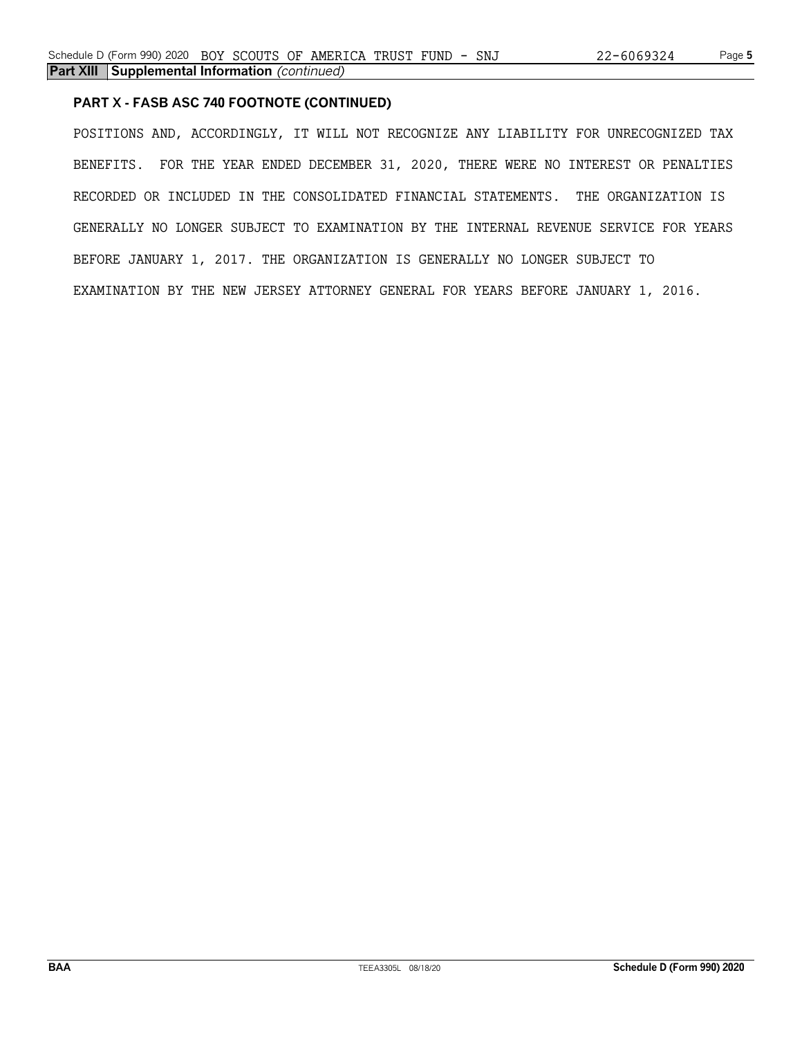**Part XIII Supplemental Information** *(continued)*

**PART X - FASB ASC 740 FOOTNOTE (CONTINUED)**

POSITIONS AND, ACCORDINGLY, IT WILL NOT RECOGNIZE ANY LIABILITY FOR UNRECOGNIZED TAX BENEFITS. FOR THE YEAR ENDED DECEMBER 31, 2020, THERE WERE NO INTEREST OR PENALTIES RECORDED OR INCLUDED IN THE CONSOLIDATED FINANCIAL STATEMENTS. THE ORGANIZATION IS GENERALLY NO LONGER SUBJECT TO EXAMINATION BY THE INTERNAL REVENUE SERVICE FOR YEARS BEFORE JANUARY 1, 2017. THE ORGANIZATION IS GENERALLY NO LONGER SUBJECT TO EXAMINATION BY THE NEW JERSEY ATTORNEY GENERAL FOR YEARS BEFORE JANUARY 1, 2016.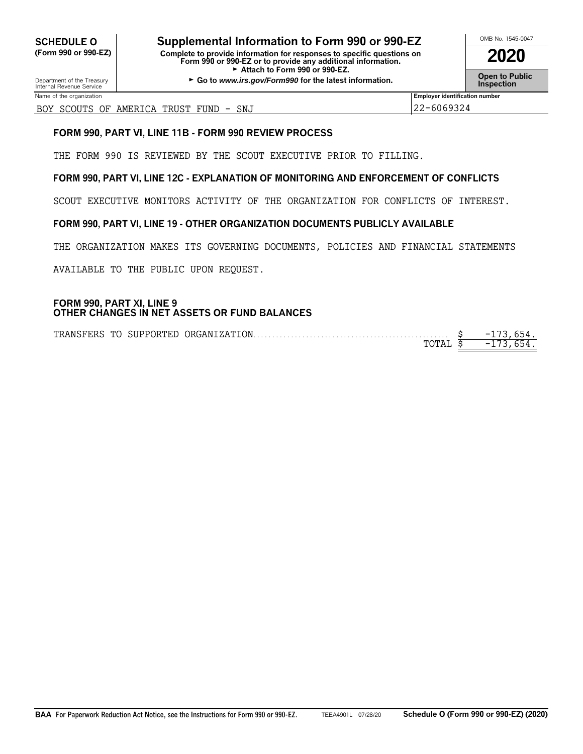**SCHEDULE O**
**(Form 990 or 990-EZ)**

Department of the Treasury
Internal Revenue Service

# Supplemental Information to Form 990 or 990-EZ

**Complete to provide information for responses to specific questions on Form 990 or 990-EZ or to provide any additional information.**
► **Attach to Form 990 or 990-EZ.**
► **Go to *www.irs.gov/Form990* for the latest information.**

OMB No. 1545-0047

**2020**

**Open to Public Inspection**

| Name of the organization | Employer identification number |
|---|---|
| BOY SCOUTS OF AMERICA TRUST FUND - SNJ | 22-6069324 |

**FORM 990, PART VI, LINE 11B - FORM 990 REVIEW PROCESS**

THE FORM 990 IS REVIEWED BY THE SCOUT EXECUTIVE PRIOR TO FILLING.

**FORM 990, PART VI, LINE 12C - EXPLANATION OF MONITORING AND ENFORCEMENT OF CONFLICTS**

SCOUT EXECUTIVE MONITORS ACTIVITY OF THE ORGANIZATION FOR CONFLICTS OF INTEREST.

**FORM 990, PART VI, LINE 19 - OTHER ORGANIZATION DOCUMENTS PUBLICLY AVAILABLE**

THE ORGANIZATION MAKES ITS GOVERNING DOCUMENTS, POLICIES AND FINANCIAL STATEMENTS AVAILABLE TO THE PUBLIC UPON REQUEST.

**FORM 990, PART XI, LINE 9**
**OTHER CHANGES IN NET ASSETS OR FUND BALANCES**

| | | |
|---|---|---|
| TRANSFERS TO SUPPORTED ORGANIZATION | $ | -173,654. |
| TOTAL | $ | -173,654. |

**BAA** For Paperwork Reduction Act Notice, see the Instructions for Form 990 or 990-EZ. TEEA4901L 07/28/20 **Schedule O (Form 990 or 990-EZ) (2020)**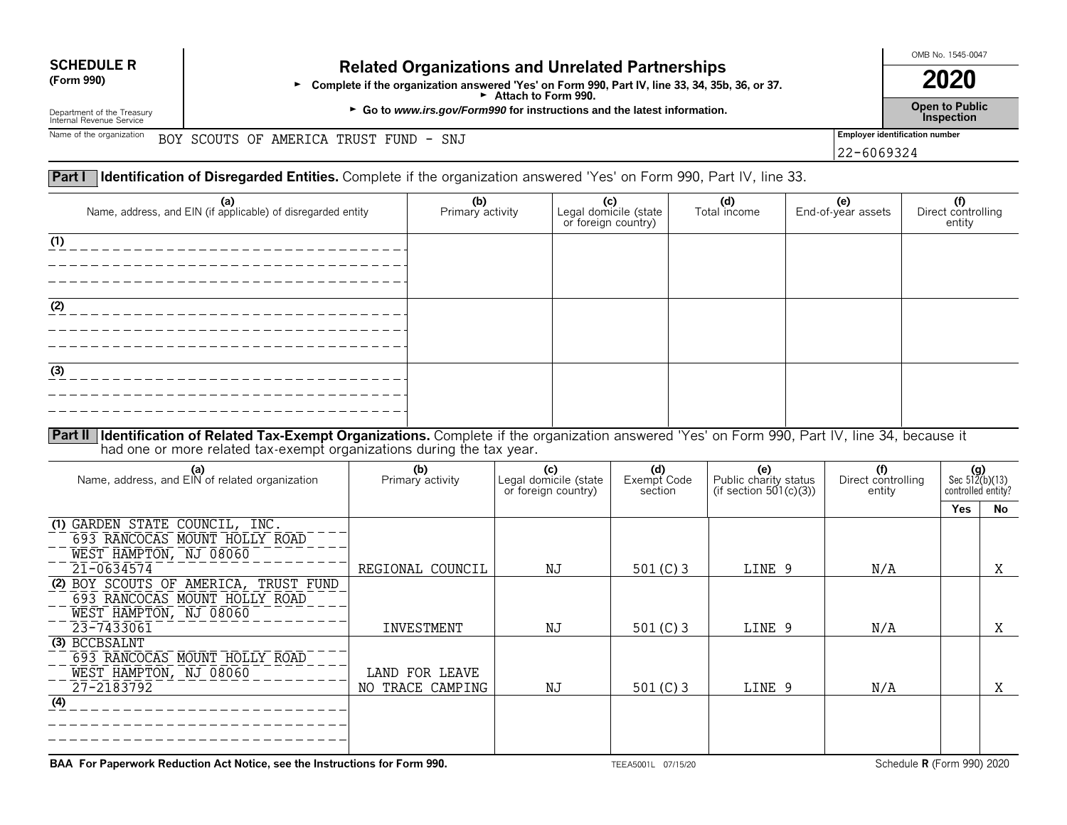**SCHEDULE R** (Form 990)

Department of the Treasury Internal Revenue Service

# Related Organizations and Unrelated Partnerships

► Complete if the organization answered 'Yes' on Form 990, Part IV, line 33, 34, 35b, 36, or 37.
► Attach to Form 990.
► Go to *www.irs.gov/Form990* for instructions and the latest information.

OMB No. 1545-0047

**2020**

**Open to Public Inspection**

Name of the organization: BOY SCOUTS OF AMERICA TRUST FUND - SNJ

Employer identification number: 22-6069324

## Part I Identification of Disregarded Entities. Complete if the organization answered 'Yes' on Form 990, Part IV, line 33.

| (a) Name, address, and EIN (if applicable) of disregarded entity | (b) Primary activity | (c) Legal domicile (state or foreign country) | (d) Total income | (e) End-of-year assets | (f) Direct controlling entity |
|---|---|---|---|---|---|
| (1) | | | | | |
| (2) | | | | | |
| (3) | | | | | |

## Part II Identification of Related Tax-Exempt Organizations. Complete if the organization answered 'Yes' on Form 990, Part IV, line 34, because it had one or more related tax-exempt organizations during the tax year.

| (a) Name, address, and EIN of related organization | (b) Primary activity | (c) Legal domicile (state or foreign country) | (d) Exempt Code section | (e) Public charity status (if section 501(c)(3)) | (f) Direct controlling entity | (g) Sec 512(b)(13) controlled entity? Yes | No |
|---|---|---|---|---|---|---|---|
| (1) GARDEN STATE COUNCIL, INC. 693 RANCOCAS MOUNT HOLLY ROAD WEST HAMPTON, NJ 08060 21-0634574 | REGIONAL COUNCIL | NJ | 501(C)3 | LINE 9 | N/A | | X |
| (2) BOY SCOUTS OF AMERICA, TRUST FUND 693 RANCOCAS MOUNT HOLLY ROAD WEST HAMPTON, NJ 08060 23-7433061 | INVESTMENT | NJ | 501(C)3 | LINE 9 | N/A | | X |
| (3) BCCBSALNT 693 RANCOCAS MOUNT HOLLY ROAD WEST HAMPTON, NJ 08060 27-2183792 | LAND FOR LEAVE NO TRACE CAMPING | NJ | 501(C)3 | LINE 9 | N/A | | X |
| (4) | | | | | | | |

BAA For Paperwork Reduction Act Notice, see the Instructions for Form 990. TEEA5001L 07/15/20 Schedule R (Form 990) 2020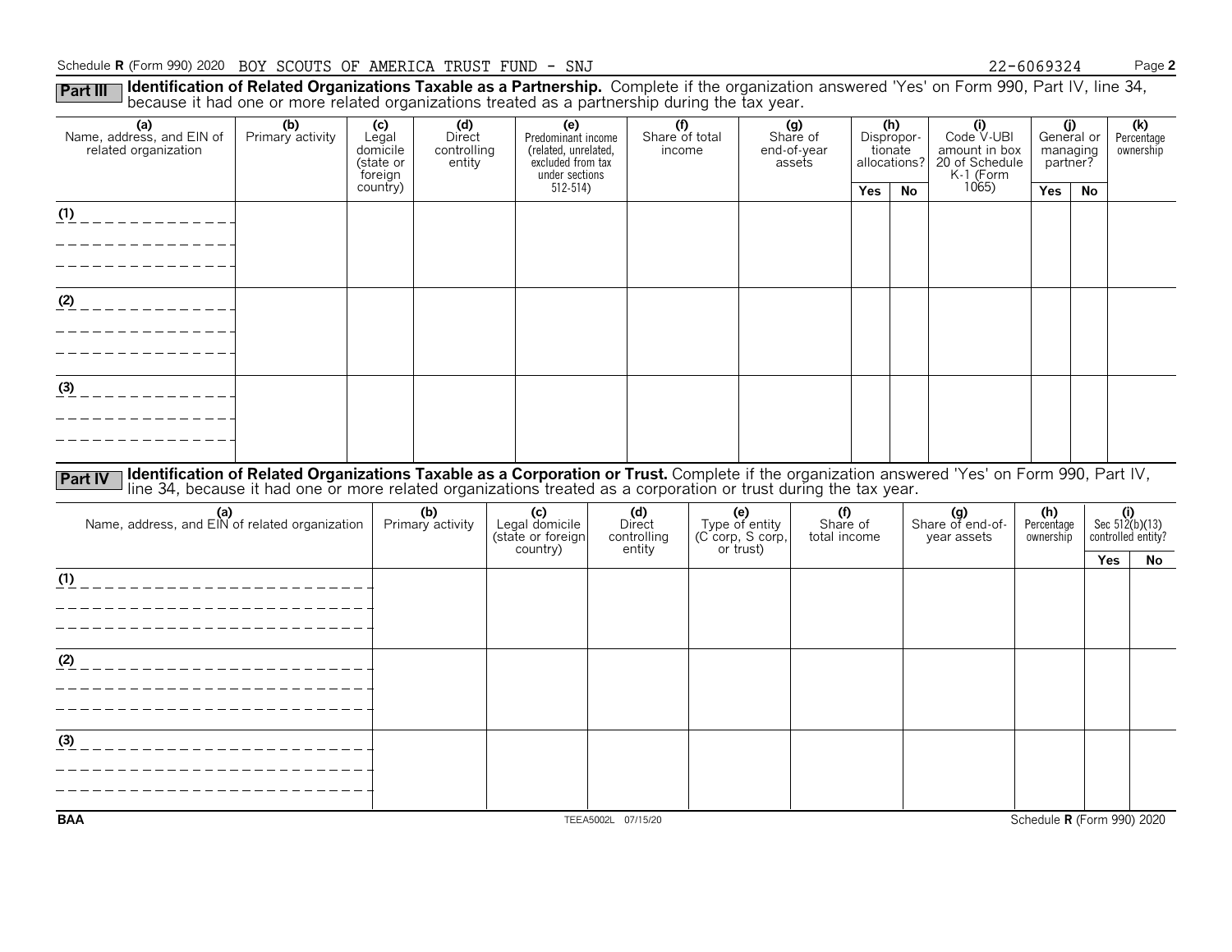Schedule **R** (Form 990) 2020 BOY SCOUTS OF AMERICA TRUST FUND - SNJ 22-6069324 Page **2**

**Part III** **Identification of Related Organizations Taxable as a Partnership.** Complete if the organization answered 'Yes' on Form 990, Part IV, line 34, because it had one or more related organizations treated as a partnership during the tax year.

| (a) Name, address, and EIN of related organization | (b) Primary activity | (c) Legal domicile (state or foreign country) | (d) Direct controlling entity | (e) Predominant income (related, unrelated, excluded from tax under sections 512-514) | (f) Share of total income | (g) Share of end-of-year assets | (h) Dispropor-tionate allocations? | | (i) Code V-UBI amount in box 20 of Schedule K-1 (Form 1065) | (j) General or managing partner? | | (k) Percentage ownership |
|---|---|---|---|---|---|---|---|---|---|---|---|---|
| | | | | | | | Yes | No | | Yes | No | |
| (1) | | | | | | | | | | | | |
| (2) | | | | | | | | | | | | |
| (3) | | | | | | | | | | | | |

**Part IV** **Identification of Related Organizations Taxable as a Corporation or Trust.** Complete if the organization answered 'Yes' on Form 990, Part IV, line 34, because it had one or more related organizations treated as a corporation or trust during the tax year.

| (a) Name, address, and EIN of related organization | (b) Primary activity | (c) Legal domicile (state or foreign country) | (d) Direct controlling entity | (e) Type of entity (C corp, S corp, or trust) | (f) Share of total income | (g) Share of end-of-year assets | (h) Percentage ownership | (i) Sec 512(b)(13) controlled entity? | |
|---|---|---|---|---|---|---|---|---|---|
| | | | | | | | | Yes | No |
| (1) | | | | | | | | | |
| (2) | | | | | | | | | |
| (3) | | | | | | | | | |

BAA TEEA5002L 07/15/20 Schedule **R** (Form 990) 2020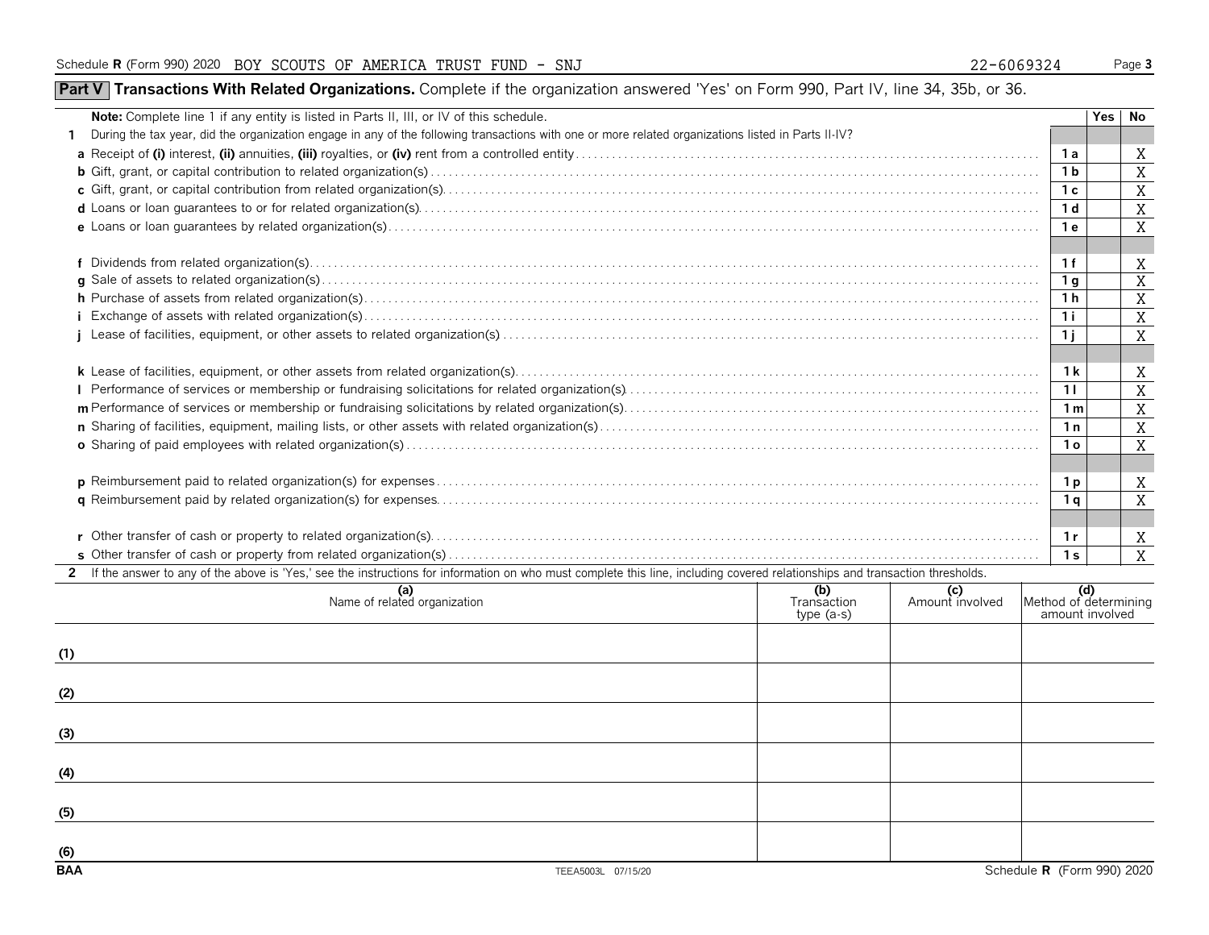Schedule **R** (Form 990) 2020 BOY SCOUTS OF AMERICA TRUST FUND - SNJ 22-6069324

## Part V Transactions With Related Organizations. Complete if the organization answered 'Yes' on Form 990, Part IV, line 34, 35b, or 36.

| **Note:** Complete line 1 if any entity is listed in Parts II, III, or IV of this schedule. | | Yes | No |
|---|---|---|---|
| **1** During the tax year, did the organization engage in any of the following transactions with one or more related organizations listed in Parts II-IV? | | | |
| **a** Receipt of **(i)** interest, **(ii)** annuities, **(iii)** royalties, or **(iv)** rent from a controlled entity | 1a | | X |
| **b** Gift, grant, or capital contribution to related organization(s) | 1b | | X |
| **c** Gift, grant, or capital contribution from related organization(s) | 1c | | X |
| **d** Loans or loan guarantees to or for related organization(s) | 1d | | X |
| **e** Loans or loan guarantees by related organization(s) | 1e | | X |
| **f** Dividends from related organization(s) | 1f | | X |
| **g** Sale of assets to related organization(s) | 1g | | X |
| **h** Purchase of assets from related organization(s) | 1h | | X |
| **i** Exchange of assets with related organization(s) | 1i | | X |
| **j** Lease of facilities, equipment, or other assets to related organization(s) | 1j | | X |
| **k** Lease of facilities, equipment, or other assets from related organization(s) | 1k | | X |
| **l** Performance of services or membership or fundraising solicitations for related organization(s) | 1l | | X |
| **m** Performance of services or membership or fundraising solicitations by related organization(s) | 1m | | X |
| **n** Sharing of facilities, equipment, mailing lists, or other assets with related organization(s) | 1n | | X |
| **o** Sharing of paid employees with related organization(s) | 1o | | X |
| **p** Reimbursement paid to related organization(s) for expenses | 1p | | X |
| **q** Reimbursement paid by related organization(s) for expenses | 1q | | X |
| **r** Other transfer of cash or property to related organization(s) | 1r | | X |
| **s** Other transfer of cash or property from related organization(s) | 1s | | X |

**2** If the answer to any of the above is 'Yes,' see the instructions for information on who must complete this line, including covered relationships and transaction thresholds.

| | (a) Name of related organization | (b) Transaction type (a-s) | (c) Amount involved | (d) Method of determining amount involved |
|---|---|---|---|---|
| (1) | | | | |
| (2) | | | | |
| (3) | | | | |
| (4) | | | | |
| (5) | | | | |
| (6) | | | | |

BAA TEEA5003L 07/15/20 Schedule **R** (Form 990) 2020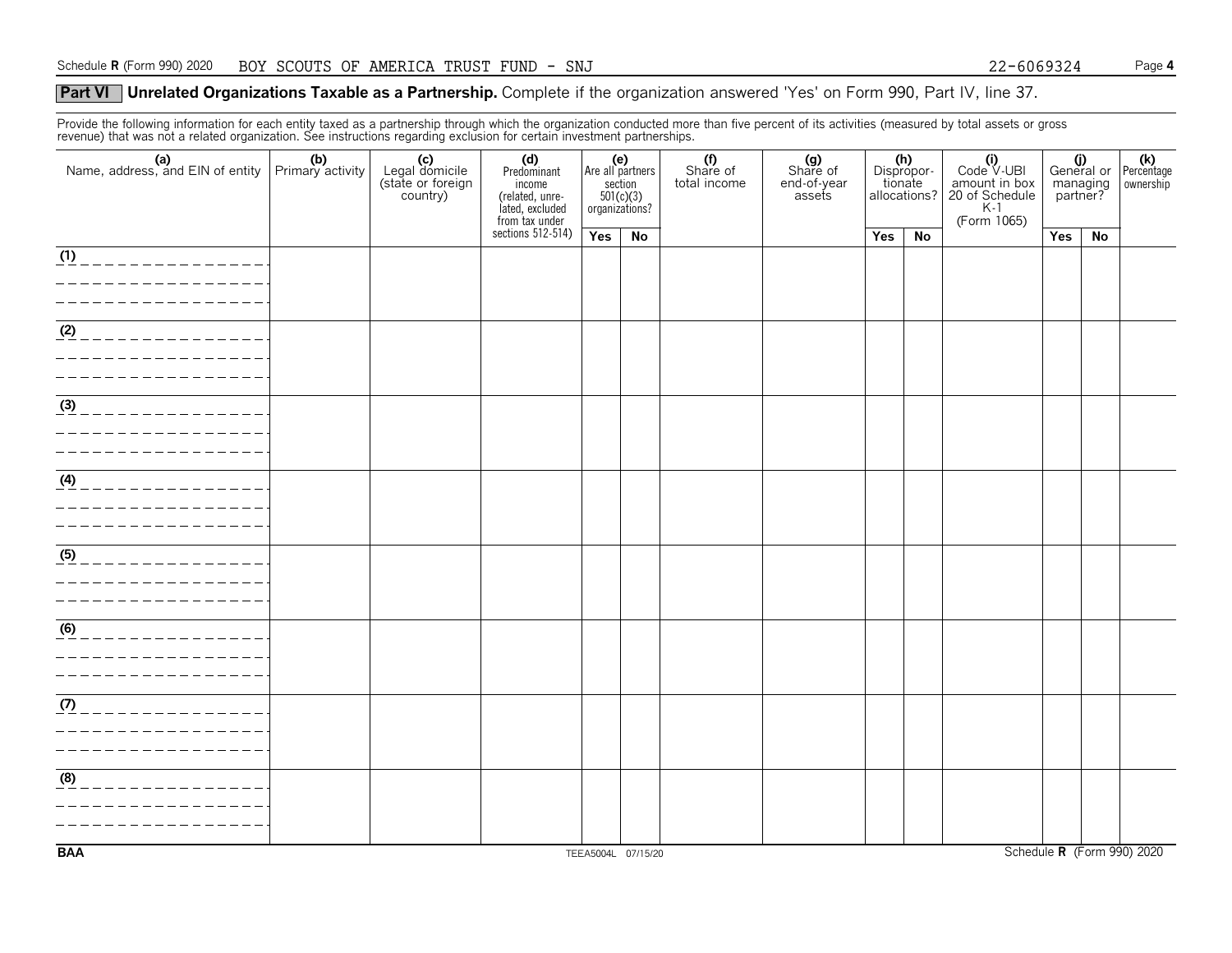Schedule R (Form 990) 2020 BOY SCOUTS OF AMERICA TRUST FUND - SNJ 22-6069324

## Part VI Unrelated Organizations Taxable as a Partnership. Complete if the organization answered 'Yes' on Form 990, Part IV, line 37.

Provide the following information for each entity taxed as a partnership through which the organization conducted more than five percent of its activities (measured by total assets or gross revenue) that was not a related organization. See instructions regarding exclusion for certain investment partnerships.

| (a) Name, address, and EIN of entity | (b) Primary activity | (c) Legal domicile (state or foreign country) | (d) Predominant income (related, unrelated, excluded from tax under sections 512-514) | (e) Are all partners section 501(c)(3) organizations? | | (f) Share of total income | (g) Share of end-of-year assets | (h) Disproportionate allocations? | | (i) Code V-UBI amount in box 20 of Schedule K-1 (Form 1065) | (j) General or managing partner? | | (k) Percentage ownership |
|---|---|---|---|---|---|---|---|---|---|---|---|---|---|
| | | | | Yes | No | | | Yes | No | | Yes | No | |
| (1) | | | | | | | | | | | | | |
| (2) | | | | | | | | | | | | | |
| (3) | | | | | | | | | | | | | |
| (4) | | | | | | | | | | | | | |
| (5) | | | | | | | | | | | | | |
| (6) | | | | | | | | | | | | | |
| (7) | | | | | | | | | | | | | |
| (8) | | | | | | | | | | | | | |

BAA TEEA5004L 07/15/20 Schedule R (Form 990) 2020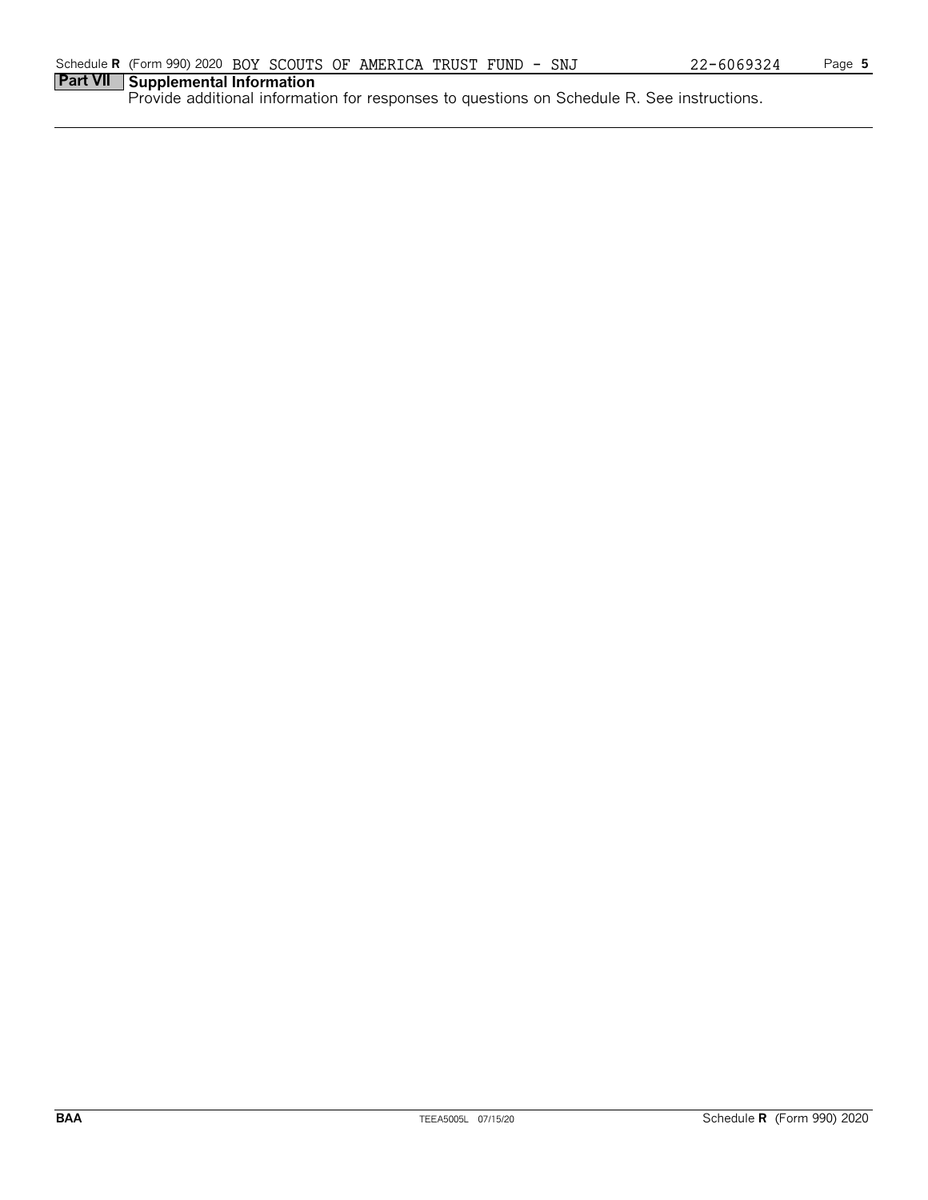## Part VII Supplemental Information

Provide additional information for responses to questions on Schedule R. See instructions.